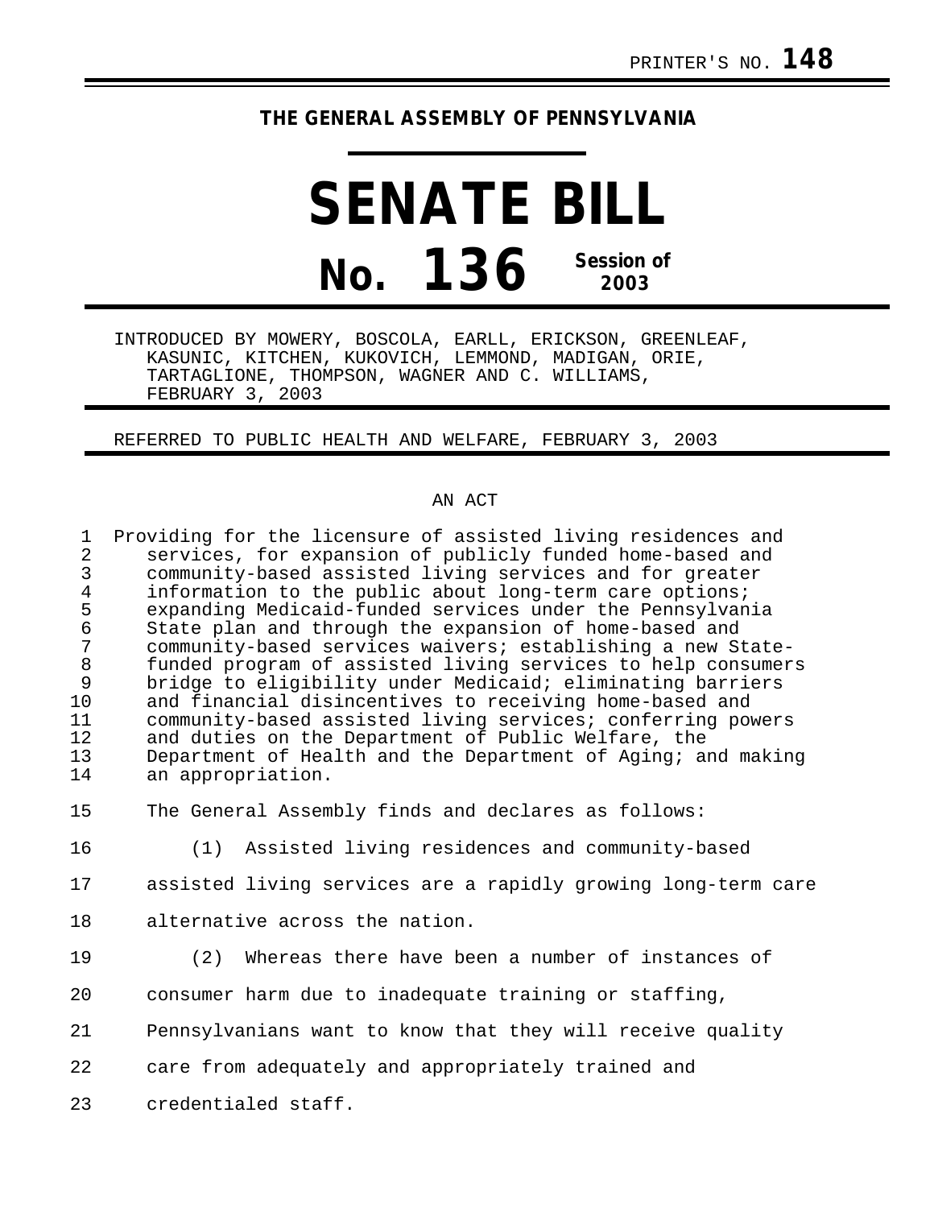PRINTER'S NO. **148**

**THE GENERAL ASSEMBLY OF PENNSYLVANIA**

# SENATE BILL

# No. 136 Session of 2003

INTRODUCED BY MOWERY, BOSCOLA, EARLL, ERICKSON, GREENLEAF, KASUNIC, KITCHEN, KUKOVICH, LEMMOND, MADIGAN, ORIE, TARTAGLIONE, THOMPSON, WAGNER AND C. WILLIAMS, FEBRUARY 3, 2003

REFERRED TO PUBLIC HEALTH AND WELFARE, FEBRUARY 3, 2003

AN ACT

Providing for the licensure of assisted living residences and services, for expansion of publicly funded home-based and community-based assisted living services and for greater information to the public about long-term care options; expanding Medicaid-funded services under the Pennsylvania State plan and through the expansion of home-based and community-based services waivers; establishing a new State-funded program of assisted living services to help consumers bridge to eligibility under Medicaid; eliminating barriers and financial disincentives to receiving home-based and community-based assisted living services; conferring powers and duties on the Department of Public Welfare, the Department of Health and the Department of Aging; and making an appropriation.

The General Assembly finds and declares as follows:

(1) Assisted living residences and community-based assisted living services are a rapidly growing long-term care alternative across the nation.

(2) Whereas there have been a number of instances of consumer harm due to inadequate training or staffing, Pennsylvanians want to know that they will receive quality care from adequately and appropriately trained and credentialed staff.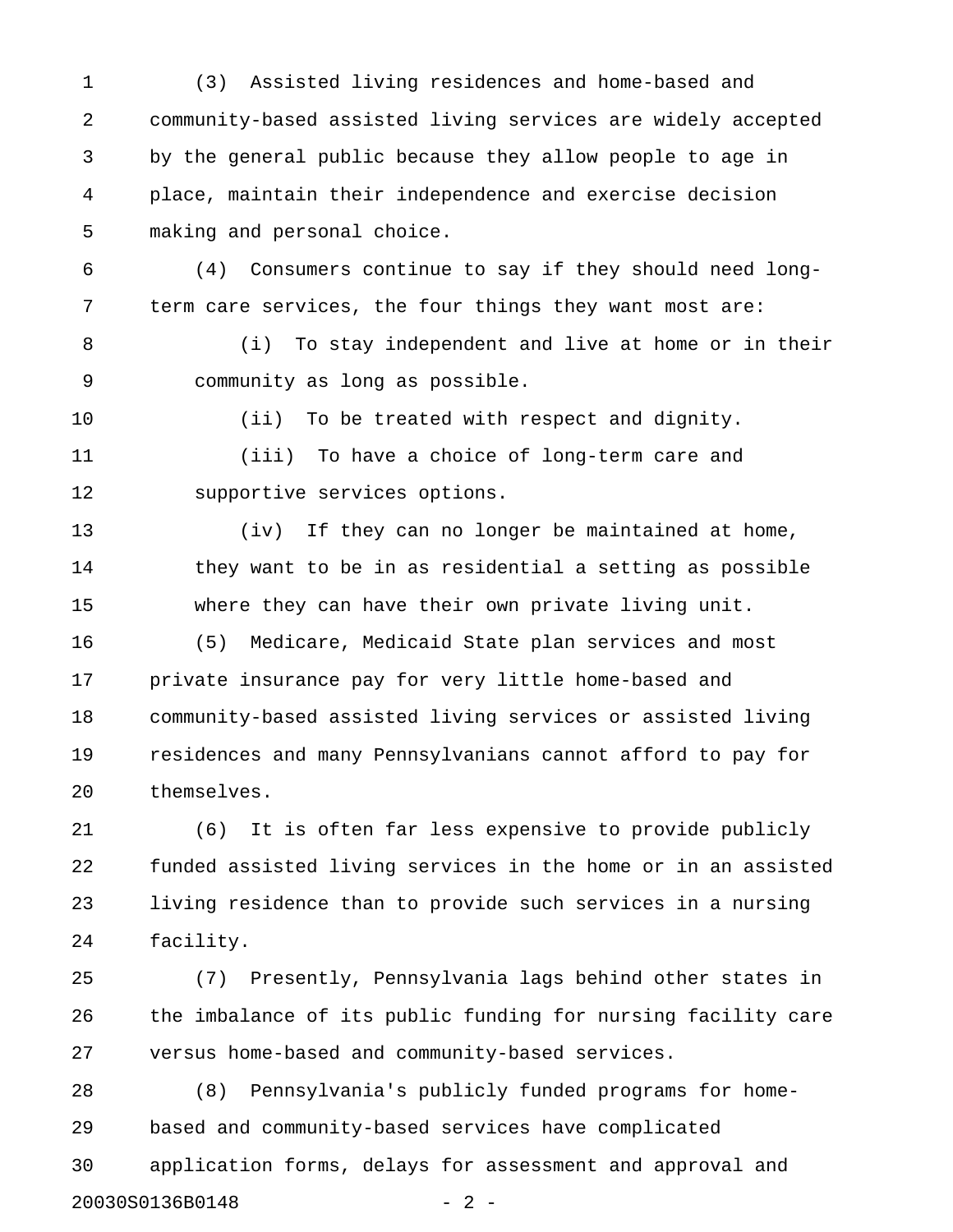(3) Assisted living residences and home-based and community-based assisted living services are widely accepted by the general public because they allow people to age in place, maintain their independence and exercise decision making and personal choice.

(4) Consumers continue to say if they should need long-term care services, the four things they want most are:

(i) To stay independent and live at home or in their community as long as possible.

(ii) To be treated with respect and dignity.

(iii) To have a choice of long-term care and supportive services options.

(iv) If they can no longer be maintained at home, they want to be in as residential a setting as possible where they can have their own private living unit.

(5) Medicare, Medicaid State plan services and most private insurance pay for very little home-based and community-based assisted living services or assisted living residences and many Pennsylvanians cannot afford to pay for themselves.

(6) It is often far less expensive to provide publicly funded assisted living services in the home or in an assisted living residence than to provide such services in a nursing facility.

(7) Presently, Pennsylvania lags behind other states in the imbalance of its public funding for nursing facility care versus home-based and community-based services.

(8) Pennsylvania's publicly funded programs for home-based and community-based services have complicated application forms, delays for assessment and approval and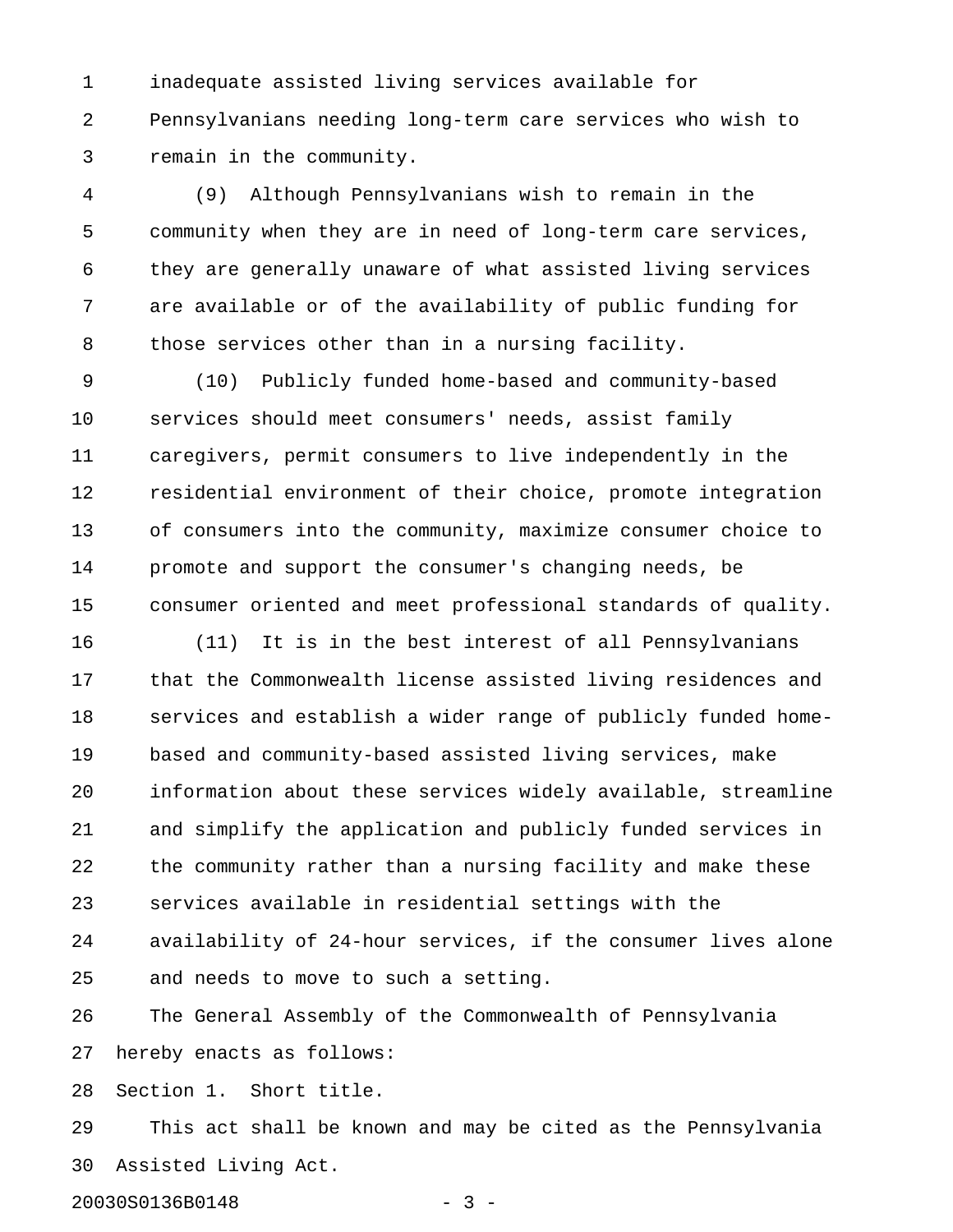inadequate assisted living services available for Pennsylvanians needing long-term care services who wish to remain in the community.

(9) Although Pennsylvanians wish to remain in the community when they are in need of long-term care services, they are generally unaware of what assisted living services are available or of the availability of public funding for those services other than in a nursing facility.

(10) Publicly funded home-based and community-based services should meet consumers' needs, assist family caregivers, permit consumers to live independently in the residential environment of their choice, promote integration of consumers into the community, maximize consumer choice to promote and support the consumer's changing needs, be consumer oriented and meet professional standards of quality.

(11) It is in the best interest of all Pennsylvanians that the Commonwealth license assisted living residences and services and establish a wider range of publicly funded home-based and community-based assisted living services, make information about these services widely available, streamline and simplify the application and publicly funded services in the community rather than a nursing facility and make these services available in residential settings with the availability of 24-hour services, if the consumer lives alone and needs to move to such a setting.

The General Assembly of the Commonwealth of Pennsylvania hereby enacts as follows:

Section 1. Short title.

This act shall be known and may be cited as the Pennsylvania Assisted Living Act.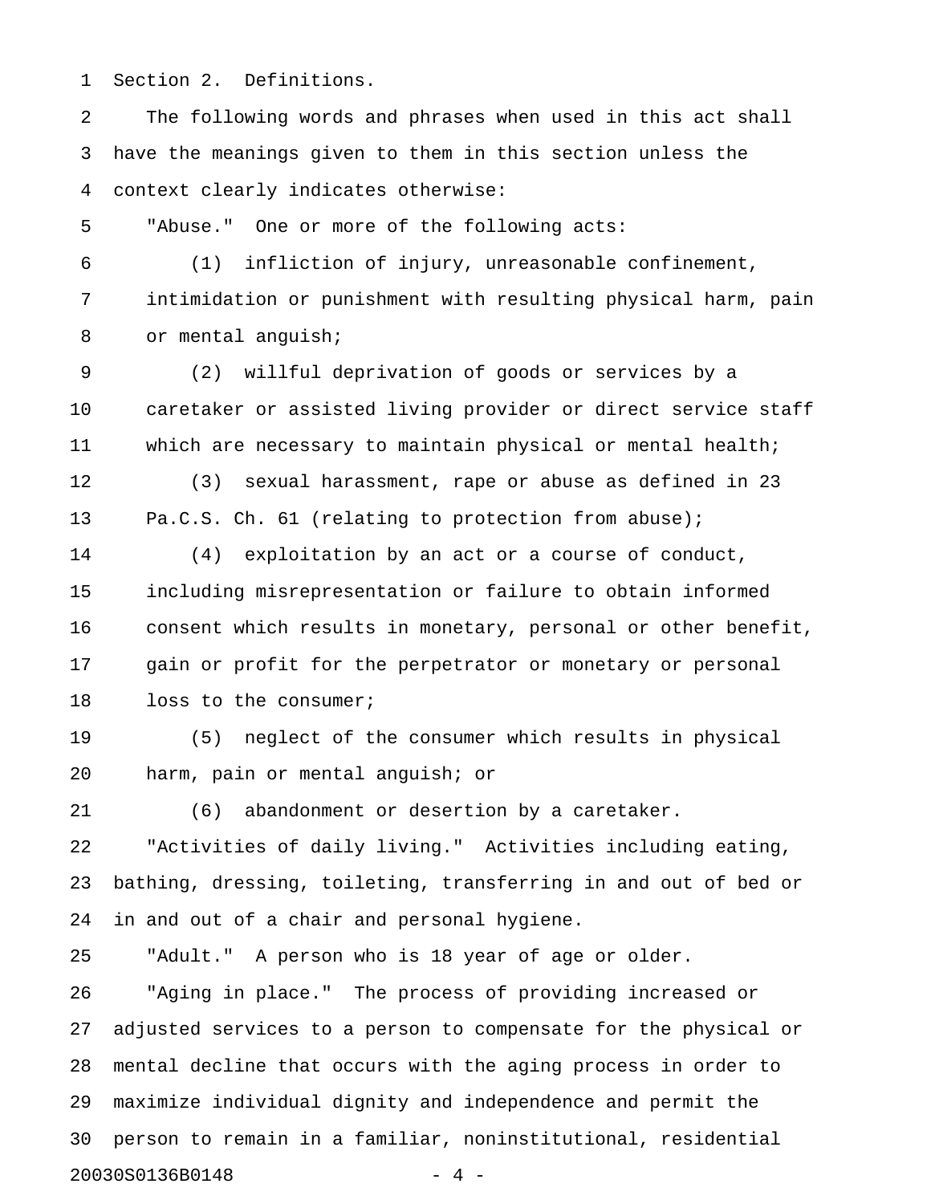Section 2. Definitions.

The following words and phrases when used in this act shall have the meanings given to them in this section unless the context clearly indicates otherwise:

"Abuse." One or more of the following acts:

(1) infliction of injury, unreasonable confinement, intimidation or punishment with resulting physical harm, pain or mental anguish;

(2) willful deprivation of goods or services by a caretaker or assisted living provider or direct service staff which are necessary to maintain physical or mental health;

(3) sexual harassment, rape or abuse as defined in 23 Pa.C.S. Ch. 61 (relating to protection from abuse);

(4) exploitation by an act or a course of conduct, including misrepresentation or failure to obtain informed consent which results in monetary, personal or other benefit, gain or profit for the perpetrator or monetary or personal loss to the consumer;

(5) neglect of the consumer which results in physical harm, pain or mental anguish; or

(6) abandonment or desertion by a caretaker.

"Activities of daily living." Activities including eating, bathing, dressing, toileting, transferring in and out of bed or in and out of a chair and personal hygiene.

"Adult." A person who is 18 year of age or older.

"Aging in place." The process of providing increased or adjusted services to a person to compensate for the physical or mental decline that occurs with the aging process in order to maximize individual dignity and independence and permit the person to remain in a familiar, noninstitutional, residential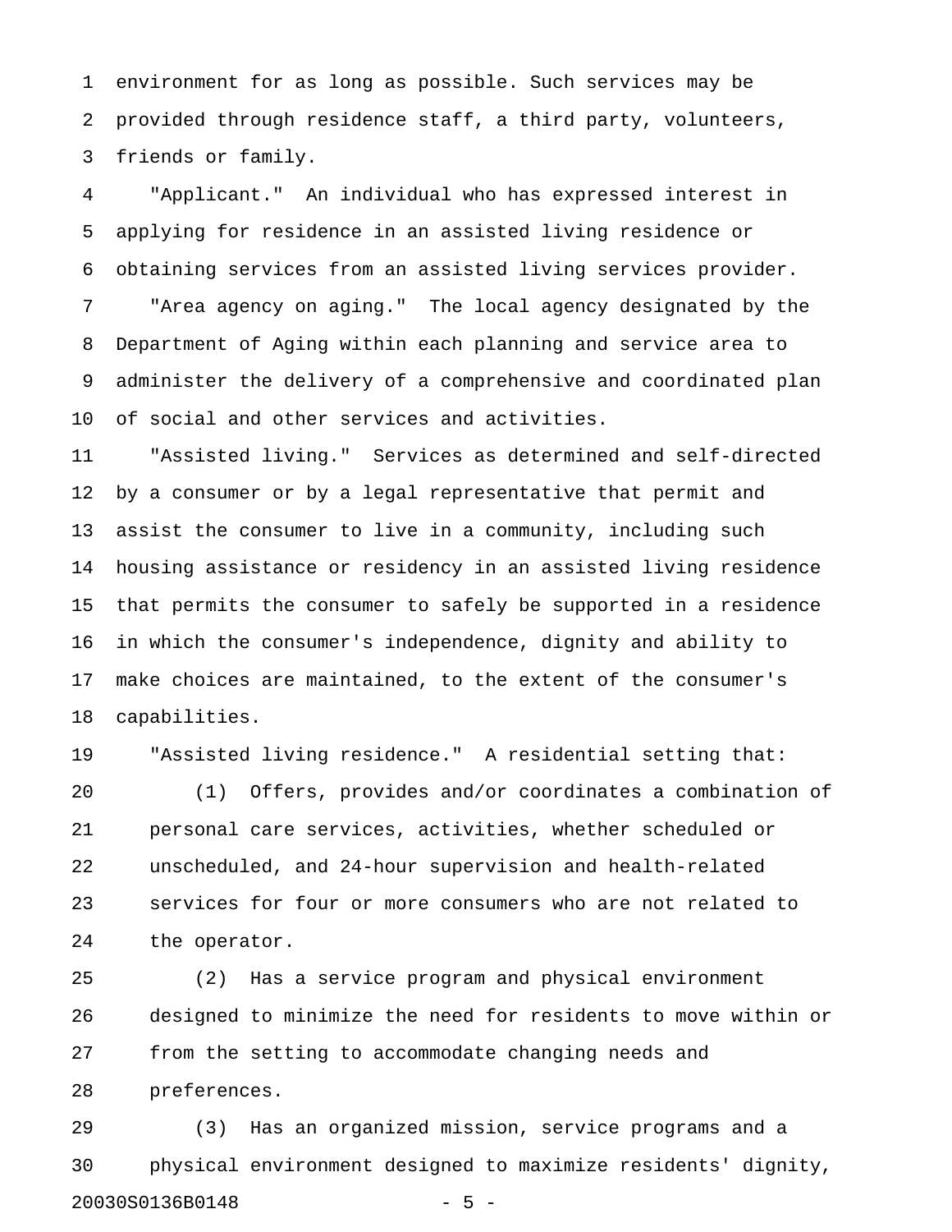environment for as long as possible. Such services may be provided through residence staff, a third party, volunteers, friends or family.

"Applicant." An individual who has expressed interest in applying for residence in an assisted living residence or obtaining services from an assisted living services provider.

"Area agency on aging." The local agency designated by the Department of Aging within each planning and service area to administer the delivery of a comprehensive and coordinated plan of social and other services and activities.

"Assisted living." Services as determined and self-directed by a consumer or by a legal representative that permit and assist the consumer to live in a community, including such housing assistance or residency in an assisted living residence that permits the consumer to safely be supported in a residence in which the consumer's independence, dignity and ability to make choices are maintained, to the extent of the consumer's capabilities.

"Assisted living residence." A residential setting that:

(1) Offers, provides and/or coordinates a combination of personal care services, activities, whether scheduled or unscheduled, and 24-hour supervision and health-related services for four or more consumers who are not related to the operator.

(2) Has a service program and physical environment designed to minimize the need for residents to move within or from the setting to accommodate changing needs and preferences.

(3) Has an organized mission, service programs and a physical environment designed to maximize residents' dignity,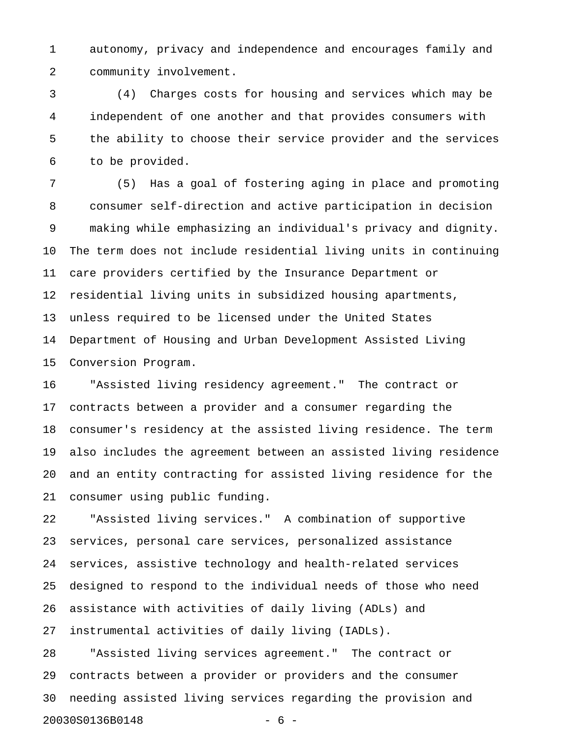autonomy, privacy and independence and encourages family and community involvement.

(4) Charges costs for housing and services which may be independent of one another and that provides consumers with the ability to choose their service provider and the services to be provided.

(5) Has a goal of fostering aging in place and promoting consumer self-direction and active participation in decision making while emphasizing an individual's privacy and dignity.

The term does not include residential living units in continuing care providers certified by the Insurance Department or residential living units in subsidized housing apartments, unless required to be licensed under the United States Department of Housing and Urban Development Assisted Living Conversion Program.

"Assisted living residency agreement." The contract or contracts between a provider and a consumer regarding the consumer's residency at the assisted living residence. The term also includes the agreement between an assisted living residence and an entity contracting for assisted living residence for the consumer using public funding.

"Assisted living services." A combination of supportive services, personal care services, personalized assistance services, assistive technology and health-related services designed to respond to the individual needs of those who need assistance with activities of daily living (ADLs) and instrumental activities of daily living (IADLs).

"Assisted living services agreement." The contract or contracts between a provider or providers and the consumer needing assisted living services regarding the provision and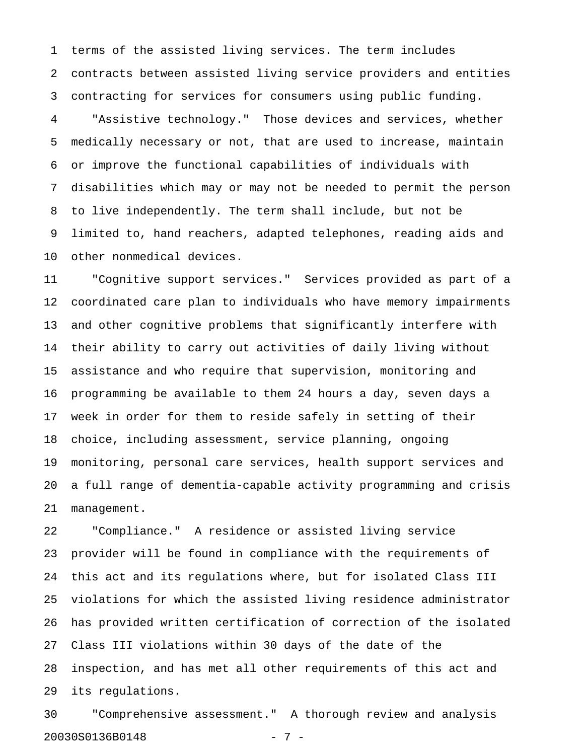terms of the assisted living services. The term includes contracts between assisted living service providers and entities contracting for services for consumers using public funding.

"Assistive technology." Those devices and services, whether medically necessary or not, that are used to increase, maintain or improve the functional capabilities of individuals with disabilities which may or may not be needed to permit the person to live independently. The term shall include, but not be limited to, hand reachers, adapted telephones, reading aids and other nonmedical devices.

"Cognitive support services." Services provided as part of a coordinated care plan to individuals who have memory impairments and other cognitive problems that significantly interfere with their ability to carry out activities of daily living without assistance and who require that supervision, monitoring and programming be available to them 24 hours a day, seven days a week in order for them to reside safely in setting of their choice, including assessment, service planning, ongoing monitoring, personal care services, health support services and a full range of dementia-capable activity programming and crisis management.

"Compliance." A residence or assisted living service provider will be found in compliance with the requirements of this act and its regulations where, but for isolated Class III violations for which the assisted living residence administrator has provided written certification of correction of the isolated Class III violations within 30 days of the date of the inspection, and has met all other requirements of this act and its regulations.

"Comprehensive assessment." A thorough review and analysis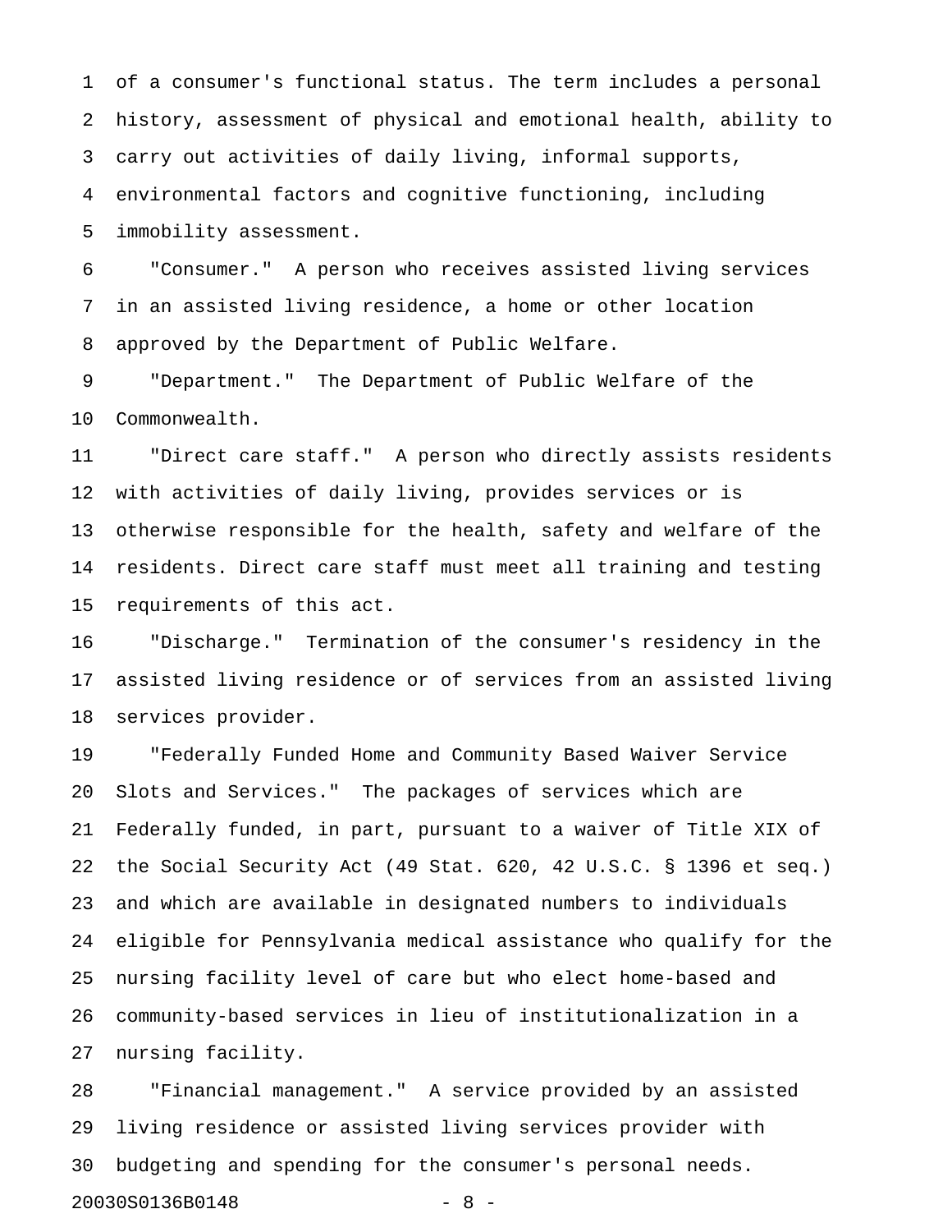of a consumer's functional status. The term includes a personal history, assessment of physical and emotional health, ability to carry out activities of daily living, informal supports, environmental factors and cognitive functioning, including immobility assessment.

"Consumer." A person who receives assisted living services in an assisted living residence, a home or other location approved by the Department of Public Welfare.

"Department." The Department of Public Welfare of the Commonwealth.

"Direct care staff." A person who directly assists residents with activities of daily living, provides services or is otherwise responsible for the health, safety and welfare of the residents. Direct care staff must meet all training and testing requirements of this act.

"Discharge." Termination of the consumer's residency in the assisted living residence or of services from an assisted living services provider.

"Federally Funded Home and Community Based Waiver Service Slots and Services." The packages of services which are Federally funded, in part, pursuant to a waiver of Title XIX of the Social Security Act (49 Stat. 620, 42 U.S.C. § 1396 et seq.) and which are available in designated numbers to individuals eligible for Pennsylvania medical assistance who qualify for the nursing facility level of care but who elect home-based and community-based services in lieu of institutionalization in a nursing facility.

"Financial management." A service provided by an assisted living residence or assisted living services provider with budgeting and spending for the consumer's personal needs.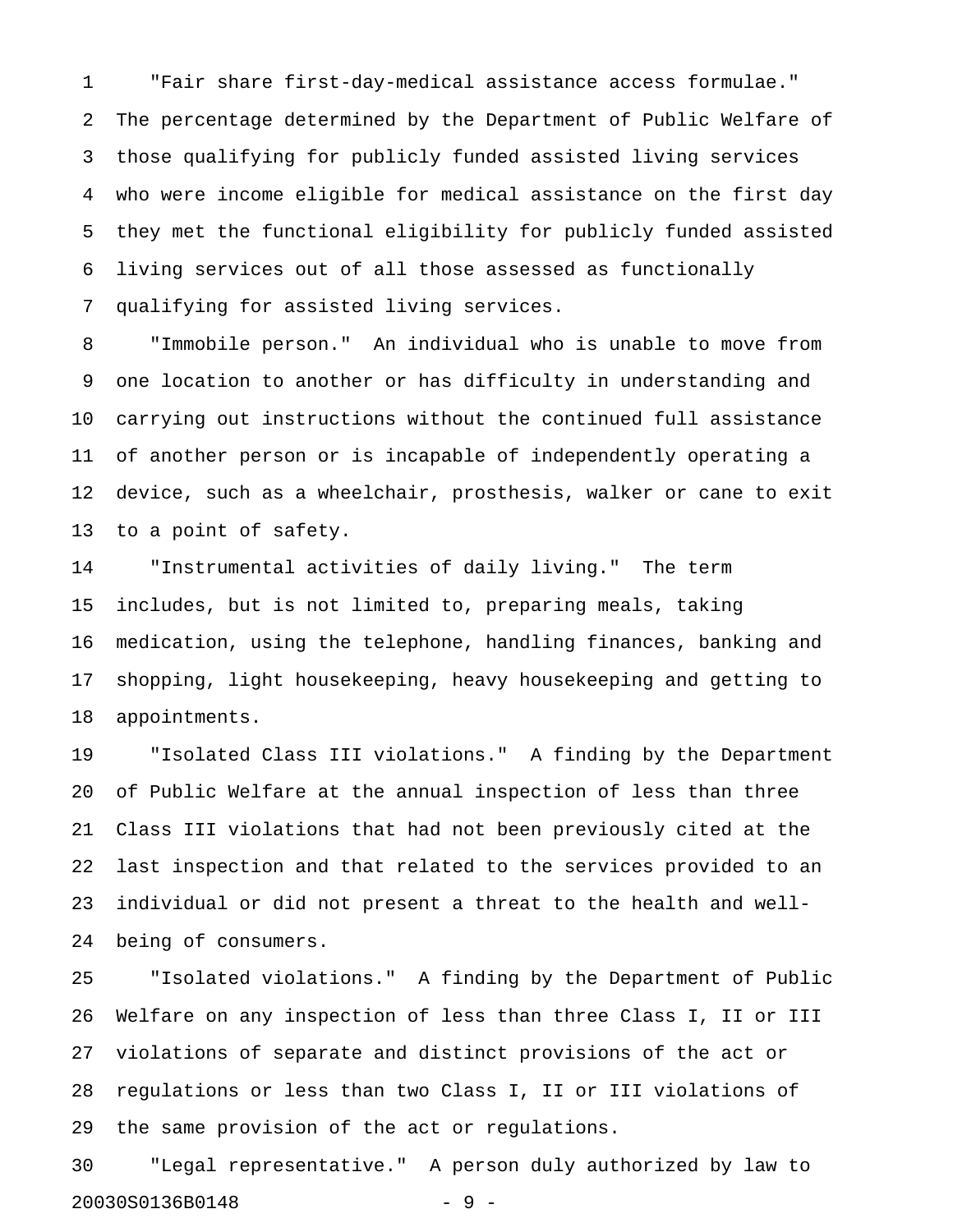"Fair share first-day-medical assistance access formulae." The percentage determined by the Department of Public Welfare of those qualifying for publicly funded assisted living services who were income eligible for medical assistance on the first day they met the functional eligibility for publicly funded assisted living services out of all those assessed as functionally qualifying for assisted living services.

"Immobile person." An individual who is unable to move from one location to another or has difficulty in understanding and carrying out instructions without the continued full assistance of another person or is incapable of independently operating a device, such as a wheelchair, prosthesis, walker or cane to exit to a point of safety.

"Instrumental activities of daily living." The term includes, but is not limited to, preparing meals, taking medication, using the telephone, handling finances, banking and shopping, light housekeeping, heavy housekeeping and getting to appointments.

"Isolated Class III violations." A finding by the Department of Public Welfare at the annual inspection of less than three Class III violations that had not been previously cited at the last inspection and that related to the services provided to an individual or did not present a threat to the health and well-being of consumers.

"Isolated violations." A finding by the Department of Public Welfare on any inspection of less than three Class I, II or III violations of separate and distinct provisions of the act or regulations or less than two Class I, II or III violations of the same provision of the act or regulations.

"Legal representative." A person duly authorized by law to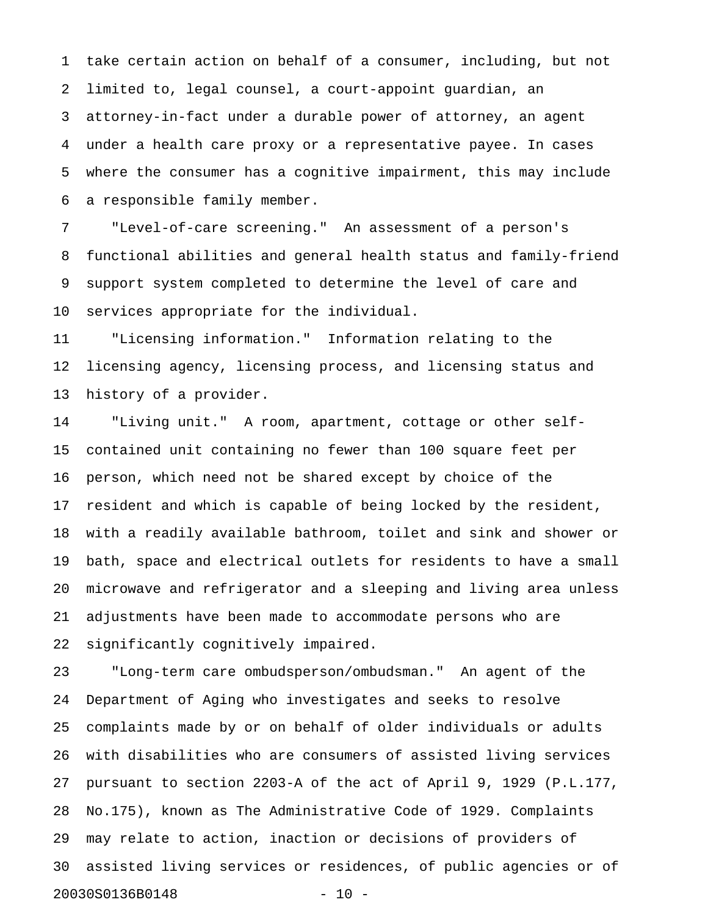take certain action on behalf of a consumer, including, but not limited to, legal counsel, a court-appoint guardian, an attorney-in-fact under a durable power of attorney, an agent under a health care proxy or a representative payee. In cases where the consumer has a cognitive impairment, this may include a responsible family member.

"Level-of-care screening." An assessment of a person's functional abilities and general health status and family-friend support system completed to determine the level of care and services appropriate for the individual.

"Licensing information." Information relating to the licensing agency, licensing process, and licensing status and history of a provider.

"Living unit." A room, apartment, cottage or other self-contained unit containing no fewer than 100 square feet per person, which need not be shared except by choice of the resident and which is capable of being locked by the resident, with a readily available bathroom, toilet and sink and shower or bath, space and electrical outlets for residents to have a small microwave and refrigerator and a sleeping and living area unless adjustments have been made to accommodate persons who are significantly cognitively impaired.

"Long-term care ombudsperson/ombudsman." An agent of the Department of Aging who investigates and seeks to resolve complaints made by or on behalf of older individuals or adults with disabilities who are consumers of assisted living services pursuant to section 2203-A of the act of April 9, 1929 (P.L.177, No.175), known as The Administrative Code of 1929. Complaints may relate to action, inaction or decisions of providers of assisted living services or residences, of public agencies or of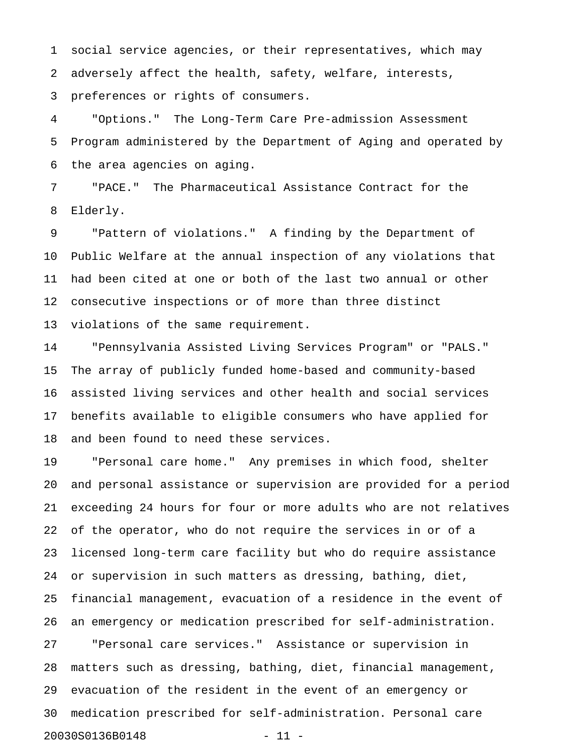social service agencies, or their representatives, which may adversely affect the health, safety, welfare, interests, preferences or rights of consumers.

"Options." The Long-Term Care Pre-admission Assessment Program administered by the Department of Aging and operated by the area agencies on aging.

"PACE." The Pharmaceutical Assistance Contract for the Elderly.

"Pattern of violations." A finding by the Department of Public Welfare at the annual inspection of any violations that had been cited at one or both of the last two annual or other consecutive inspections or of more than three distinct violations of the same requirement.

"Pennsylvania Assisted Living Services Program" or "PALS." The array of publicly funded home-based and community-based assisted living services and other health and social services benefits available to eligible consumers who have applied for and been found to need these services.

"Personal care home." Any premises in which food, shelter and personal assistance or supervision are provided for a period exceeding 24 hours for four or more adults who are not relatives of the operator, who do not require the services in or of a licensed long-term care facility but who do require assistance or supervision in such matters as dressing, bathing, diet, financial management, evacuation of a residence in the event of an emergency or medication prescribed for self-administration.

"Personal care services." Assistance or supervision in matters such as dressing, bathing, diet, financial management, evacuation of the resident in the event of an emergency or medication prescribed for self-administration. Personal care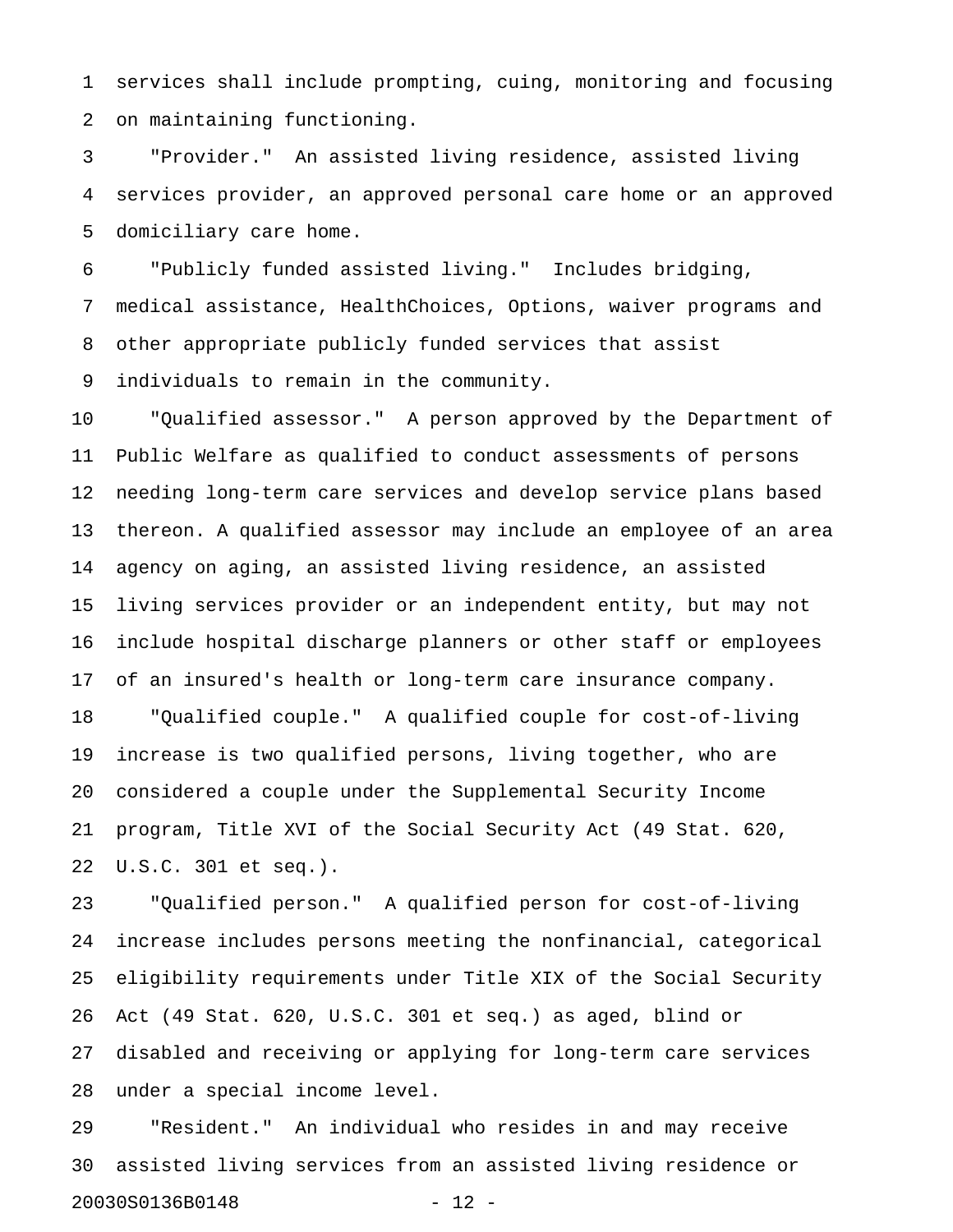services shall include prompting, cuing, monitoring and focusing on maintaining functioning.

"Provider." An assisted living residence, assisted living services provider, an approved personal care home or an approved domiciliary care home.

"Publicly funded assisted living." Includes bridging, medical assistance, HealthChoices, Options, waiver programs and other appropriate publicly funded services that assist individuals to remain in the community.

"Qualified assessor." A person approved by the Department of Public Welfare as qualified to conduct assessments of persons needing long-term care services and develop service plans based thereon. A qualified assessor may include an employee of an area agency on aging, an assisted living residence, an assisted living services provider or an independent entity, but may not include hospital discharge planners or other staff or employees of an insured's health or long-term care insurance company.

"Qualified couple." A qualified couple for cost-of-living increase is two qualified persons, living together, who are considered a couple under the Supplemental Security Income program, Title XVI of the Social Security Act (49 Stat. 620, U.S.C. 301 et seq.).

"Qualified person." A qualified person for cost-of-living increase includes persons meeting the nonfinancial, categorical eligibility requirements under Title XIX of the Social Security Act (49 Stat. 620, U.S.C. 301 et seq.) as aged, blind or disabled and receiving or applying for long-term care services under a special income level.

"Resident." An individual who resides in and may receive assisted living services from an assisted living residence or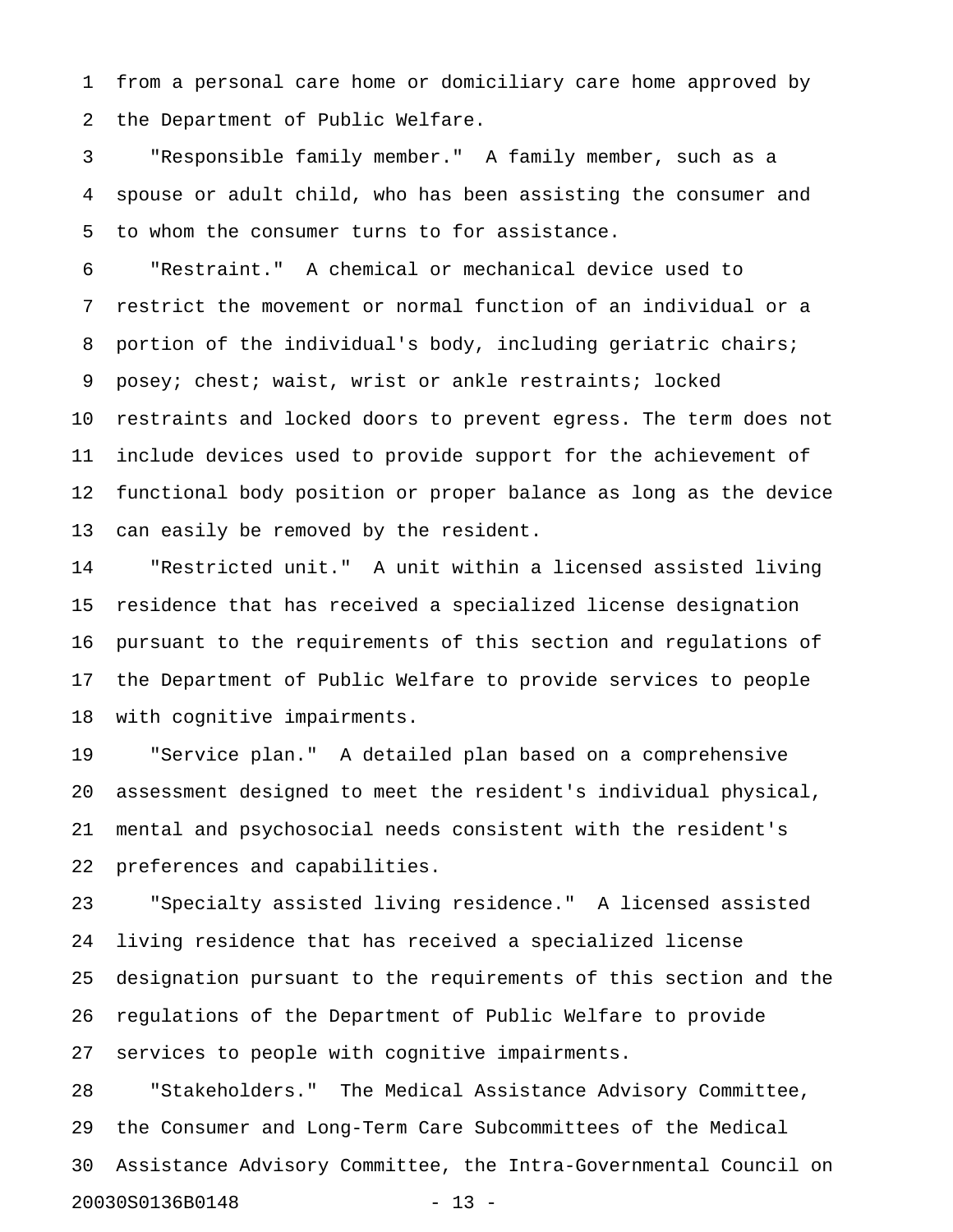from a personal care home or domiciliary care home approved by the Department of Public Welfare.

"Responsible family member." A family member, such as a spouse or adult child, who has been assisting the consumer and to whom the consumer turns to for assistance.

"Restraint." A chemical or mechanical device used to restrict the movement or normal function of an individual or a portion of the individual's body, including geriatric chairs; posey; chest; waist, wrist or ankle restraints; locked restraints and locked doors to prevent egress. The term does not include devices used to provide support for the achievement of functional body position or proper balance as long as the device can easily be removed by the resident.

"Restricted unit." A unit within a licensed assisted living residence that has received a specialized license designation pursuant to the requirements of this section and regulations of the Department of Public Welfare to provide services to people with cognitive impairments.

"Service plan." A detailed plan based on a comprehensive assessment designed to meet the resident's individual physical, mental and psychosocial needs consistent with the resident's preferences and capabilities.

"Specialty assisted living residence." A licensed assisted living residence that has received a specialized license designation pursuant to the requirements of this section and the regulations of the Department of Public Welfare to provide services to people with cognitive impairments.

"Stakeholders." The Medical Assistance Advisory Committee, the Consumer and Long-Term Care Subcommittees of the Medical Assistance Advisory Committee, the Intra-Governmental Council on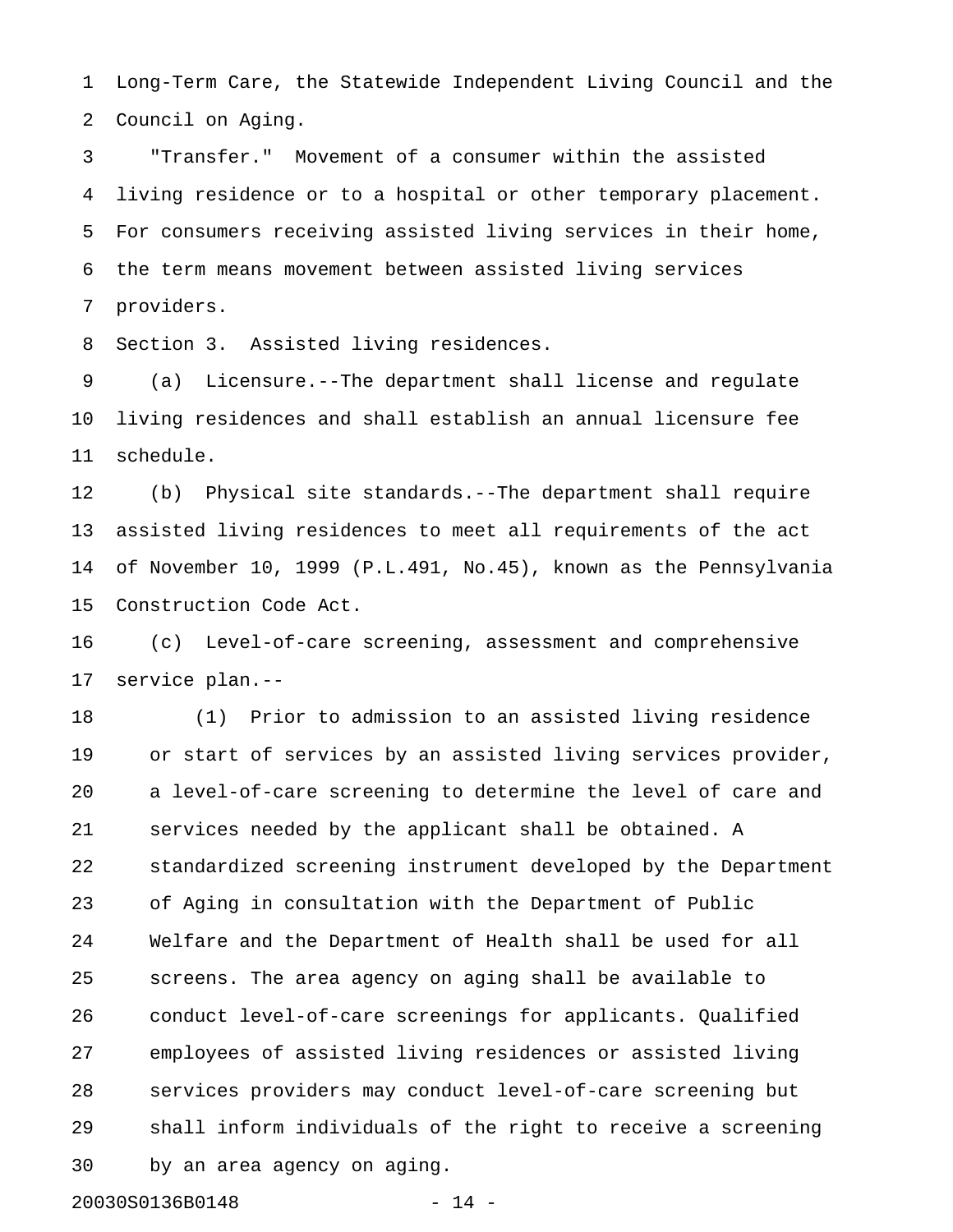Long-Term Care, the Statewide Independent Living Council and the Council on Aging.

"Transfer." Movement of a consumer within the assisted living residence or to a hospital or other temporary placement. For consumers receiving assisted living services in their home, the term means movement between assisted living services providers.

Section 3. Assisted living residences.

(a) Licensure.--The department shall license and regulate living residences and shall establish an annual licensure fee schedule.

(b) Physical site standards.--The department shall require assisted living residences to meet all requirements of the act of November 10, 1999 (P.L.491, No.45), known as the Pennsylvania Construction Code Act.

(c) Level-of-care screening, assessment and comprehensive service plan.--

(1) Prior to admission to an assisted living residence or start of services by an assisted living services provider, a level-of-care screening to determine the level of care and services needed by the applicant shall be obtained. A standardized screening instrument developed by the Department of Aging in consultation with the Department of Public Welfare and the Department of Health shall be used for all screens. The area agency on aging shall be available to conduct level-of-care screenings for applicants. Qualified employees of assisted living residences or assisted living services providers may conduct level-of-care screening but shall inform individuals of the right to receive a screening by an area agency on aging.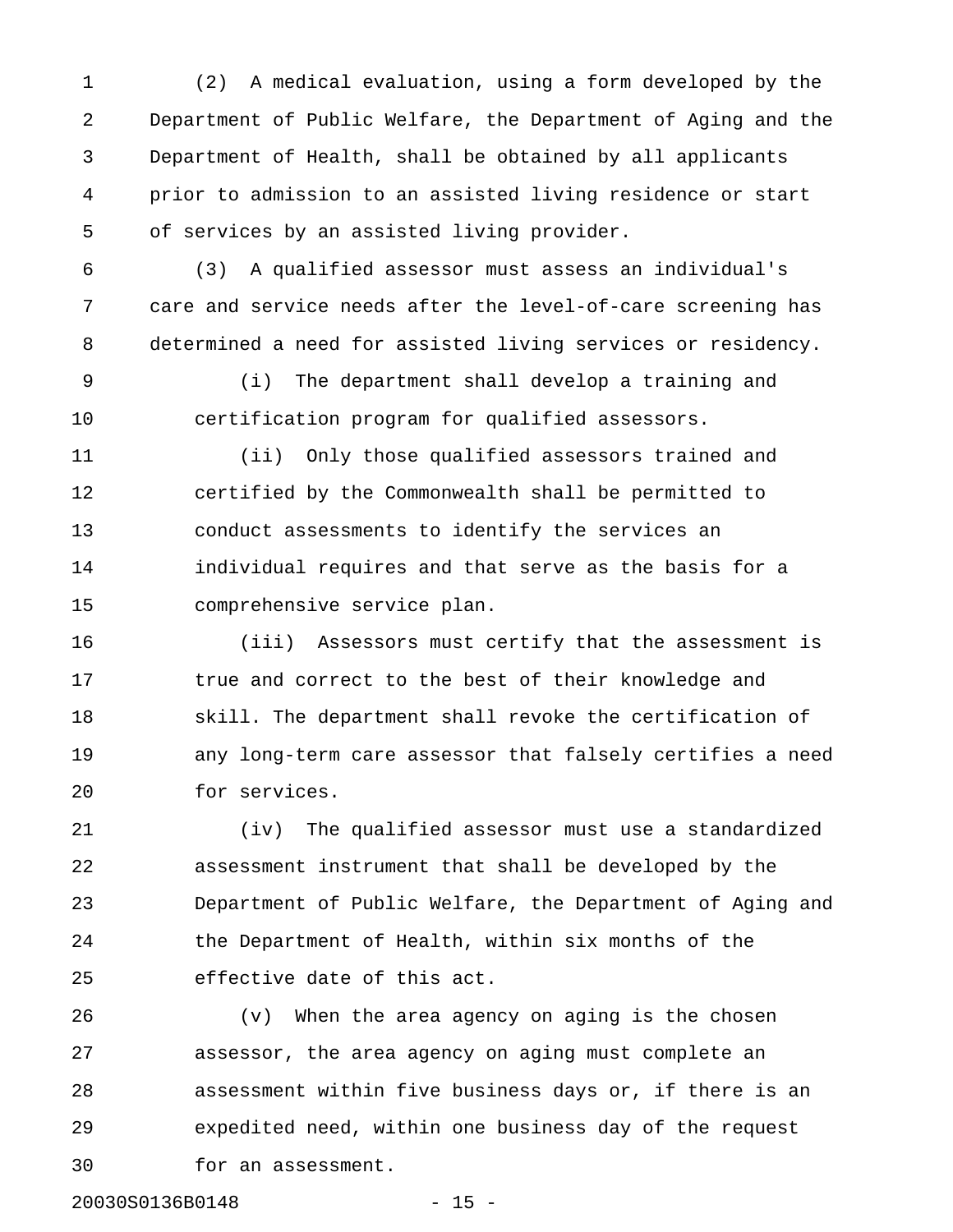(2) A medical evaluation, using a form developed by the Department of Public Welfare, the Department of Aging and the Department of Health, shall be obtained by all applicants prior to admission to an assisted living residence or start of services by an assisted living provider.

(3) A qualified assessor must assess an individual's care and service needs after the level-of-care screening has determined a need for assisted living services or residency.

(i) The department shall develop a training and certification program for qualified assessors.

(ii) Only those qualified assessors trained and certified by the Commonwealth shall be permitted to conduct assessments to identify the services an individual requires and that serve as the basis for a comprehensive service plan.

(iii) Assessors must certify that the assessment is true and correct to the best of their knowledge and skill. The department shall revoke the certification of any long-term care assessor that falsely certifies a need for services.

(iv) The qualified assessor must use a standardized assessment instrument that shall be developed by the Department of Public Welfare, the Department of Aging and the Department of Health, within six months of the effective date of this act.

(v) When the area agency on aging is the chosen assessor, the area agency on aging must complete an assessment within five business days or, if there is an expedited need, within one business day of the request for an assessment.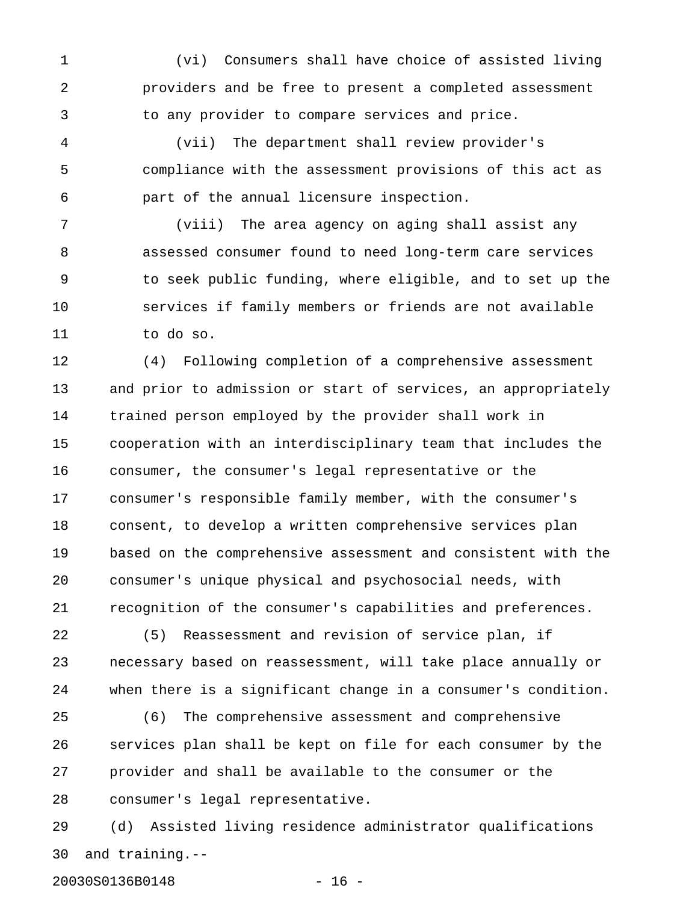(vi) Consumers shall have choice of assisted living providers and be free to present a completed assessment to any provider to compare services and price.

(vii) The department shall review provider's compliance with the assessment provisions of this act as part of the annual licensure inspection.

(viii) The area agency on aging shall assist any assessed consumer found to need long-term care services to seek public funding, where eligible, and to set up the services if family members or friends are not available to do so.

(4) Following completion of a comprehensive assessment and prior to admission or start of services, an appropriately trained person employed by the provider shall work in cooperation with an interdisciplinary team that includes the consumer, the consumer's legal representative or the consumer's responsible family member, with the consumer's consent, to develop a written comprehensive services plan based on the comprehensive assessment and consistent with the consumer's unique physical and psychosocial needs, with recognition of the consumer's capabilities and preferences.

(5) Reassessment and revision of service plan, if necessary based on reassessment, will take place annually or when there is a significant change in a consumer's condition.

(6) The comprehensive assessment and comprehensive services plan shall be kept on file for each consumer by the provider and shall be available to the consumer or the consumer's legal representative.

(d) Assisted living residence administrator qualifications and training.--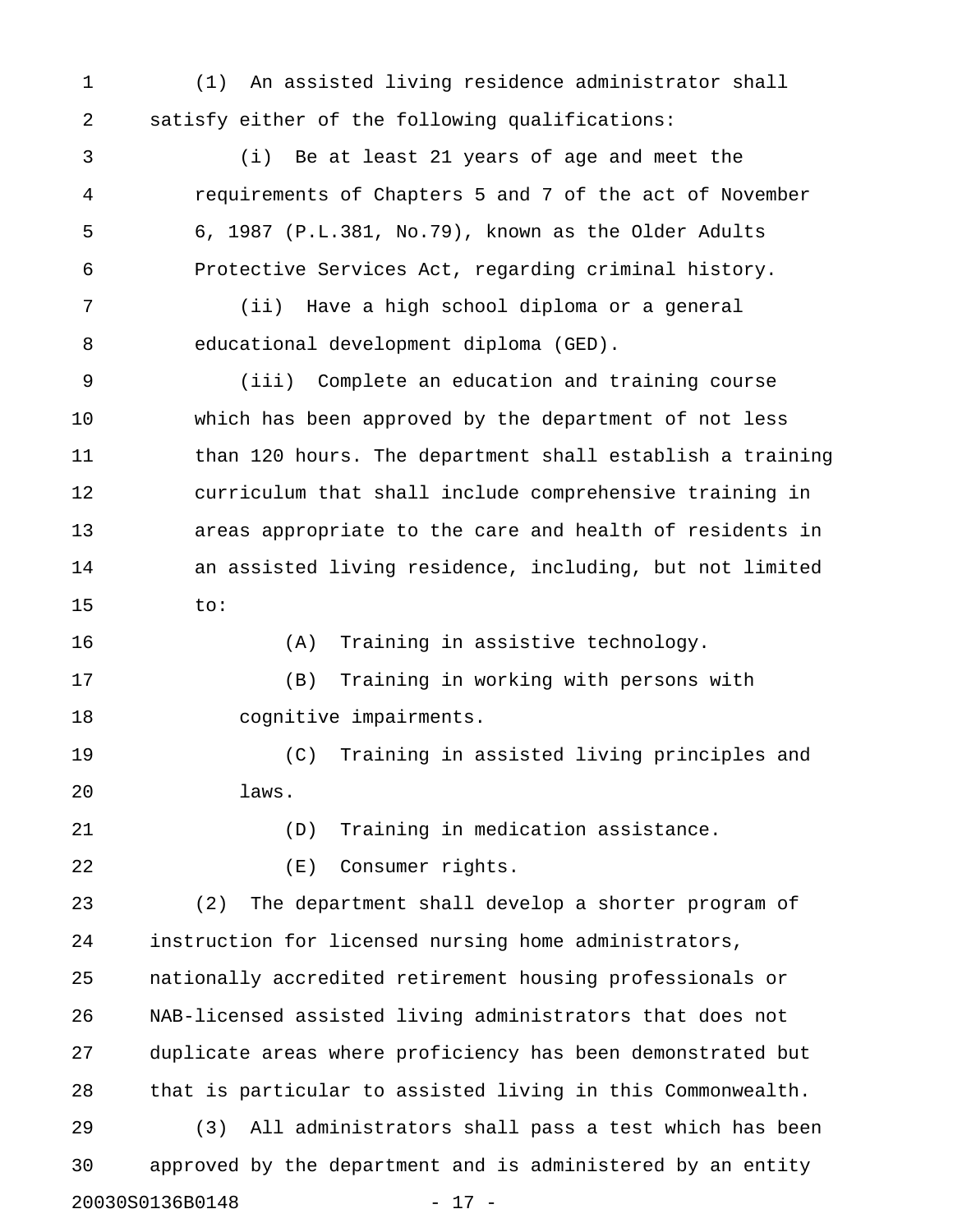(1) An assisted living residence administrator shall satisfy either of the following qualifications:

(i) Be at least 21 years of age and meet the requirements of Chapters 5 and 7 of the act of November 6, 1987 (P.L.381, No.79), known as the Older Adults Protective Services Act, regarding criminal history.

(ii) Have a high school diploma or a general educational development diploma (GED).

(iii) Complete an education and training course which has been approved by the department of not less than 120 hours. The department shall establish a training curriculum that shall include comprehensive training in areas appropriate to the care and health of residents in an assisted living residence, including, but not limited to:

(A) Training in assistive technology.

(B) Training in working with persons with cognitive impairments.

(C) Training in assisted living principles and laws.

(D) Training in medication assistance.

(E) Consumer rights.

(2) The department shall develop a shorter program of instruction for licensed nursing home administrators, nationally accredited retirement housing professionals or NAB-licensed assisted living administrators that does not duplicate areas where proficiency has been demonstrated but that is particular to assisted living in this Commonwealth.

(3) All administrators shall pass a test which has been approved by the department and is administered by an entity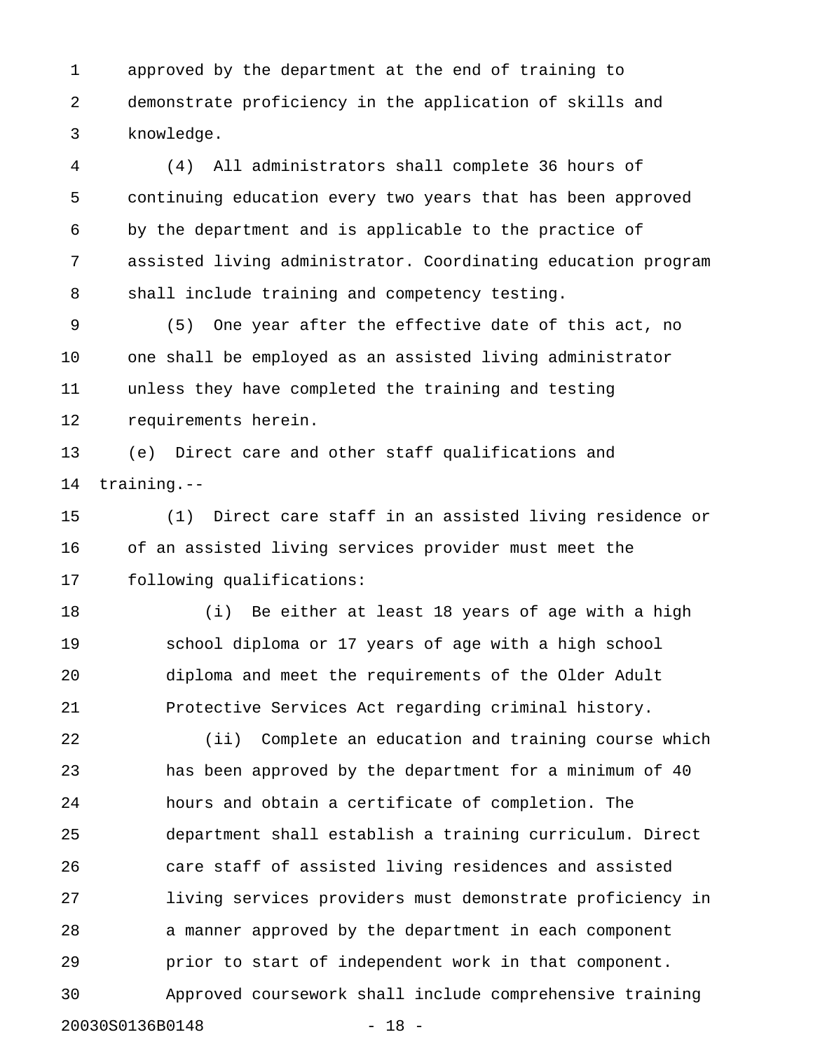approved by the department at the end of training to demonstrate proficiency in the application of skills and knowledge.

(4) All administrators shall complete 36 hours of continuing education every two years that has been approved by the department and is applicable to the practice of assisted living administrator. Coordinating education program shall include training and competency testing.

(5) One year after the effective date of this act, no one shall be employed as an assisted living administrator unless they have completed the training and testing requirements herein.

(e) Direct care and other staff qualifications and training.--

(1) Direct care staff in an assisted living residence or of an assisted living services provider must meet the following qualifications:

(i) Be either at least 18 years of age with a high school diploma or 17 years of age with a high school diploma and meet the requirements of the Older Adult Protective Services Act regarding criminal history.

(ii) Complete an education and training course which has been approved by the department for a minimum of 40 hours and obtain a certificate of completion. The department shall establish a training curriculum. Direct care staff of assisted living residences and assisted living services providers must demonstrate proficiency in a manner approved by the department in each component prior to start of independent work in that component. Approved coursework shall include comprehensive training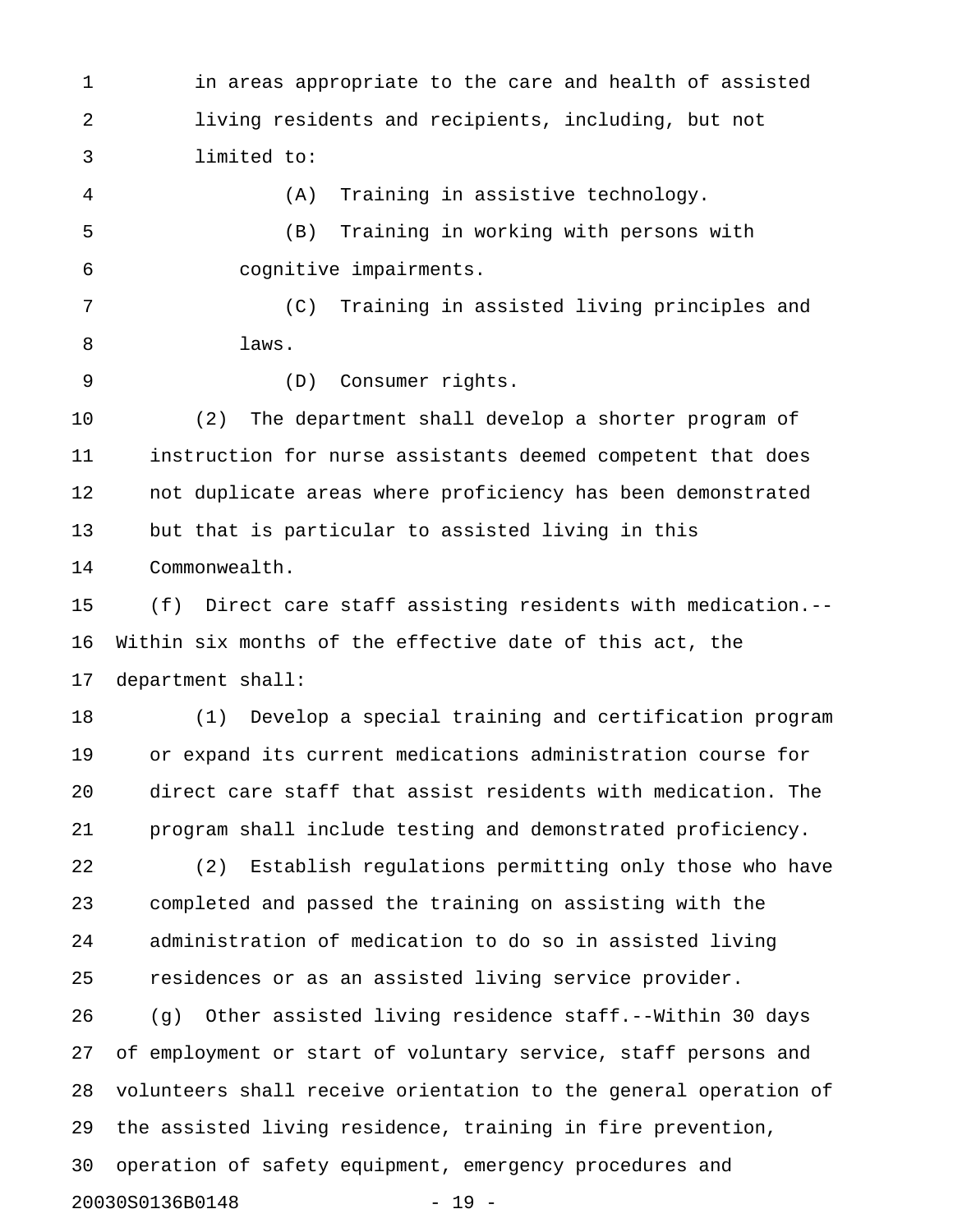in areas appropriate to the care and health of assisted living residents and recipients, including, but not limited to:

(A) Training in assistive technology.

(B) Training in working with persons with cognitive impairments.

(C) Training in assisted living principles and laws.

(D) Consumer rights.

(2) The department shall develop a shorter program of instruction for nurse assistants deemed competent that does not duplicate areas where proficiency has been demonstrated but that is particular to assisted living in this Commonwealth.

(f) Direct care staff assisting residents with medication.--Within six months of the effective date of this act, the department shall:

(1) Develop a special training and certification program or expand its current medications administration course for direct care staff that assist residents with medication. The program shall include testing and demonstrated proficiency.

(2) Establish regulations permitting only those who have completed and passed the training on assisting with the administration of medication to do so in assisted living residences or as an assisted living service provider.

(g) Other assisted living residence staff.--Within 30 days of employment or start of voluntary service, staff persons and volunteers shall receive orientation to the general operation of the assisted living residence, training in fire prevention, operation of safety equipment, emergency procedures and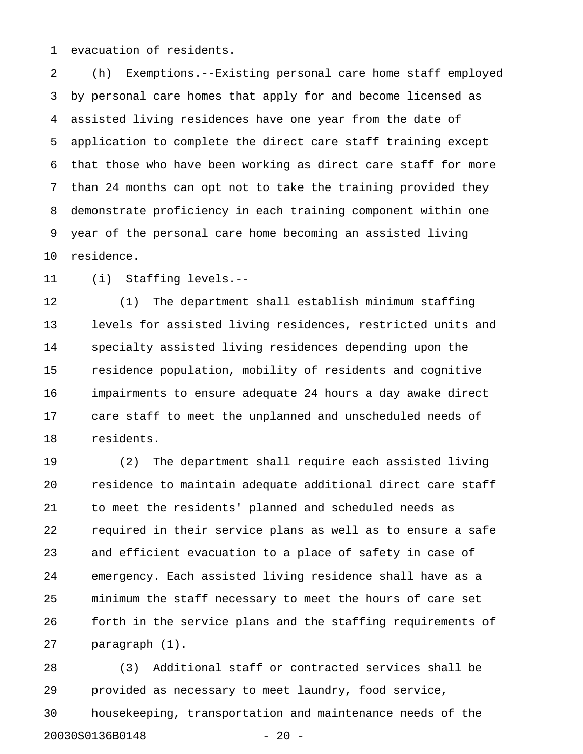evacuation of residents.

(h) Exemptions.--Existing personal care home staff employed by personal care homes that apply for and become licensed as assisted living residences have one year from the date of application to complete the direct care staff training except that those who have been working as direct care staff for more than 24 months can opt not to take the training provided they demonstrate proficiency in each training component within one year of the personal care home becoming an assisted living residence.

(i) Staffing levels.--

(1) The department shall establish minimum staffing levels for assisted living residences, restricted units and specialty assisted living residences depending upon the residence population, mobility of residents and cognitive impairments to ensure adequate 24 hours a day awake direct care staff to meet the unplanned and unscheduled needs of residents.

(2) The department shall require each assisted living residence to maintain adequate additional direct care staff to meet the residents' planned and scheduled needs as required in their service plans as well as to ensure a safe and efficient evacuation to a place of safety in case of emergency. Each assisted living residence shall have as a minimum the staff necessary to meet the hours of care set forth in the service plans and the staffing requirements of paragraph (1).

(3) Additional staff or contracted services shall be provided as necessary to meet laundry, food service, housekeeping, transportation and maintenance needs of the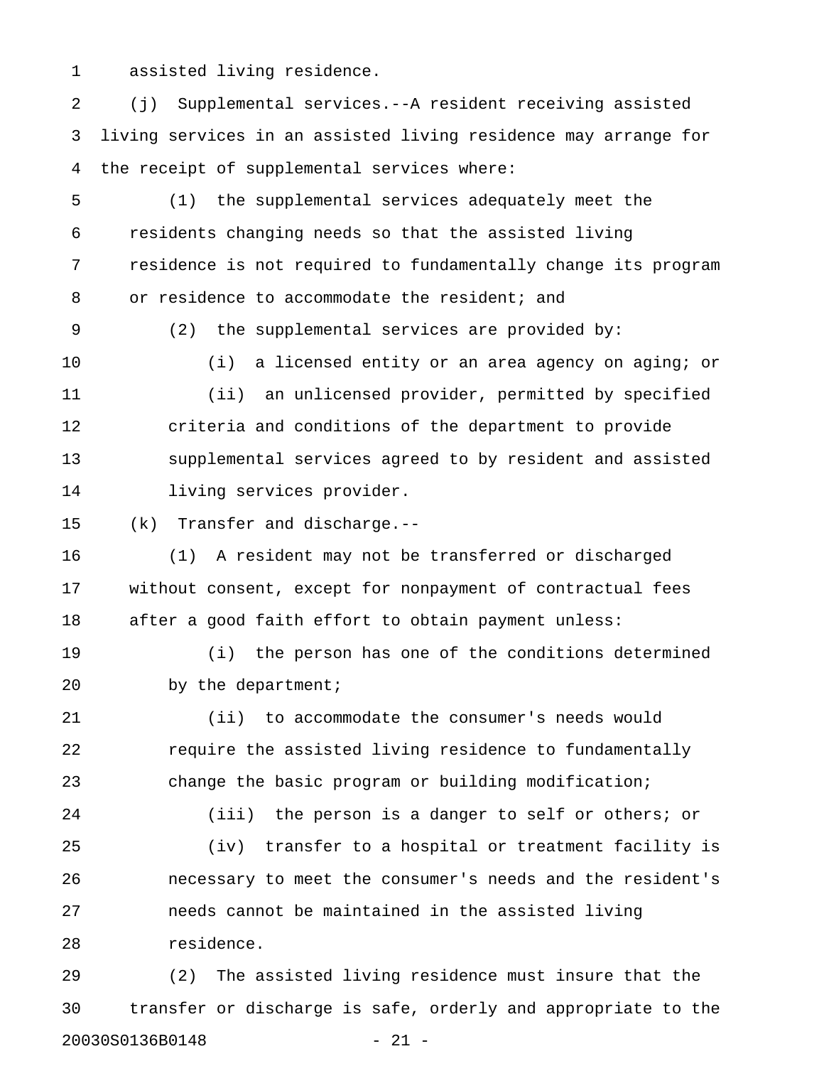assisted living residence.

(j) Supplemental services.--A resident receiving assisted living services in an assisted living residence may arrange for the receipt of supplemental services where:

(1) the supplemental services adequately meet the residents changing needs so that the assisted living residence is not required to fundamentally change its program or residence to accommodate the resident; and

(2) the supplemental services are provided by:

(i) a licensed entity or an area agency on aging; or

(ii) an unlicensed provider, permitted by specified criteria and conditions of the department to provide supplemental services agreed to by resident and assisted living services provider.

(k) Transfer and discharge.--

(1) A resident may not be transferred or discharged without consent, except for nonpayment of contractual fees after a good faith effort to obtain payment unless:

(i) the person has one of the conditions determined by the department;

(ii) to accommodate the consumer's needs would require the assisted living residence to fundamentally change the basic program or building modification;

(iii) the person is a danger to self or others; or

(iv) transfer to a hospital or treatment facility is necessary to meet the consumer's needs and the resident's needs cannot be maintained in the assisted living residence.

(2) The assisted living residence must insure that the transfer or discharge is safe, orderly and appropriate to the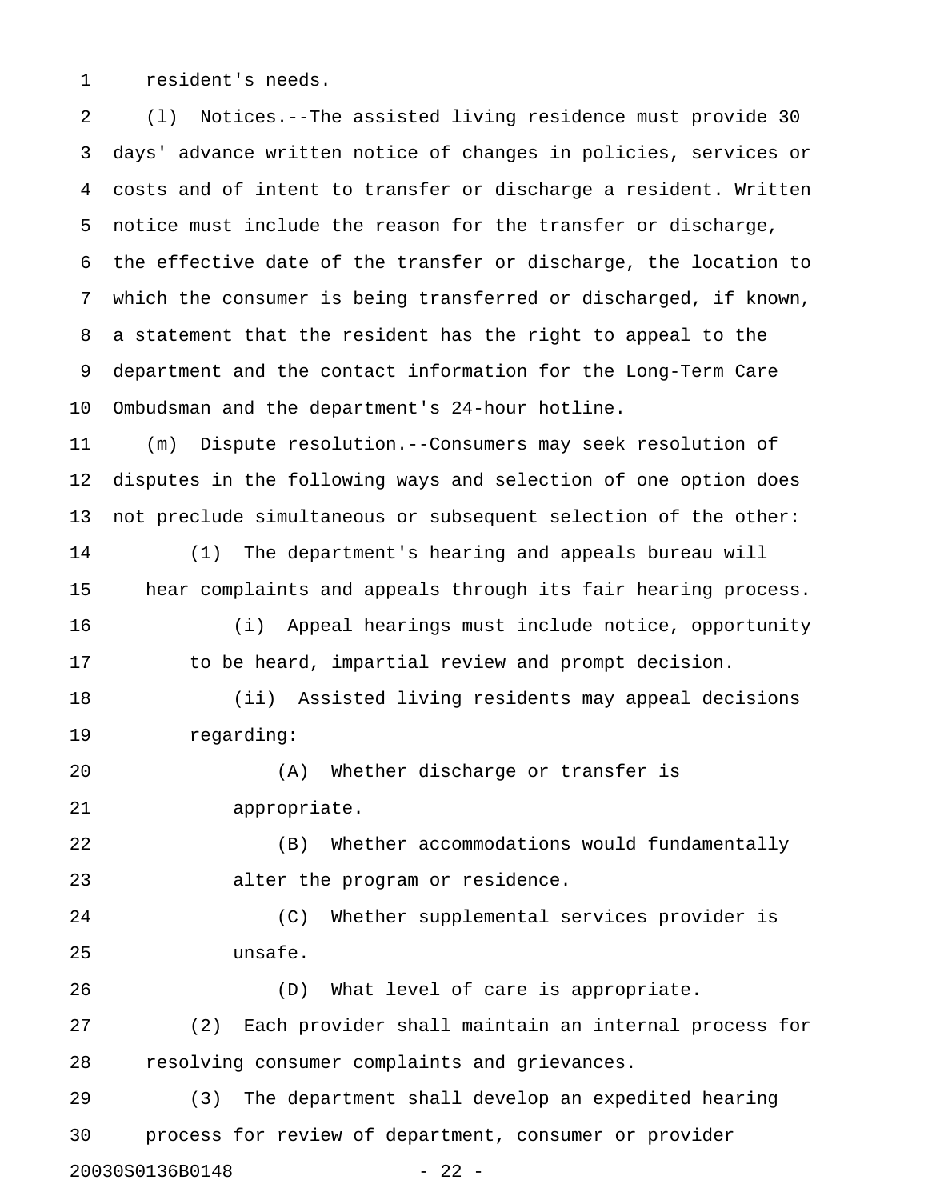resident's needs.

(l) Notices.--The assisted living residence must provide 30 days' advance written notice of changes in policies, services or costs and of intent to transfer or discharge a resident. Written notice must include the reason for the transfer or discharge, the effective date of the transfer or discharge, the location to which the consumer is being transferred or discharged, if known, a statement that the resident has the right to appeal to the department and the contact information for the Long-Term Care Ombudsman and the department's 24-hour hotline.

(m) Dispute resolution.--Consumers may seek resolution of disputes in the following ways and selection of one option does not preclude simultaneous or subsequent selection of the other:

(1) The department's hearing and appeals bureau will hear complaints and appeals through its fair hearing process.

(i) Appeal hearings must include notice, opportunity to be heard, impartial review and prompt decision.

(ii) Assisted living residents may appeal decisions regarding:

(A) Whether discharge or transfer is appropriate.

(B) Whether accommodations would fundamentally alter the program or residence.

(C) Whether supplemental services provider is unsafe.

(D) What level of care is appropriate.

(2) Each provider shall maintain an internal process for resolving consumer complaints and grievances.

(3) The department shall develop an expedited hearing process for review of department, consumer or provider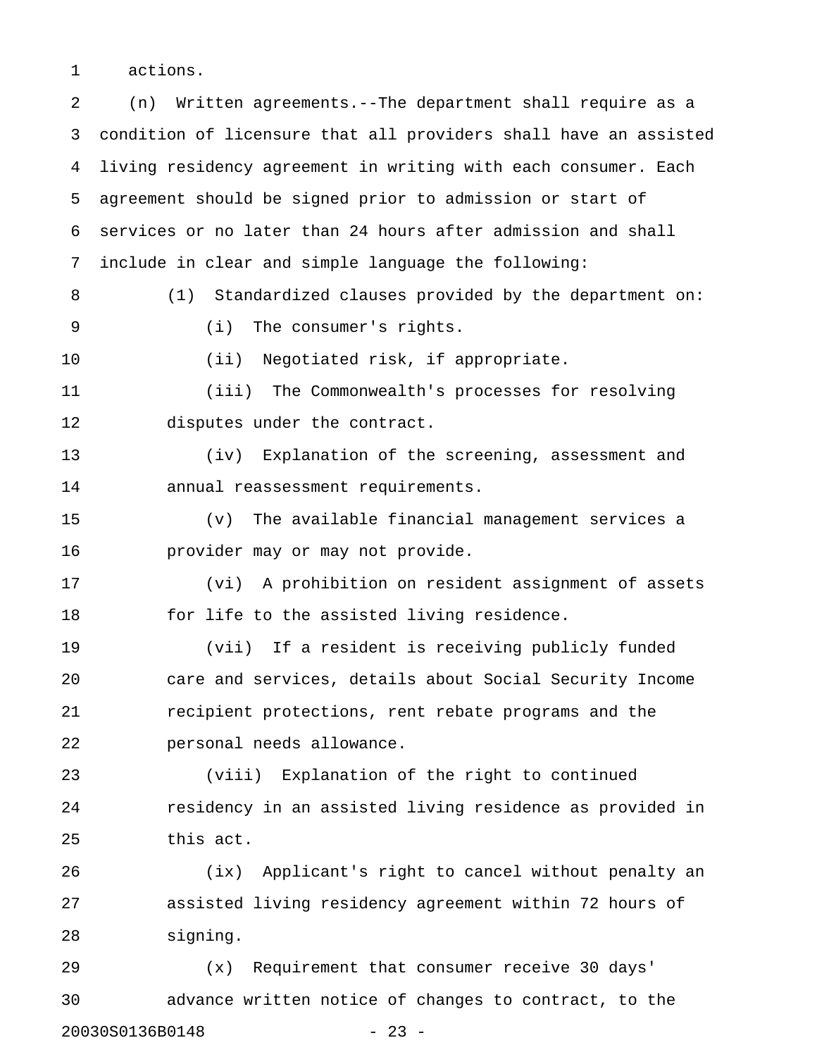actions.

(n) Written agreements.--The department shall require as a condition of licensure that all providers shall have an assisted living residency agreement in writing with each consumer. Each agreement should be signed prior to admission or start of services or no later than 24 hours after admission and shall include in clear and simple language the following:

(1) Standardized clauses provided by the department on:

(i) The consumer's rights.

(ii) Negotiated risk, if appropriate.

(iii) The Commonwealth's processes for resolving disputes under the contract.

(iv) Explanation of the screening, assessment and annual reassessment requirements.

(v) The available financial management services a provider may or may not provide.

(vi) A prohibition on resident assignment of assets for life to the assisted living residence.

(vii) If a resident is receiving publicly funded care and services, details about Social Security Income recipient protections, rent rebate programs and the personal needs allowance.

(viii) Explanation of the right to continued residency in an assisted living residence as provided in this act.

(ix) Applicant's right to cancel without penalty an assisted living residency agreement within 72 hours of signing.

(x) Requirement that consumer receive 30 days' advance written notice of changes to contract, to the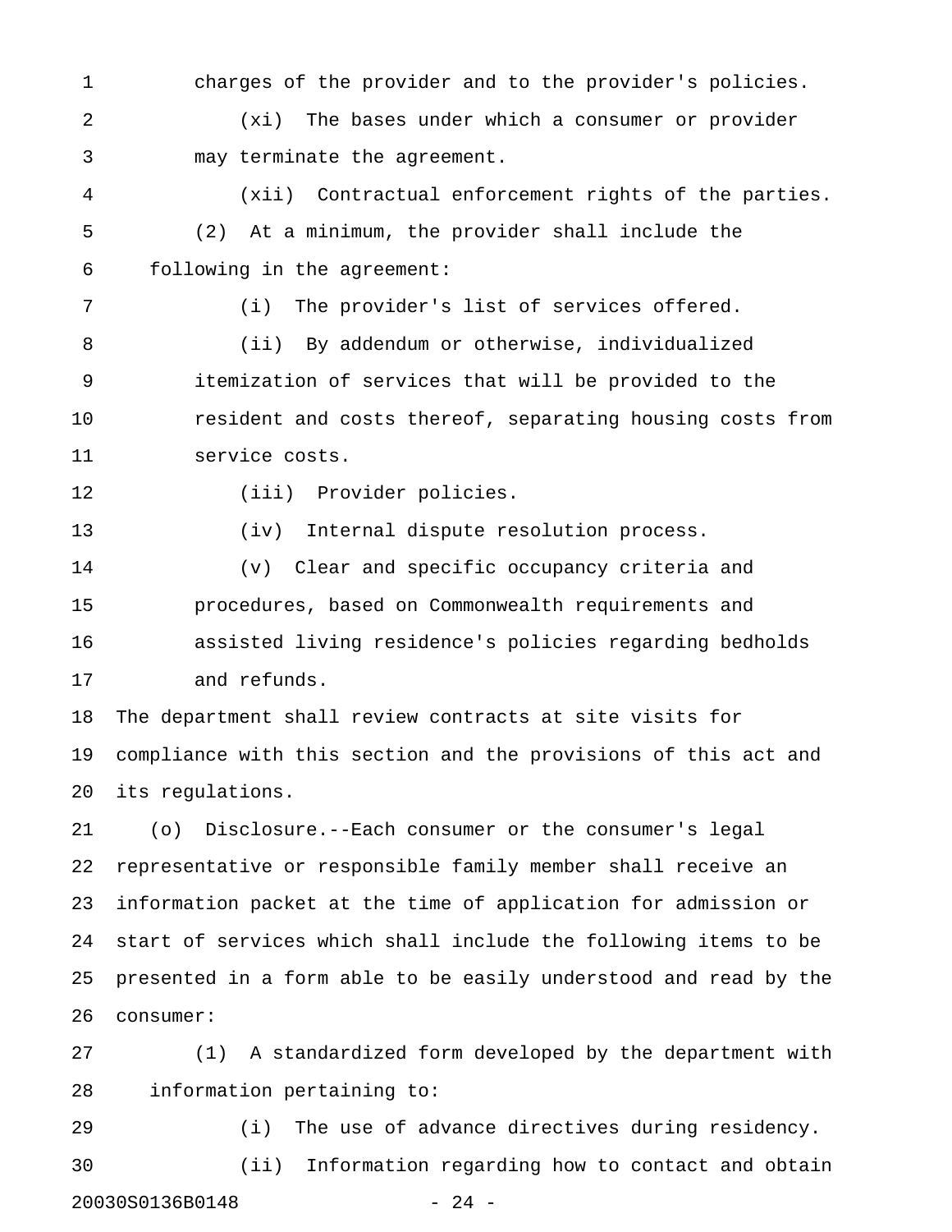charges of the provider and to the provider's policies.

(xi) The bases under which a consumer or provider may terminate the agreement.

(xii) Contractual enforcement rights of the parties.

(2) At a minimum, the provider shall include the following in the agreement:

(i) The provider's list of services offered.

(ii) By addendum or otherwise, individualized itemization of services that will be provided to the resident and costs thereof, separating housing costs from service costs.

(iii) Provider policies.

(iv) Internal dispute resolution process.

(v) Clear and specific occupancy criteria and procedures, based on Commonwealth requirements and assisted living residence's policies regarding bedholds and refunds.

The department shall review contracts at site visits for compliance with this section and the provisions of this act and its regulations.

(o) Disclosure.--Each consumer or the consumer's legal representative or responsible family member shall receive an information packet at the time of application for admission or start of services which shall include the following items to be presented in a form able to be easily understood and read by the consumer:

(1) A standardized form developed by the department with information pertaining to:

(i) The use of advance directives during residency.

(ii) Information regarding how to contact and obtain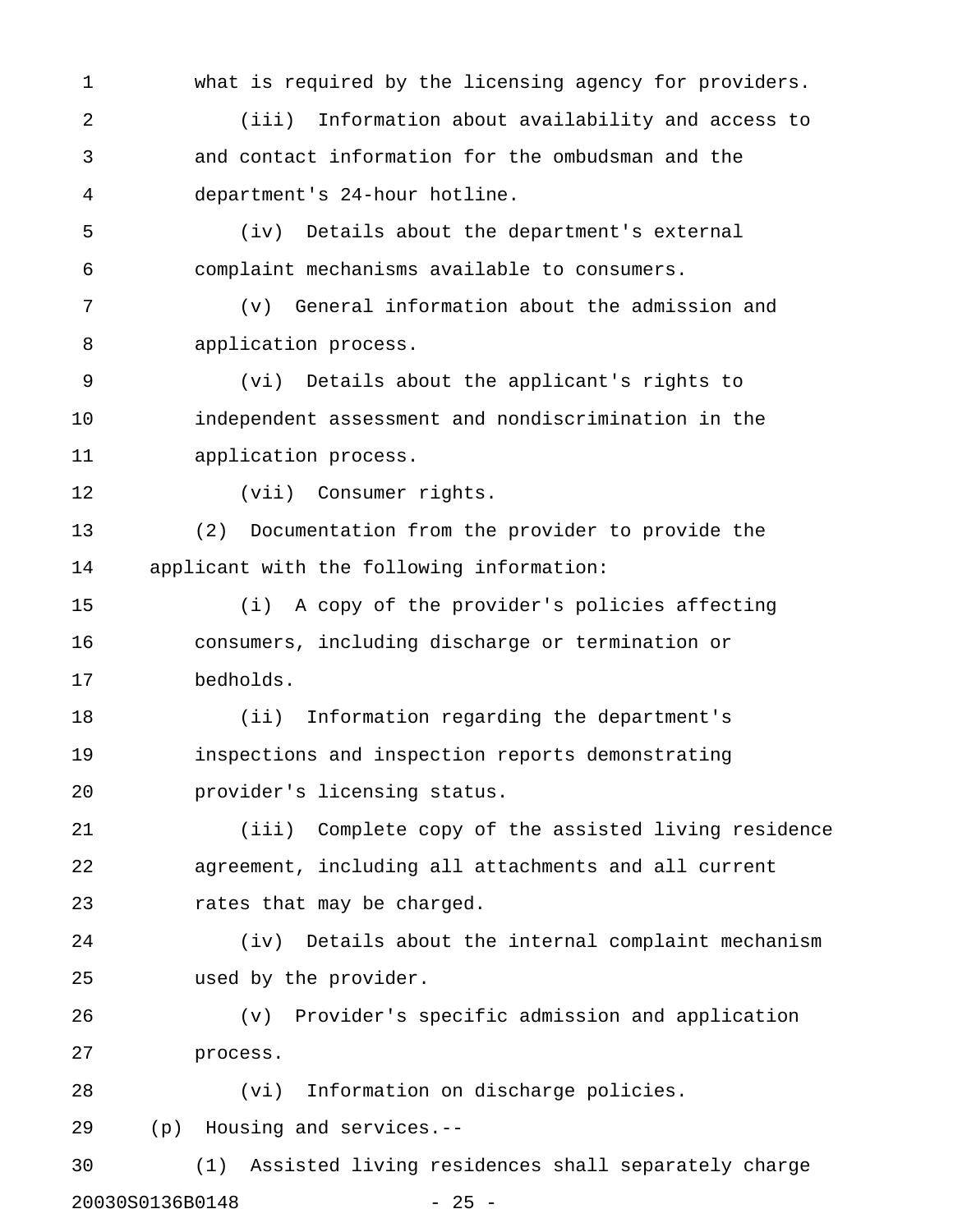what is required by the licensing agency for providers.

(iii) Information about availability and access to and contact information for the ombudsman and the department's 24-hour hotline.

(iv) Details about the department's external complaint mechanisms available to consumers.

(v) General information about the admission and application process.

(vi) Details about the applicant's rights to independent assessment and nondiscrimination in the application process.

(vii) Consumer rights.

(2) Documentation from the provider to provide the applicant with the following information:

(i) A copy of the provider's policies affecting consumers, including discharge or termination or bedholds.

(ii) Information regarding the department's inspections and inspection reports demonstrating provider's licensing status.

(iii) Complete copy of the assisted living residence agreement, including all attachments and all current rates that may be charged.

(iv) Details about the internal complaint mechanism used by the provider.

(v) Provider's specific admission and application process.

(vi) Information on discharge policies.

(p) Housing and services.--

(1) Assisted living residences shall separately charge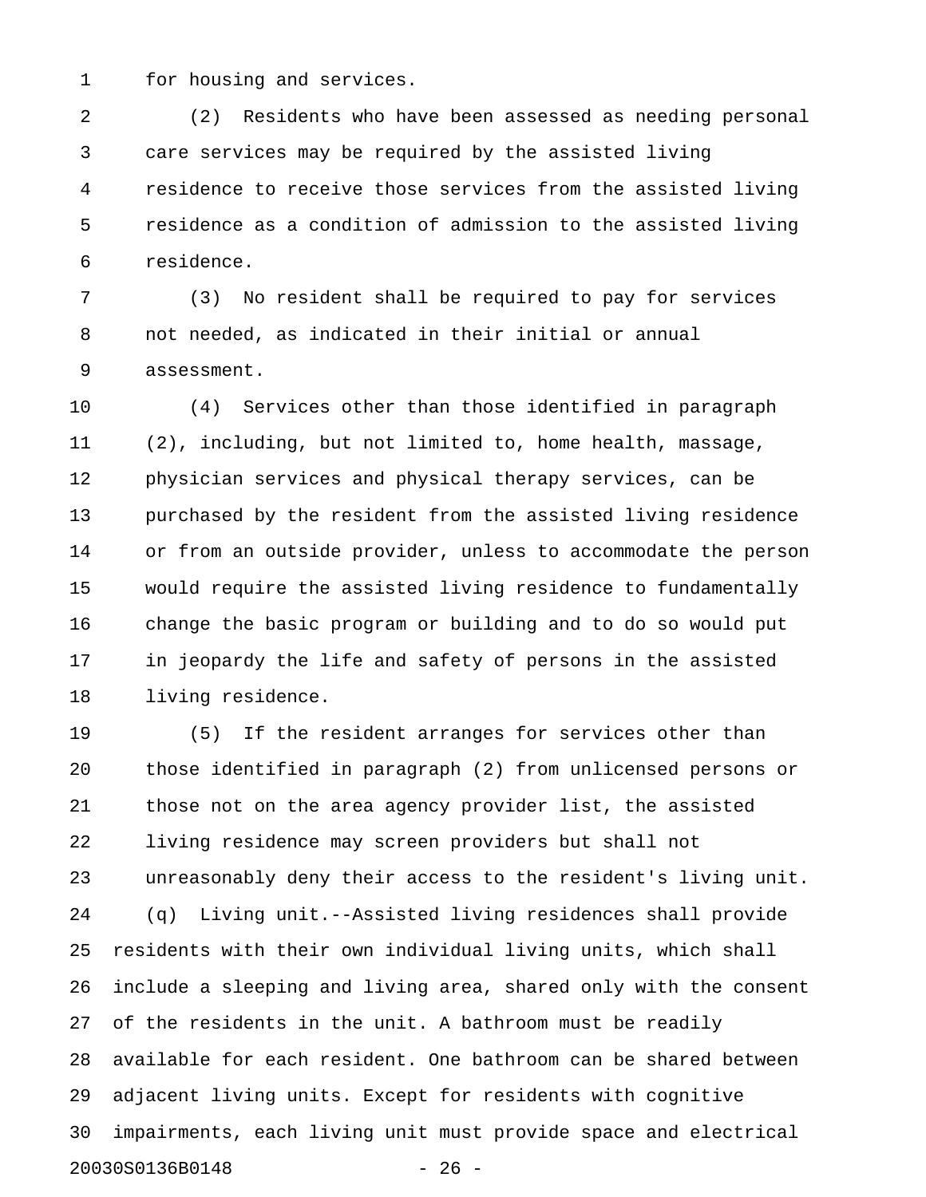for housing and services.

(2) Residents who have been assessed as needing personal care services may be required by the assisted living residence to receive those services from the assisted living residence as a condition of admission to the assisted living residence.

(3) No resident shall be required to pay for services not needed, as indicated in their initial or annual assessment.

(4) Services other than those identified in paragraph (2), including, but not limited to, home health, massage, physician services and physical therapy services, can be purchased by the resident from the assisted living residence or from an outside provider, unless to accommodate the person would require the assisted living residence to fundamentally change the basic program or building and to do so would put in jeopardy the life and safety of persons in the assisted living residence.

(5) If the resident arranges for services other than those identified in paragraph (2) from unlicensed persons or those not on the area agency provider list, the assisted living residence may screen providers but shall not unreasonably deny their access to the resident's living unit.

(q) Living unit.--Assisted living residences shall provide residents with their own individual living units, which shall include a sleeping and living area, shared only with the consent of the residents in the unit. A bathroom must be readily available for each resident. One bathroom can be shared between adjacent living units. Except for residents with cognitive impairments, each living unit must provide space and electrical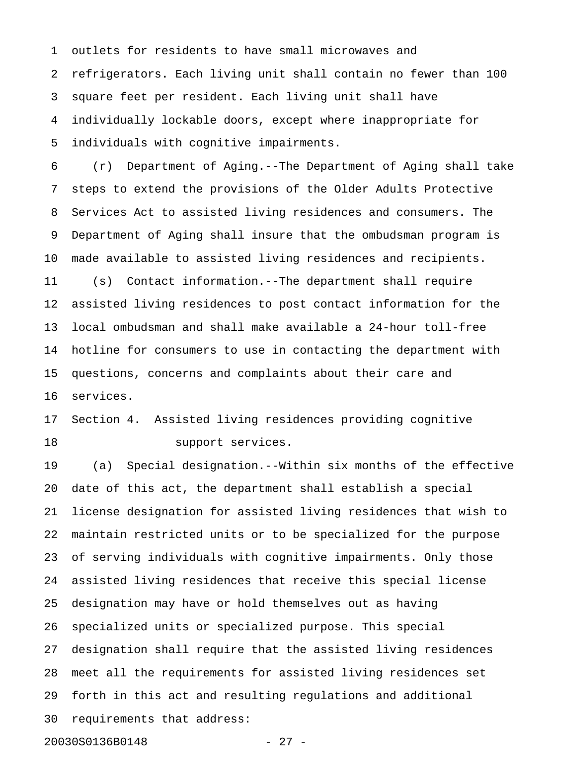outlets for residents to have small microwaves and refrigerators. Each living unit shall contain no fewer than 100 square feet per resident. Each living unit shall have individually lockable doors, except where inappropriate for individuals with cognitive impairments.

(r) Department of Aging.--The Department of Aging shall take steps to extend the provisions of the Older Adults Protective Services Act to assisted living residences and consumers. The Department of Aging shall insure that the ombudsman program is made available to assisted living residences and recipients.

(s) Contact information.--The department shall require assisted living residences to post contact information for the local ombudsman and shall make available a 24-hour toll-free hotline for consumers to use in contacting the department with questions, concerns and complaints about their care and services.

Section 4. Assisted living residences providing cognitive support services.

(a) Special designation.--Within six months of the effective date of this act, the department shall establish a special license designation for assisted living residences that wish to maintain restricted units or to be specialized for the purpose of serving individuals with cognitive impairments. Only those assisted living residences that receive this special license designation may have or hold themselves out as having specialized units or specialized purpose. This special designation shall require that the assisted living residences meet all the requirements for assisted living residences set forth in this act and resulting regulations and additional requirements that address: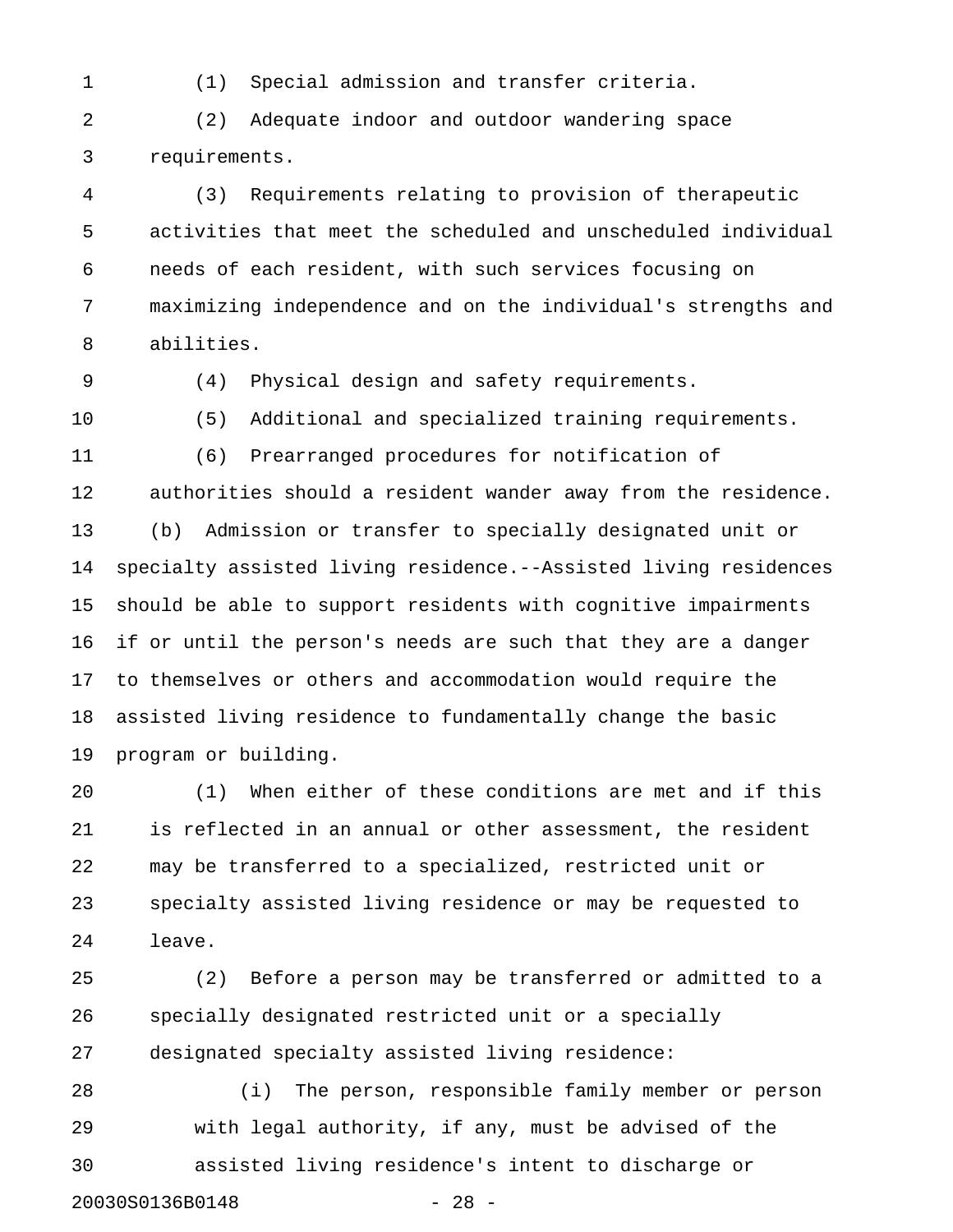(1) Special admission and transfer criteria.

(2) Adequate indoor and outdoor wandering space requirements.

(3) Requirements relating to provision of therapeutic activities that meet the scheduled and unscheduled individual needs of each resident, with such services focusing on maximizing independence and on the individual's strengths and abilities.

(4) Physical design and safety requirements.

(5) Additional and specialized training requirements.

(6) Prearranged procedures for notification of authorities should a resident wander away from the residence.

(b) Admission or transfer to specially designated unit or specialty assisted living residence.--Assisted living residences should be able to support residents with cognitive impairments if or until the person's needs are such that they are a danger to themselves or others and accommodation would require the assisted living residence to fundamentally change the basic program or building.

(1) When either of these conditions are met and if this is reflected in an annual or other assessment, the resident may be transferred to a specialized, restricted unit or specialty assisted living residence or may be requested to leave.

(2) Before a person may be transferred or admitted to a specially designated restricted unit or a specially designated specialty assisted living residence:

(i) The person, responsible family member or person with legal authority, if any, must be advised of the assisted living residence's intent to discharge or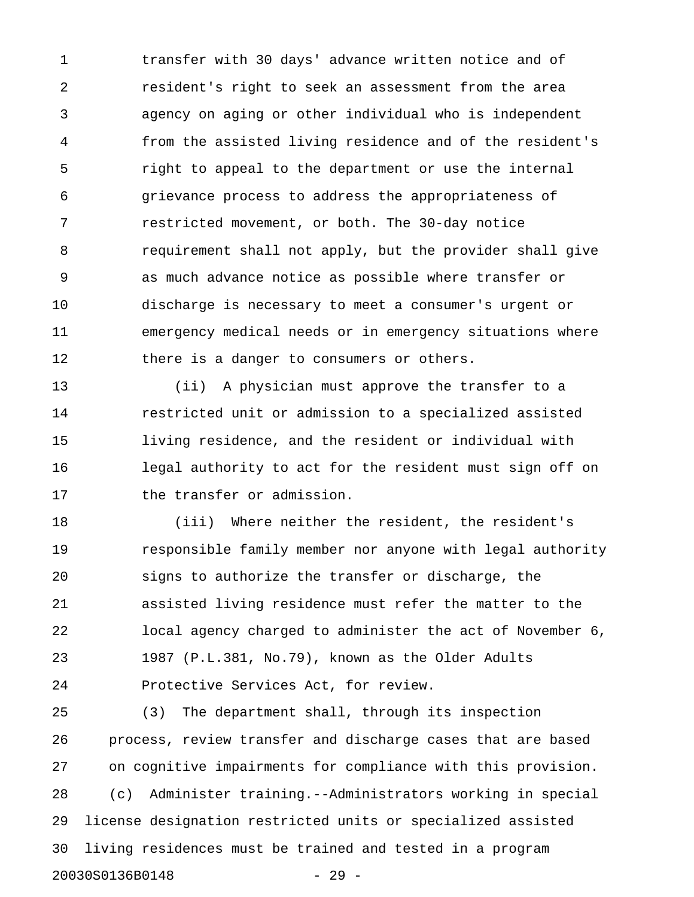transfer with 30 days' advance written notice and of resident's right to seek an assessment from the area agency on aging or other individual who is independent from the assisted living residence and of the resident's right to appeal to the department or use the internal grievance process to address the appropriateness of restricted movement, or both. The 30-day notice requirement shall not apply, but the provider shall give as much advance notice as possible where transfer or discharge is necessary to meet a consumer's urgent or emergency medical needs or in emergency situations where there is a danger to consumers or others.

(ii) A physician must approve the transfer to a restricted unit or admission to a specialized assisted living residence, and the resident or individual with legal authority to act for the resident must sign off on the transfer or admission.

(iii) Where neither the resident, the resident's responsible family member nor anyone with legal authority signs to authorize the transfer or discharge, the assisted living residence must refer the matter to the local agency charged to administer the act of November 6, 1987 (P.L.381, No.79), known as the Older Adults Protective Services Act, for review.

(3) The department shall, through its inspection process, review transfer and discharge cases that are based on cognitive impairments for compliance with this provision.

(c) Administer training.--Administrators working in special license designation restricted units or specialized assisted living residences must be trained and tested in a program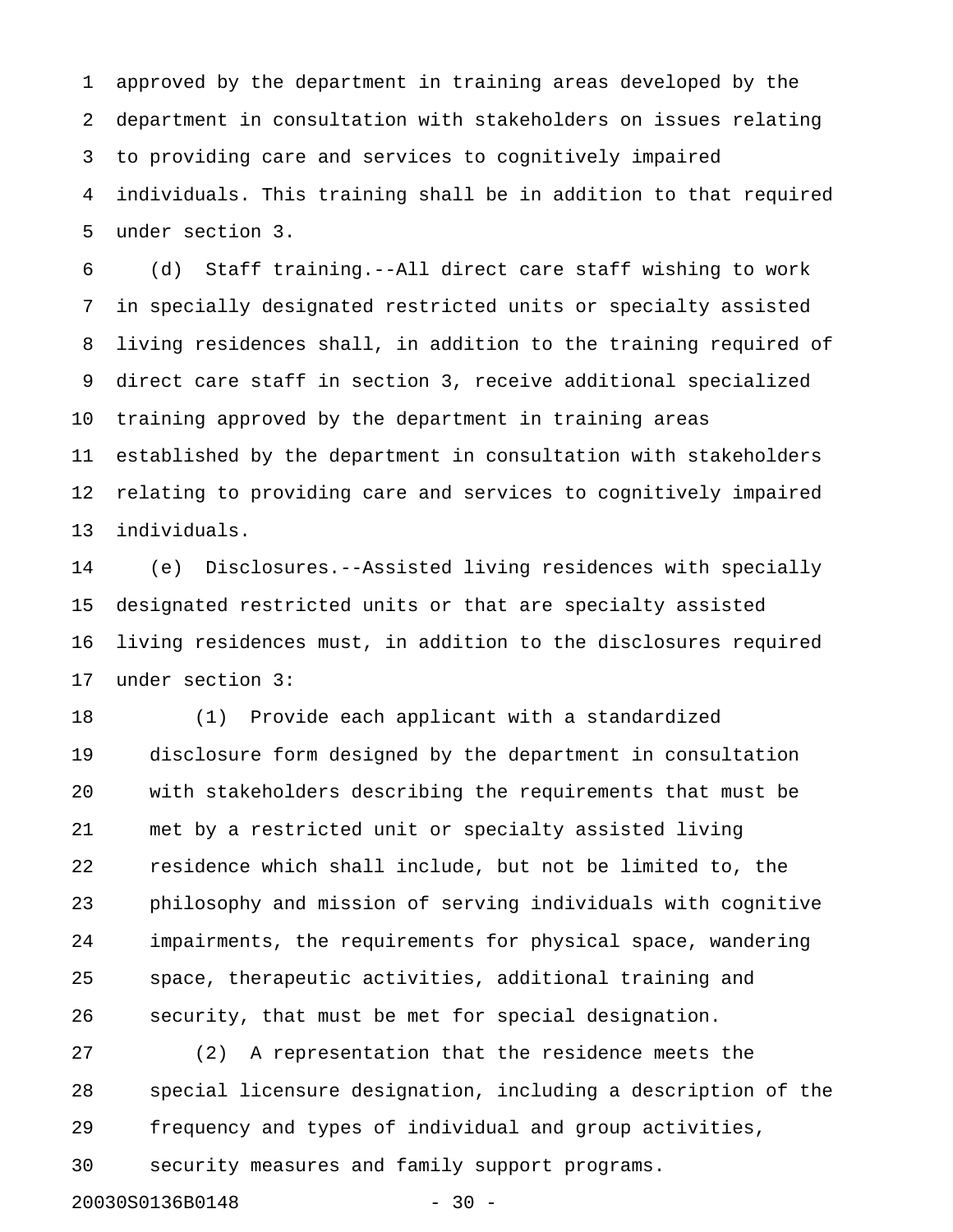approved by the department in training areas developed by the department in consultation with stakeholders on issues relating to providing care and services to cognitively impaired individuals. This training shall be in addition to that required under section 3.

(d) Staff training.--All direct care staff wishing to work in specially designated restricted units or specialty assisted living residences shall, in addition to the training required of direct care staff in section 3, receive additional specialized training approved by the department in training areas established by the department in consultation with stakeholders relating to providing care and services to cognitively impaired individuals.

(e) Disclosures.--Assisted living residences with specially designated restricted units or that are specialty assisted living residences must, in addition to the disclosures required under section 3:

(1) Provide each applicant with a standardized disclosure form designed by the department in consultation with stakeholders describing the requirements that must be met by a restricted unit or specialty assisted living residence which shall include, but not be limited to, the philosophy and mission of serving individuals with cognitive impairments, the requirements for physical space, wandering space, therapeutic activities, additional training and security, that must be met for special designation.

(2) A representation that the residence meets the special licensure designation, including a description of the frequency and types of individual and group activities, security measures and family support programs.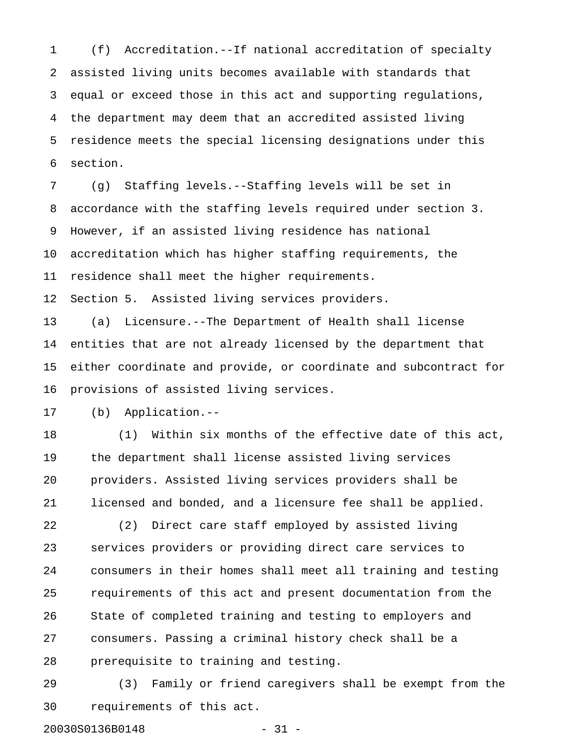(f) Accreditation.--If national accreditation of specialty assisted living units becomes available with standards that equal or exceed those in this act and supporting regulations, the department may deem that an accredited assisted living residence meets the special licensing designations under this section.

(g) Staffing levels.--Staffing levels will be set in accordance with the staffing levels required under section 3. However, if an assisted living residence has national accreditation which has higher staffing requirements, the residence shall meet the higher requirements.

Section 5. Assisted living services providers.

(a) Licensure.--The Department of Health shall license entities that are not already licensed by the department that either coordinate and provide, or coordinate and subcontract for provisions of assisted living services.

(b) Application.--

(1) Within six months of the effective date of this act, the department shall license assisted living services providers. Assisted living services providers shall be licensed and bonded, and a licensure fee shall be applied.

(2) Direct care staff employed by assisted living services providers or providing direct care services to consumers in their homes shall meet all training and testing requirements of this act and present documentation from the State of completed training and testing to employers and consumers. Passing a criminal history check shall be a prerequisite to training and testing.

(3) Family or friend caregivers shall be exempt from the requirements of this act.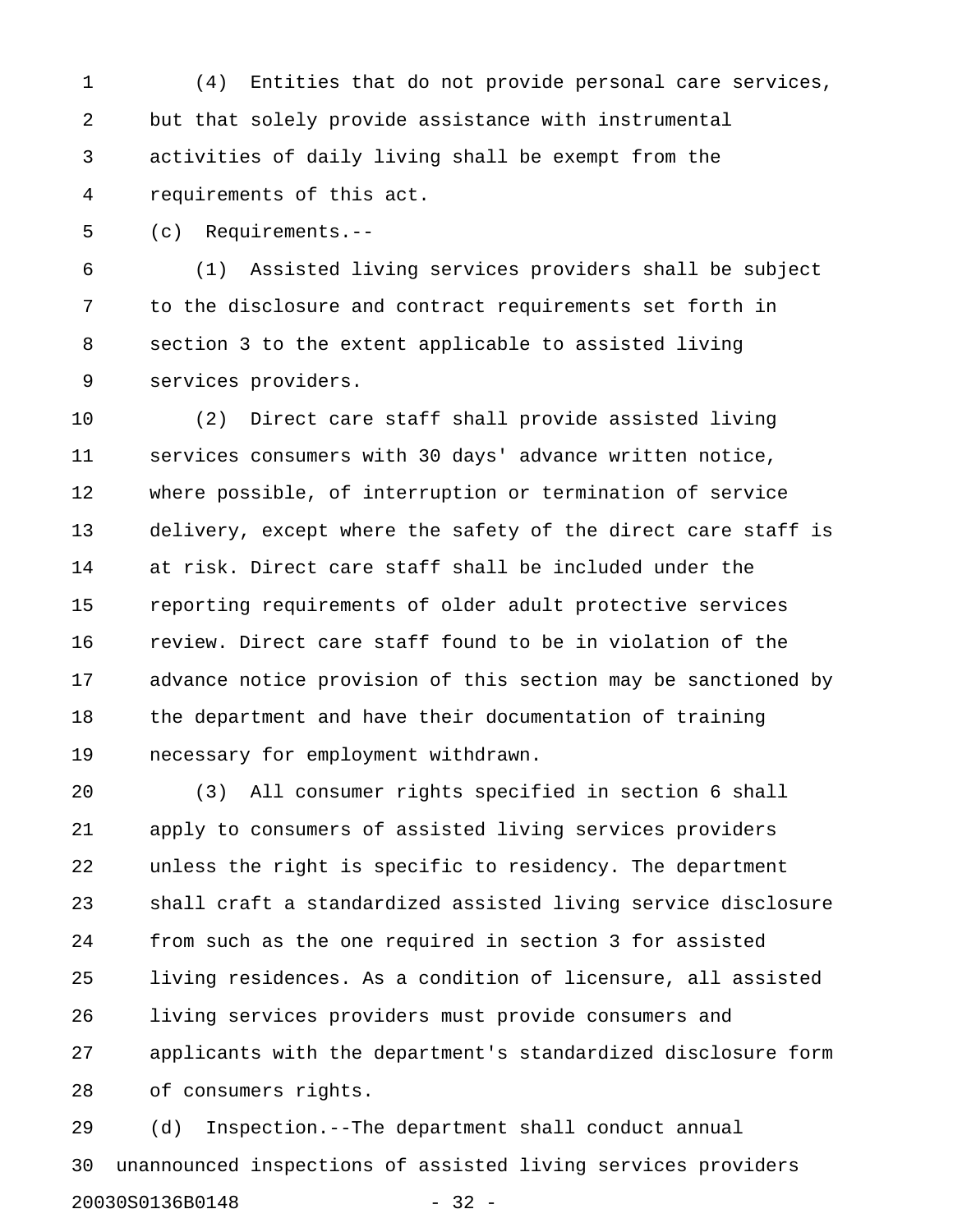(4) Entities that do not provide personal care services, but that solely provide assistance with instrumental activities of daily living shall be exempt from the requirements of this act.

(c) Requirements.--

(1) Assisted living services providers shall be subject to the disclosure and contract requirements set forth in section 3 to the extent applicable to assisted living services providers.

(2) Direct care staff shall provide assisted living services consumers with 30 days' advance written notice, where possible, of interruption or termination of service delivery, except where the safety of the direct care staff is at risk. Direct care staff shall be included under the reporting requirements of older adult protective services review. Direct care staff found to be in violation of the advance notice provision of this section may be sanctioned by the department and have their documentation of training necessary for employment withdrawn.

(3) All consumer rights specified in section 6 shall apply to consumers of assisted living services providers unless the right is specific to residency. The department shall craft a standardized assisted living service disclosure from such as the one required in section 3 for assisted living residences. As a condition of licensure, all assisted living services providers must provide consumers and applicants with the department's standardized disclosure form of consumers rights.

(d) Inspection.--The department shall conduct annual unannounced inspections of assisted living services providers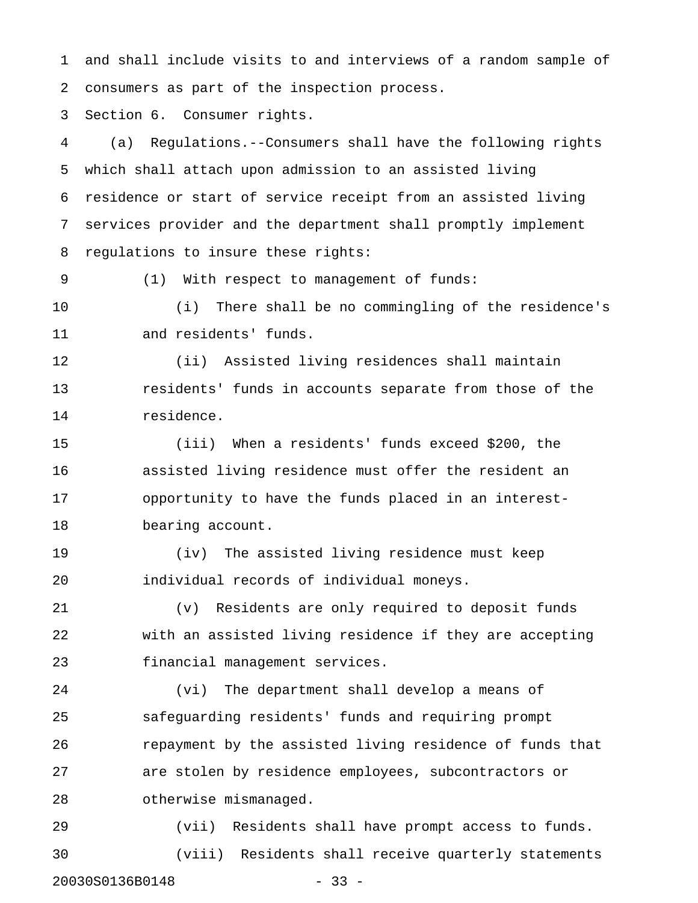and shall include visits to and interviews of a random sample of consumers as part of the inspection process.

Section 6. Consumer rights.

(a) Regulations.--Consumers shall have the following rights which shall attach upon admission to an assisted living residence or start of service receipt from an assisted living services provider and the department shall promptly implement regulations to insure these rights:

(1) With respect to management of funds:

(i) There shall be no commingling of the residence's and residents' funds.

(ii) Assisted living residences shall maintain residents' funds in accounts separate from those of the residence.

(iii) When a residents' funds exceed $200, the assisted living residence must offer the resident an opportunity to have the funds placed in an interest-bearing account.

(iv) The assisted living residence must keep individual records of individual moneys.

(v) Residents are only required to deposit funds with an assisted living residence if they are accepting financial management services.

(vi) The department shall develop a means of safeguarding residents' funds and requiring prompt repayment by the assisted living residence of funds that are stolen by residence employees, subcontractors or otherwise mismanaged.

(vii) Residents shall have prompt access to funds.

(viii) Residents shall receive quarterly statements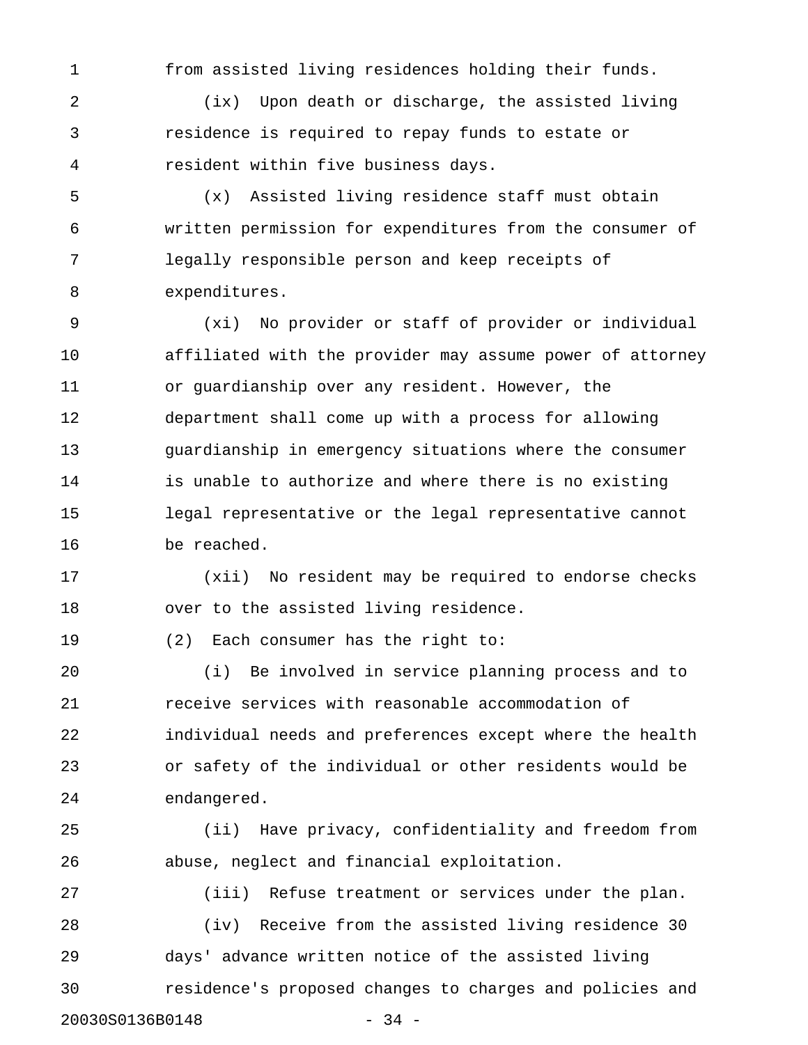from assisted living residences holding their funds.

(ix) Upon death or discharge, the assisted living residence is required to repay funds to estate or resident within five business days.

(x) Assisted living residence staff must obtain written permission for expenditures from the consumer of legally responsible person and keep receipts of expenditures.

(xi) No provider or staff of provider or individual affiliated with the provider may assume power of attorney or guardianship over any resident. However, the department shall come up with a process for allowing guardianship in emergency situations where the consumer is unable to authorize and where there is no existing legal representative or the legal representative cannot be reached.

(xii) No resident may be required to endorse checks over to the assisted living residence.

(2) Each consumer has the right to:

(i) Be involved in service planning process and to receive services with reasonable accommodation of individual needs and preferences except where the health or safety of the individual or other residents would be endangered.

(ii) Have privacy, confidentiality and freedom from abuse, neglect and financial exploitation.

(iii) Refuse treatment or services under the plan.

(iv) Receive from the assisted living residence 30 days' advance written notice of the assisted living residence's proposed changes to charges and policies and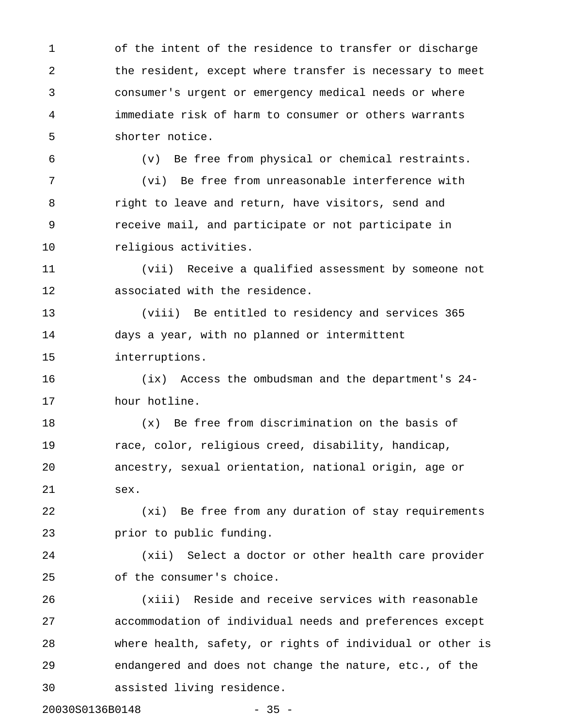of the intent of the residence to transfer or discharge the resident, except where transfer is necessary to meet consumer's urgent or emergency medical needs or where immediate risk of harm to consumer or others warrants shorter notice.

(v) Be free from physical or chemical restraints.

(vi) Be free from unreasonable interference with right to leave and return, have visitors, send and receive mail, and participate or not participate in religious activities.

(vii) Receive a qualified assessment by someone not associated with the residence.

(viii) Be entitled to residency and services 365 days a year, with no planned or intermittent interruptions.

(ix) Access the ombudsman and the department's 24-hour hotline.

(x) Be free from discrimination on the basis of race, color, religious creed, disability, handicap, ancestry, sexual orientation, national origin, age or sex.

(xi) Be free from any duration of stay requirements prior to public funding.

(xii) Select a doctor or other health care provider of the consumer's choice.

(xiii) Reside and receive services with reasonable accommodation of individual needs and preferences except where health, safety, or rights of individual or other is endangered and does not change the nature, etc., of the assisted living residence.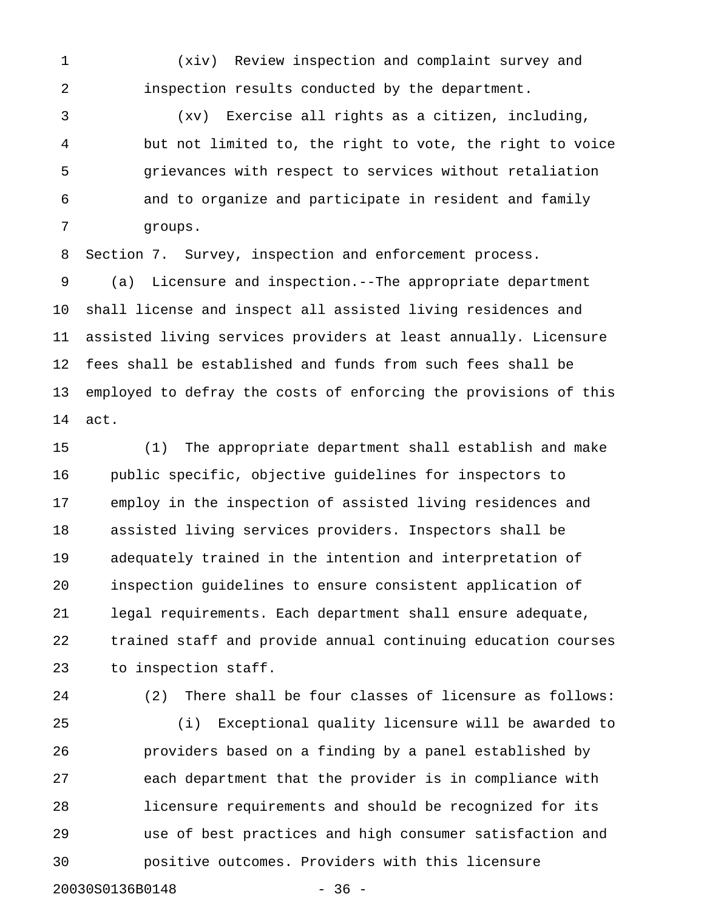(xiv) Review inspection and complaint survey and inspection results conducted by the department.

(xv) Exercise all rights as a citizen, including, but not limited to, the right to vote, the right to voice grievances with respect to services without retaliation and to organize and participate in resident and family groups.

Section 7. Survey, inspection and enforcement process.

(a) Licensure and inspection.--The appropriate department shall license and inspect all assisted living residences and assisted living services providers at least annually. Licensure fees shall be established and funds from such fees shall be employed to defray the costs of enforcing the provisions of this act.

(1) The appropriate department shall establish and make public specific, objective guidelines for inspectors to employ in the inspection of assisted living residences and assisted living services providers. Inspectors shall be adequately trained in the intention and interpretation of inspection guidelines to ensure consistent application of legal requirements. Each department shall ensure adequate, trained staff and provide annual continuing education courses to inspection staff.

(2) There shall be four classes of licensure as follows:

(i) Exceptional quality licensure will be awarded to providers based on a finding by a panel established by each department that the provider is in compliance with licensure requirements and should be recognized for its use of best practices and high consumer satisfaction and positive outcomes. Providers with this licensure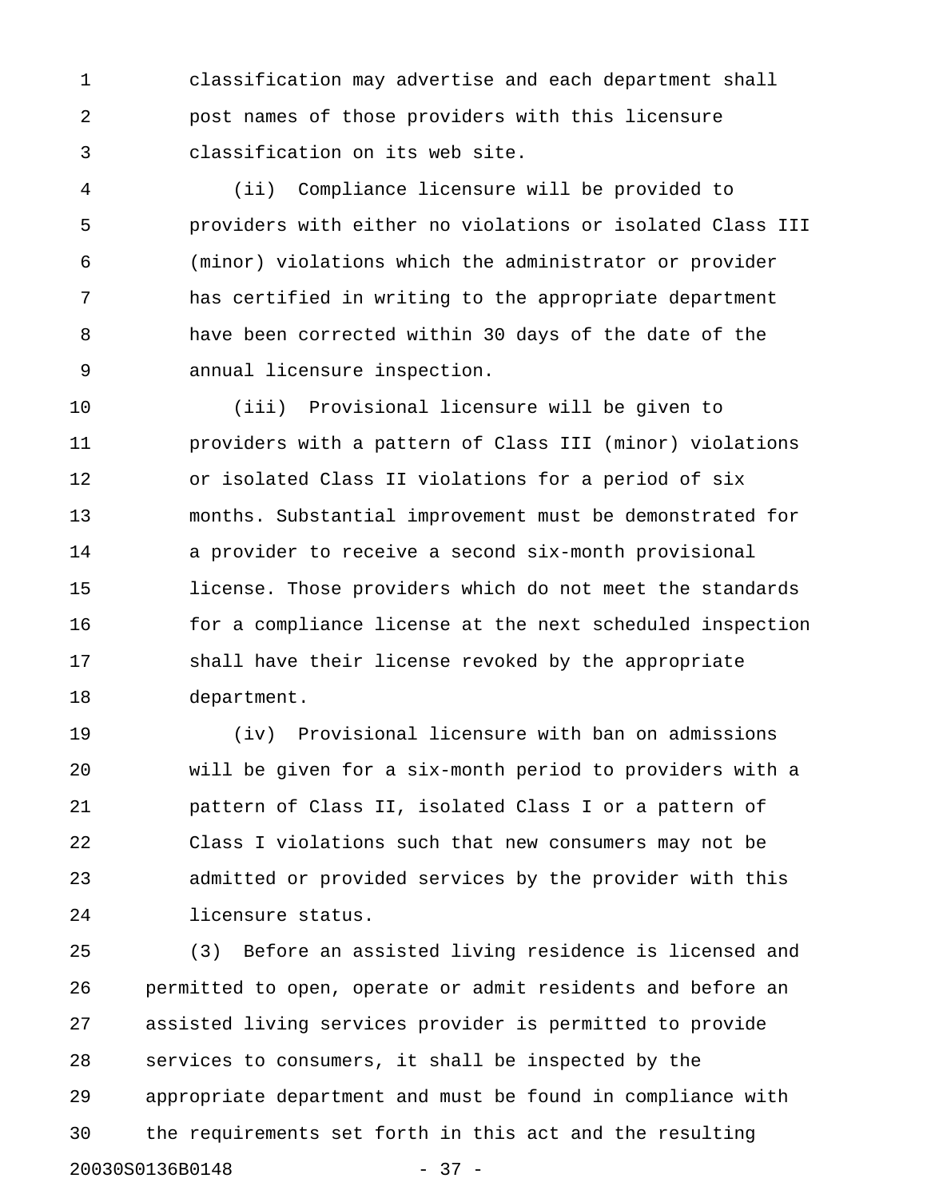classification may advertise and each department shall post names of those providers with this licensure classification on its web site.

(ii) Compliance licensure will be provided to providers with either no violations or isolated Class III (minor) violations which the administrator or provider has certified in writing to the appropriate department have been corrected within 30 days of the date of the annual licensure inspection.

(iii) Provisional licensure will be given to providers with a pattern of Class III (minor) violations or isolated Class II violations for a period of six months. Substantial improvement must be demonstrated for a provider to receive a second six-month provisional license. Those providers which do not meet the standards for a compliance license at the next scheduled inspection shall have their license revoked by the appropriate department.

(iv) Provisional licensure with ban on admissions will be given for a six-month period to providers with a pattern of Class II, isolated Class I or a pattern of Class I violations such that new consumers may not be admitted or provided services by the provider with this licensure status.

(3) Before an assisted living residence is licensed and permitted to open, operate or admit residents and before an assisted living services provider is permitted to provide services to consumers, it shall be inspected by the appropriate department and must be found in compliance with the requirements set forth in this act and the resulting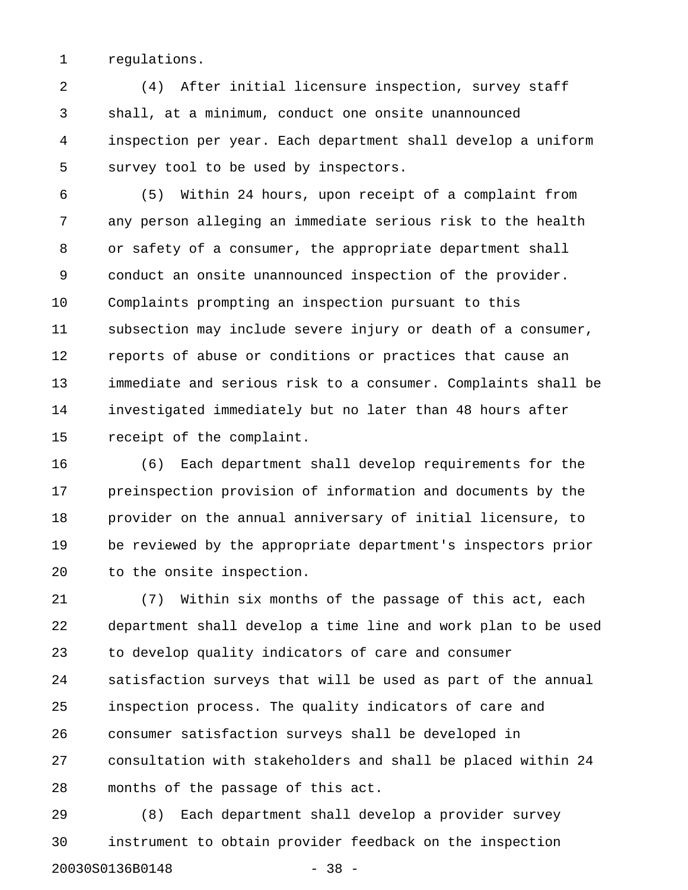regulations.

(4) After initial licensure inspection, survey staff shall, at a minimum, conduct one onsite unannounced inspection per year. Each department shall develop a uniform survey tool to be used by inspectors.

(5) Within 24 hours, upon receipt of a complaint from any person alleging an immediate serious risk to the health or safety of a consumer, the appropriate department shall conduct an onsite unannounced inspection of the provider. Complaints prompting an inspection pursuant to this subsection may include severe injury or death of a consumer, reports of abuse or conditions or practices that cause an immediate and serious risk to a consumer. Complaints shall be investigated immediately but no later than 48 hours after receipt of the complaint.

(6) Each department shall develop requirements for the preinspection provision of information and documents by the provider on the annual anniversary of initial licensure, to be reviewed by the appropriate department's inspectors prior to the onsite inspection.

(7) Within six months of the passage of this act, each department shall develop a time line and work plan to be used to develop quality indicators of care and consumer satisfaction surveys that will be used as part of the annual inspection process. The quality indicators of care and consumer satisfaction surveys shall be developed in consultation with stakeholders and shall be placed within 24 months of the passage of this act.

(8) Each department shall develop a provider survey instrument to obtain provider feedback on the inspection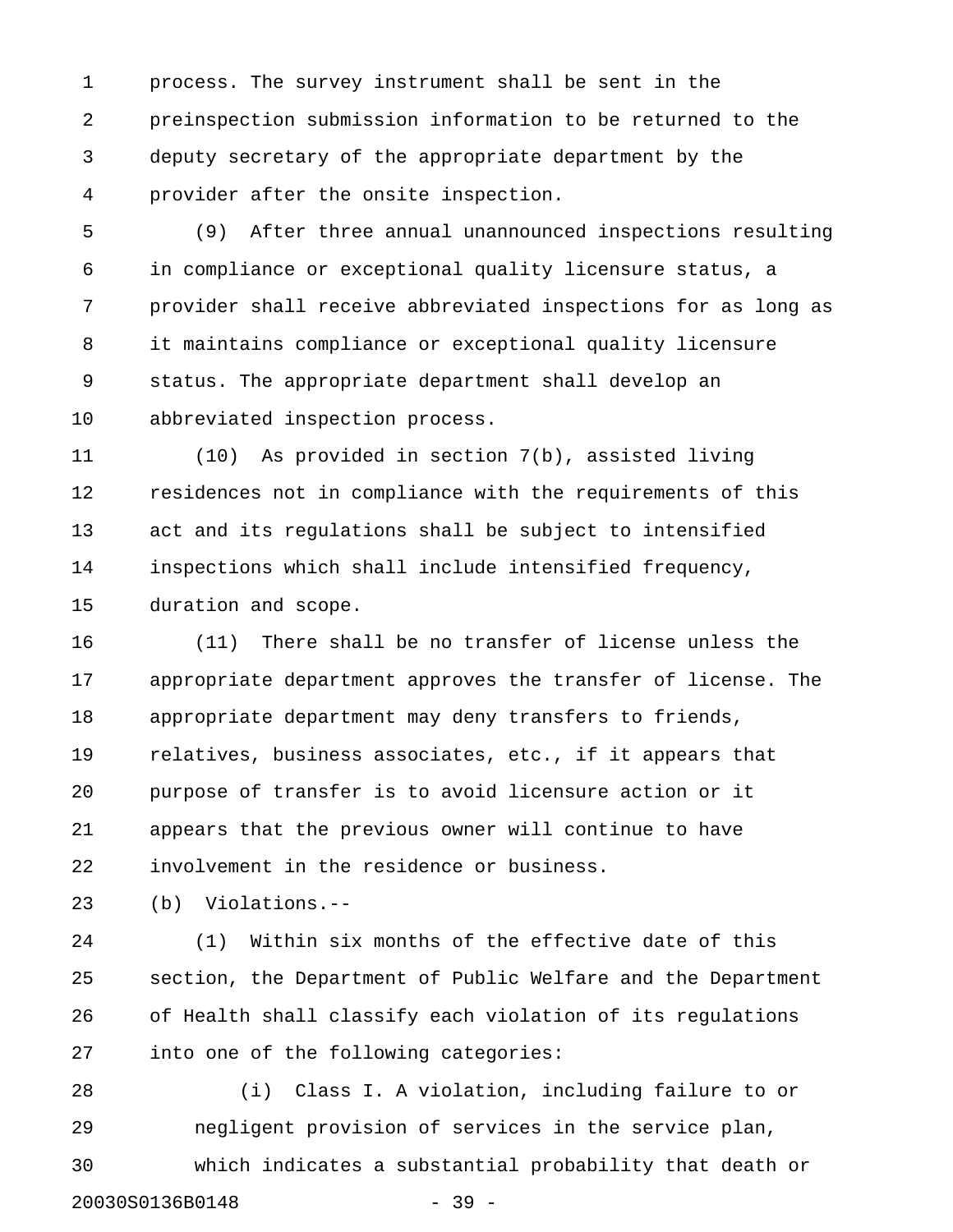process. The survey instrument shall be sent in the preinspection submission information to be returned to the deputy secretary of the appropriate department by the provider after the onsite inspection.

(9) After three annual unannounced inspections resulting in compliance or exceptional quality licensure status, a provider shall receive abbreviated inspections for as long as it maintains compliance or exceptional quality licensure status. The appropriate department shall develop an abbreviated inspection process.

(10) As provided in section 7(b), assisted living residences not in compliance with the requirements of this act and its regulations shall be subject to intensified inspections which shall include intensified frequency, duration and scope.

(11) There shall be no transfer of license unless the appropriate department approves the transfer of license. The appropriate department may deny transfers to friends, relatives, business associates, etc., if it appears that purpose of transfer is to avoid licensure action or it appears that the previous owner will continue to have involvement in the residence or business.

(b) Violations.--

(1) Within six months of the effective date of this section, the Department of Public Welfare and the Department of Health shall classify each violation of its regulations into one of the following categories:

(i) Class I. A violation, including failure to or negligent provision of services in the service plan, which indicates a substantial probability that death or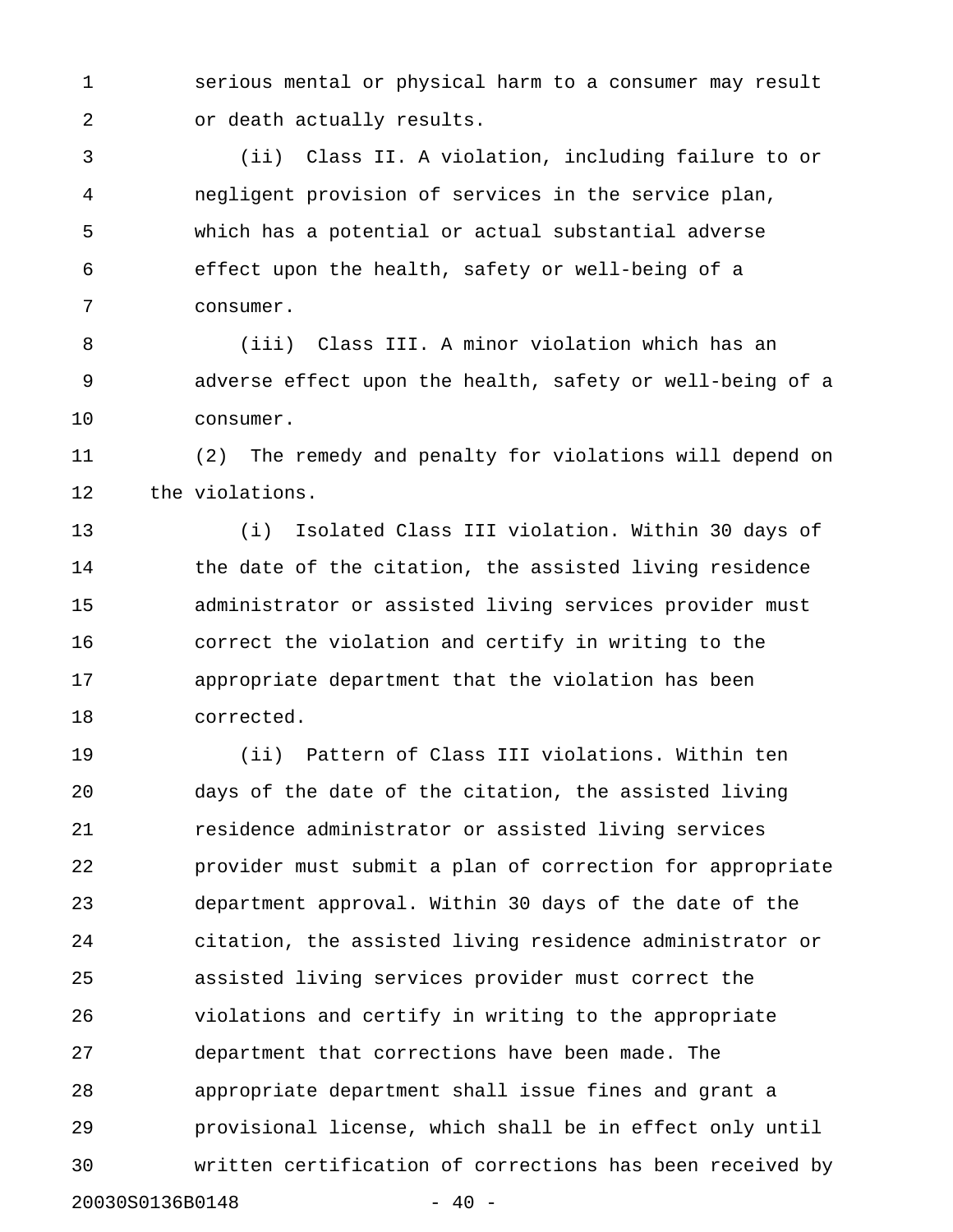serious mental or physical harm to a consumer may result or death actually results.

(ii) Class II. A violation, including failure to or negligent provision of services in the service plan, which has a potential or actual substantial adverse effect upon the health, safety or well-being of a consumer.

(iii) Class III. A minor violation which has an adverse effect upon the health, safety or well-being of a consumer.

(2) The remedy and penalty for violations will depend on the violations.

(i) Isolated Class III violation. Within 30 days of the date of the citation, the assisted living residence administrator or assisted living services provider must correct the violation and certify in writing to the appropriate department that the violation has been corrected.

(ii) Pattern of Class III violations. Within ten days of the date of the citation, the assisted living residence administrator or assisted living services provider must submit a plan of correction for appropriate department approval. Within 30 days of the date of the citation, the assisted living residence administrator or assisted living services provider must correct the violations and certify in writing to the appropriate department that corrections have been made. The appropriate department shall issue fines and grant a provisional license, which shall be in effect only until written certification of corrections has been received by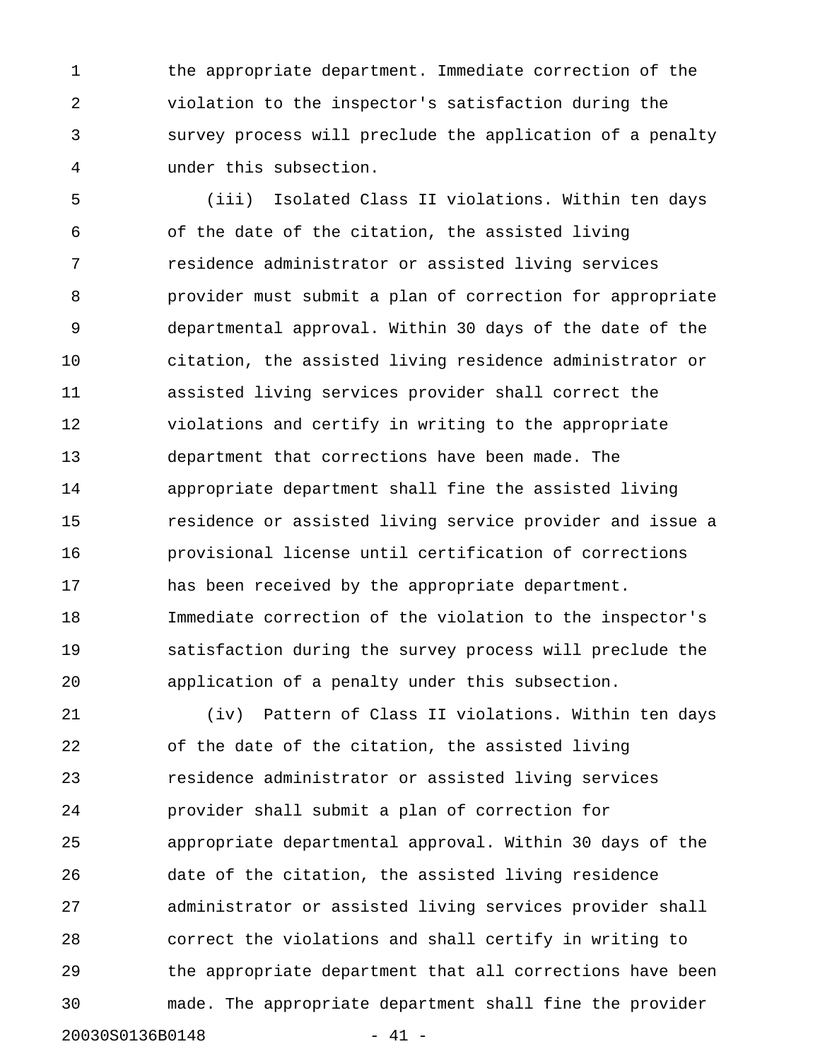the appropriate department. Immediate correction of the violation to the inspector's satisfaction during the survey process will preclude the application of a penalty under this subsection.

(iii) Isolated Class II violations. Within ten days of the date of the citation, the assisted living residence administrator or assisted living services provider must submit a plan of correction for appropriate departmental approval. Within 30 days of the date of the citation, the assisted living residence administrator or assisted living services provider shall correct the violations and certify in writing to the appropriate department that corrections have been made. The appropriate department shall fine the assisted living residence or assisted living service provider and issue a provisional license until certification of corrections has been received by the appropriate department. Immediate correction of the violation to the inspector's satisfaction during the survey process will preclude the application of a penalty under this subsection.

(iv) Pattern of Class II violations. Within ten days of the date of the citation, the assisted living residence administrator or assisted living services provider shall submit a plan of correction for appropriate departmental approval. Within 30 days of the date of the citation, the assisted living residence administrator or assisted living services provider shall correct the violations and shall certify in writing to the appropriate department that all corrections have been made. The appropriate department shall fine the provider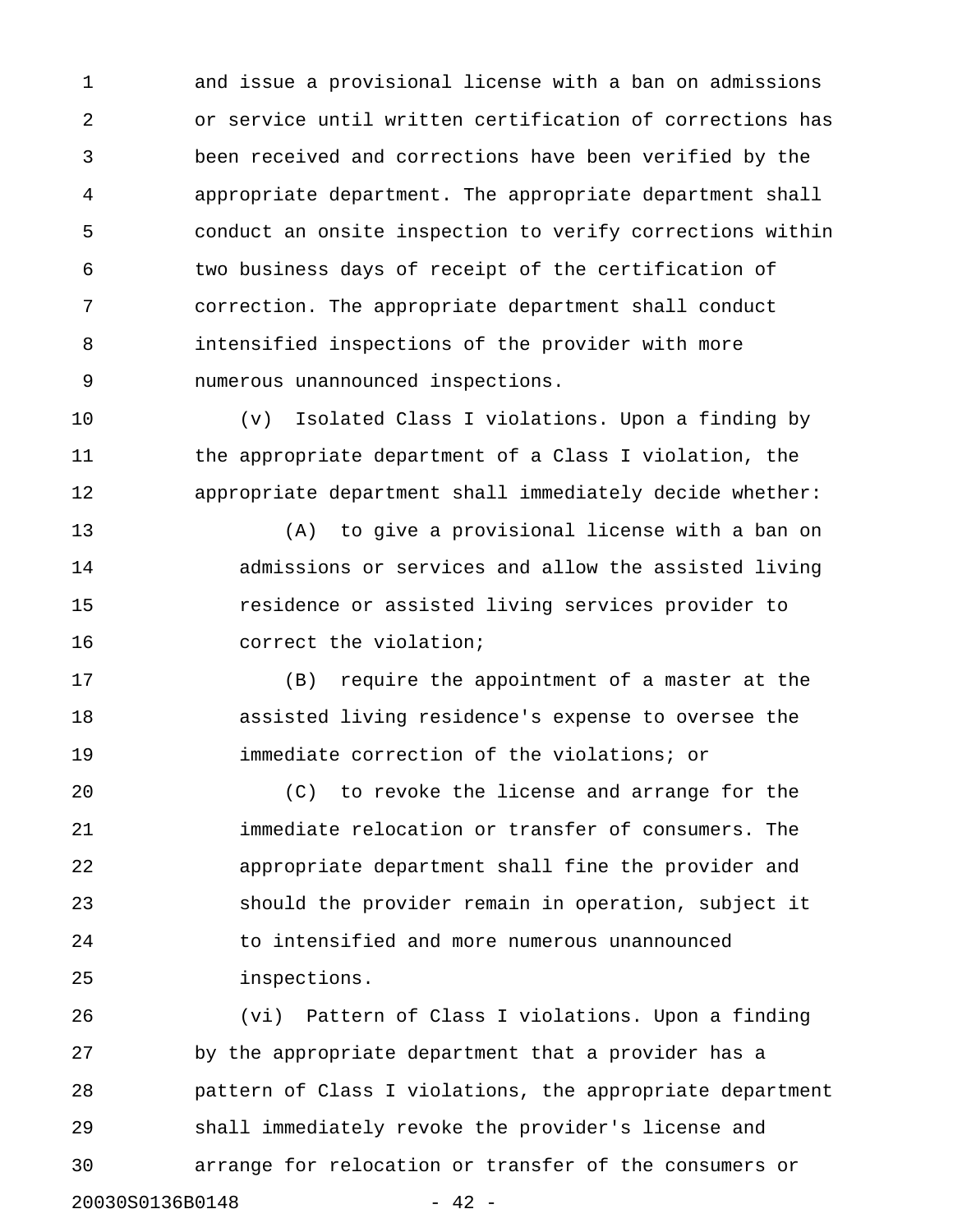and issue a provisional license with a ban on admissions or service until written certification of corrections has been received and corrections have been verified by the appropriate department. The appropriate department shall conduct an onsite inspection to verify corrections within two business days of receipt of the certification of correction. The appropriate department shall conduct intensified inspections of the provider with more numerous unannounced inspections.

(v) Isolated Class I violations. Upon a finding by the appropriate department of a Class I violation, the appropriate department shall immediately decide whether:

(A) to give a provisional license with a ban on admissions or services and allow the assisted living residence or assisted living services provider to correct the violation;

(B) require the appointment of a master at the assisted living residence's expense to oversee the immediate correction of the violations; or

(C) to revoke the license and arrange for the immediate relocation or transfer of consumers. The appropriate department shall fine the provider and should the provider remain in operation, subject it to intensified and more numerous unannounced inspections.

(vi) Pattern of Class I violations. Upon a finding by the appropriate department that a provider has a pattern of Class I violations, the appropriate department shall immediately revoke the provider's license and arrange for relocation or transfer of the consumers or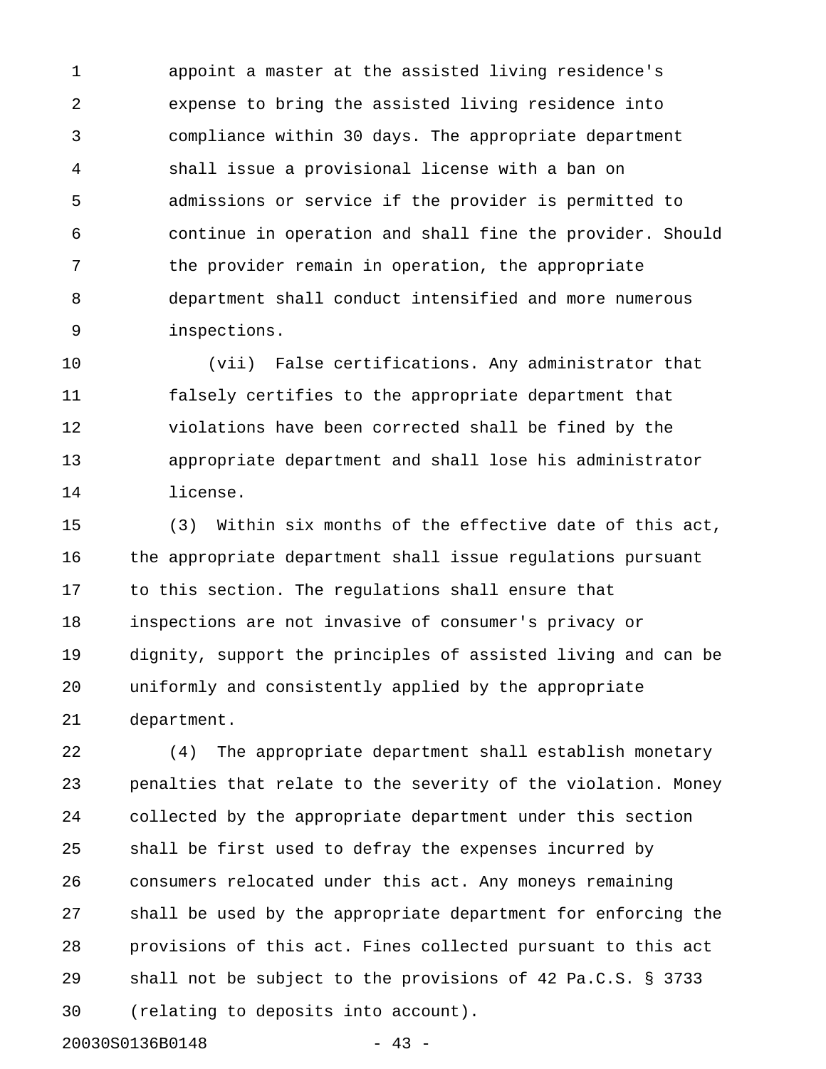appoint a master at the assisted living residence's expense to bring the assisted living residence into compliance within 30 days. The appropriate department shall issue a provisional license with a ban on admissions or service if the provider is permitted to continue in operation and shall fine the provider. Should the provider remain in operation, the appropriate department shall conduct intensified and more numerous inspections.

(vii) False certifications. Any administrator that falsely certifies to the appropriate department that violations have been corrected shall be fined by the appropriate department and shall lose his administrator license.

(3) Within six months of the effective date of this act, the appropriate department shall issue regulations pursuant to this section. The regulations shall ensure that inspections are not invasive of consumer's privacy or dignity, support the principles of assisted living and can be uniformly and consistently applied by the appropriate department.

(4) The appropriate department shall establish monetary penalties that relate to the severity of the violation. Money collected by the appropriate department under this section shall be first used to defray the expenses incurred by consumers relocated under this act. Any moneys remaining shall be used by the appropriate department for enforcing the provisions of this act. Fines collected pursuant to this act shall not be subject to the provisions of 42 Pa.C.S. § 3733 (relating to deposits into account).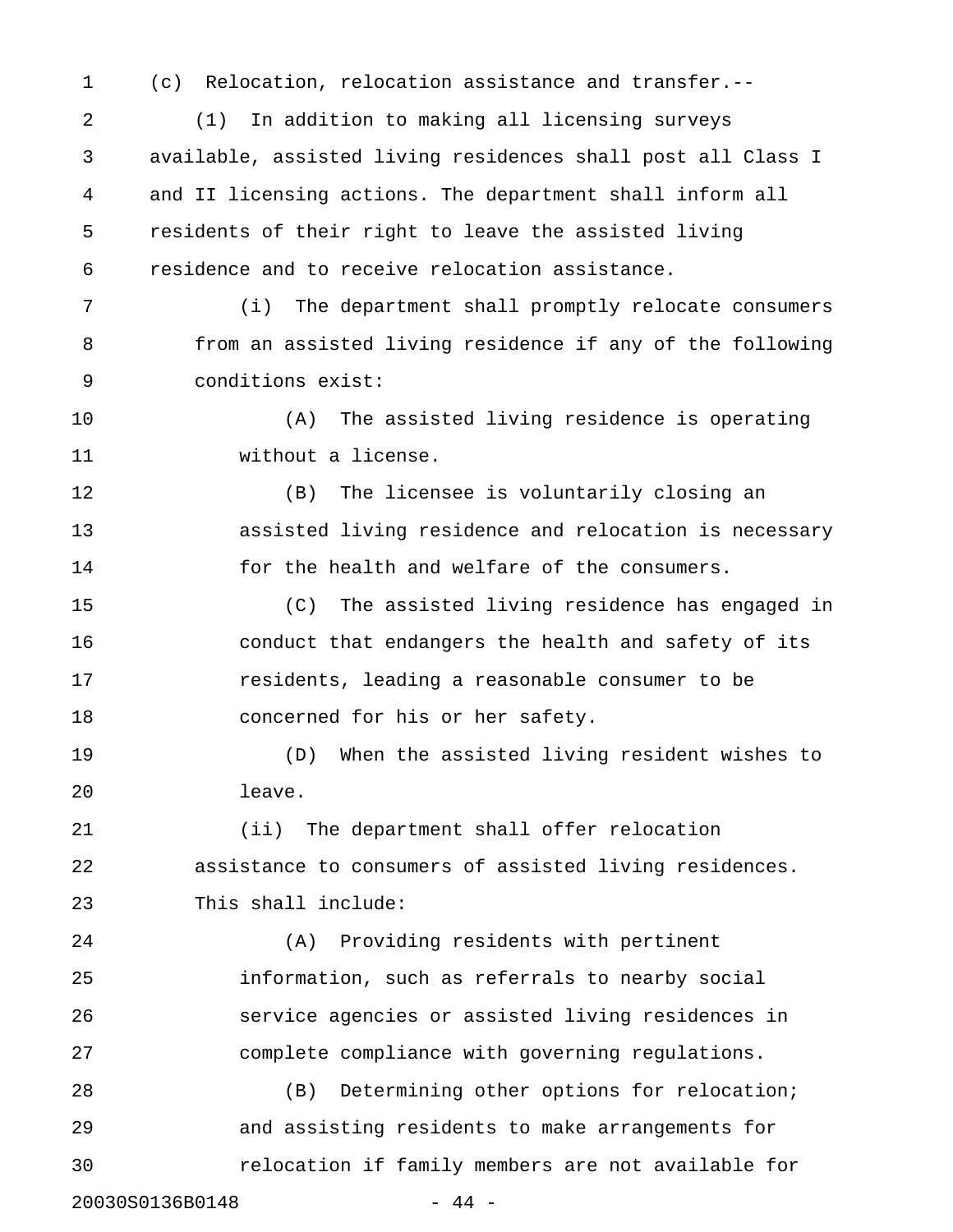(c) Relocation, relocation assistance and transfer.--

(1) In addition to making all licensing surveys available, assisted living residences shall post all Class I and II licensing actions. The department shall inform all residents of their right to leave the assisted living residence and to receive relocation assistance.

(i) The department shall promptly relocate consumers from an assisted living residence if any of the following conditions exist:

(A) The assisted living residence is operating without a license.

(B) The licensee is voluntarily closing an assisted living residence and relocation is necessary for the health and welfare of the consumers.

(C) The assisted living residence has engaged in conduct that endangers the health and safety of its residents, leading a reasonable consumer to be concerned for his or her safety.

(D) When the assisted living resident wishes to leave.

(ii) The department shall offer relocation assistance to consumers of assisted living residences. This shall include:

(A) Providing residents with pertinent information, such as referrals to nearby social service agencies or assisted living residences in complete compliance with governing regulations.

(B) Determining other options for relocation; and assisting residents to make arrangements for relocation if family members are not available for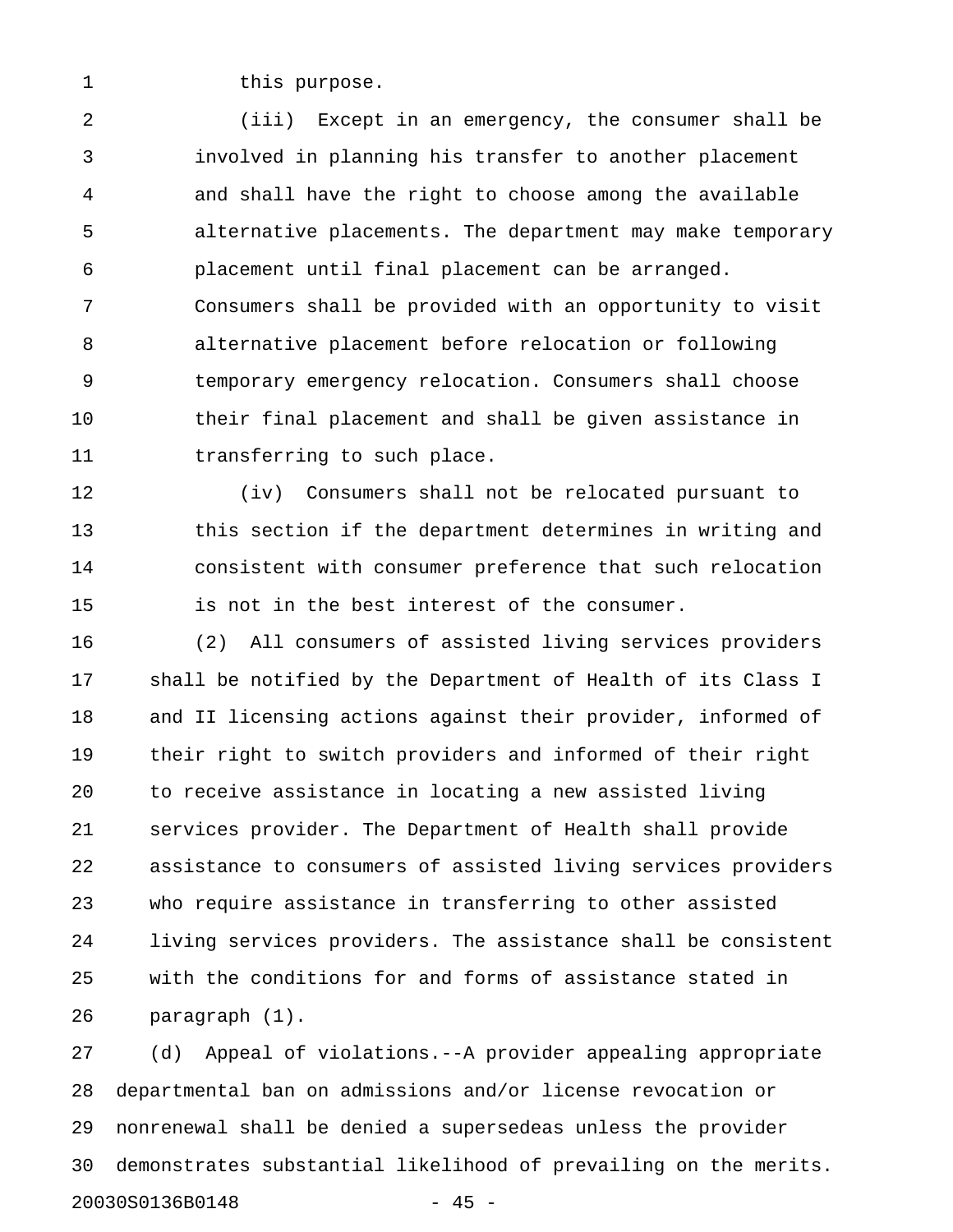this purpose.

(iii) Except in an emergency, the consumer shall be involved in planning his transfer to another placement and shall have the right to choose among the available alternative placements. The department may make temporary placement until final placement can be arranged. Consumers shall be provided with an opportunity to visit alternative placement before relocation or following temporary emergency relocation. Consumers shall choose their final placement and shall be given assistance in transferring to such place.

(iv) Consumers shall not be relocated pursuant to this section if the department determines in writing and consistent with consumer preference that such relocation is not in the best interest of the consumer.

(2) All consumers of assisted living services providers shall be notified by the Department of Health of its Class I and II licensing actions against their provider, informed of their right to switch providers and informed of their right to receive assistance in locating a new assisted living services provider. The Department of Health shall provide assistance to consumers of assisted living services providers who require assistance in transferring to other assisted living services providers. The assistance shall be consistent with the conditions for and forms of assistance stated in paragraph (1).

(d) Appeal of violations.--A provider appealing appropriate departmental ban on admissions and/or license revocation or nonrenewal shall be denied a supersedeas unless the provider demonstrates substantial likelihood of prevailing on the merits.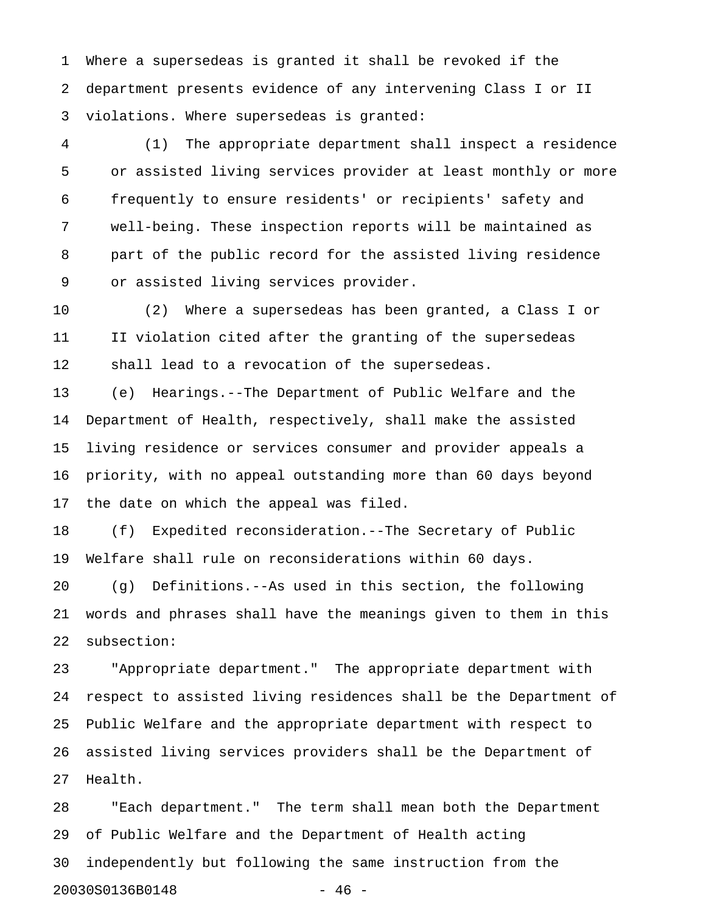Where a supersedeas is granted it shall be revoked if the department presents evidence of any intervening Class I or II violations. Where supersedeas is granted:

(1) The appropriate department shall inspect a residence or assisted living services provider at least monthly or more frequently to ensure residents' or recipients' safety and well-being. These inspection reports will be maintained as part of the public record for the assisted living residence or assisted living services provider.

(2) Where a supersedeas has been granted, a Class I or II violation cited after the granting of the supersedeas shall lead to a revocation of the supersedeas.

(e) Hearings.--The Department of Public Welfare and the Department of Health, respectively, shall make the assisted living residence or services consumer and provider appeals a priority, with no appeal outstanding more than 60 days beyond the date on which the appeal was filed.

(f) Expedited reconsideration.--The Secretary of Public Welfare shall rule on reconsiderations within 60 days.

(g) Definitions.--As used in this section, the following words and phrases shall have the meanings given to them in this subsection:

"Appropriate department." The appropriate department with respect to assisted living residences shall be the Department of Public Welfare and the appropriate department with respect to assisted living services providers shall be the Department of Health.

"Each department." The term shall mean both the Department of Public Welfare and the Department of Health acting independently but following the same instruction from the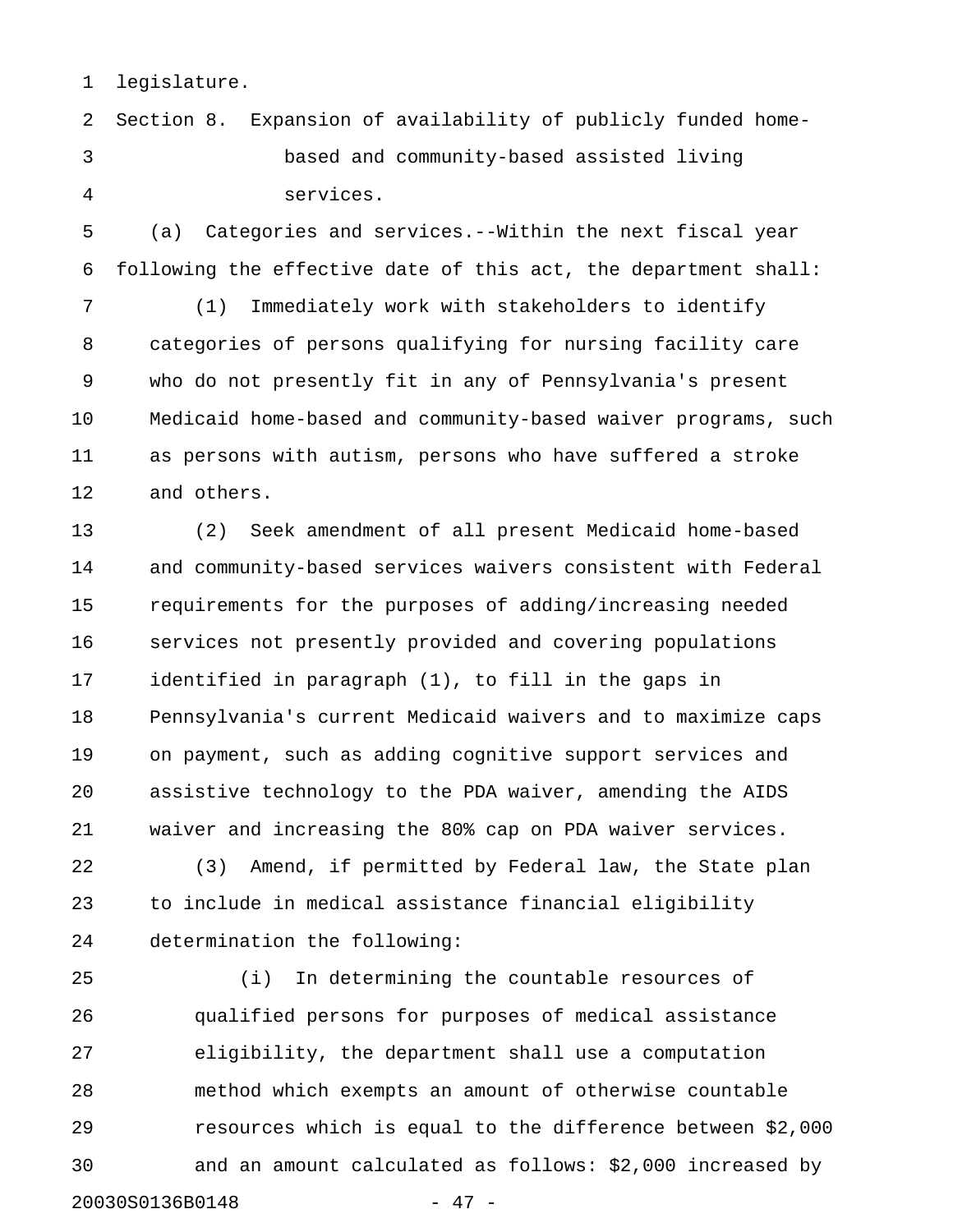legislature.

Section 8. Expansion of availability of publicly funded home-based and community-based assisted living services.

(a) Categories and services.--Within the next fiscal year following the effective date of this act, the department shall:

(1) Immediately work with stakeholders to identify categories of persons qualifying for nursing facility care who do not presently fit in any of Pennsylvania's present Medicaid home-based and community-based waiver programs, such as persons with autism, persons who have suffered a stroke and others.

(2) Seek amendment of all present Medicaid home-based and community-based services waivers consistent with Federal requirements for the purposes of adding/increasing needed services not presently provided and covering populations identified in paragraph (1), to fill in the gaps in Pennsylvania's current Medicaid waivers and to maximize caps on payment, such as adding cognitive support services and assistive technology to the PDA waiver, amending the AIDS waiver and increasing the 80% cap on PDA waiver services.

(3) Amend, if permitted by Federal law, the State plan to include in medical assistance financial eligibility determination the following:

(i) In determining the countable resources of qualified persons for purposes of medical assistance eligibility, the department shall use a computation method which exempts an amount of otherwise countable resources which is equal to the difference between $2,000 and an amount calculated as follows: $2,000 increased by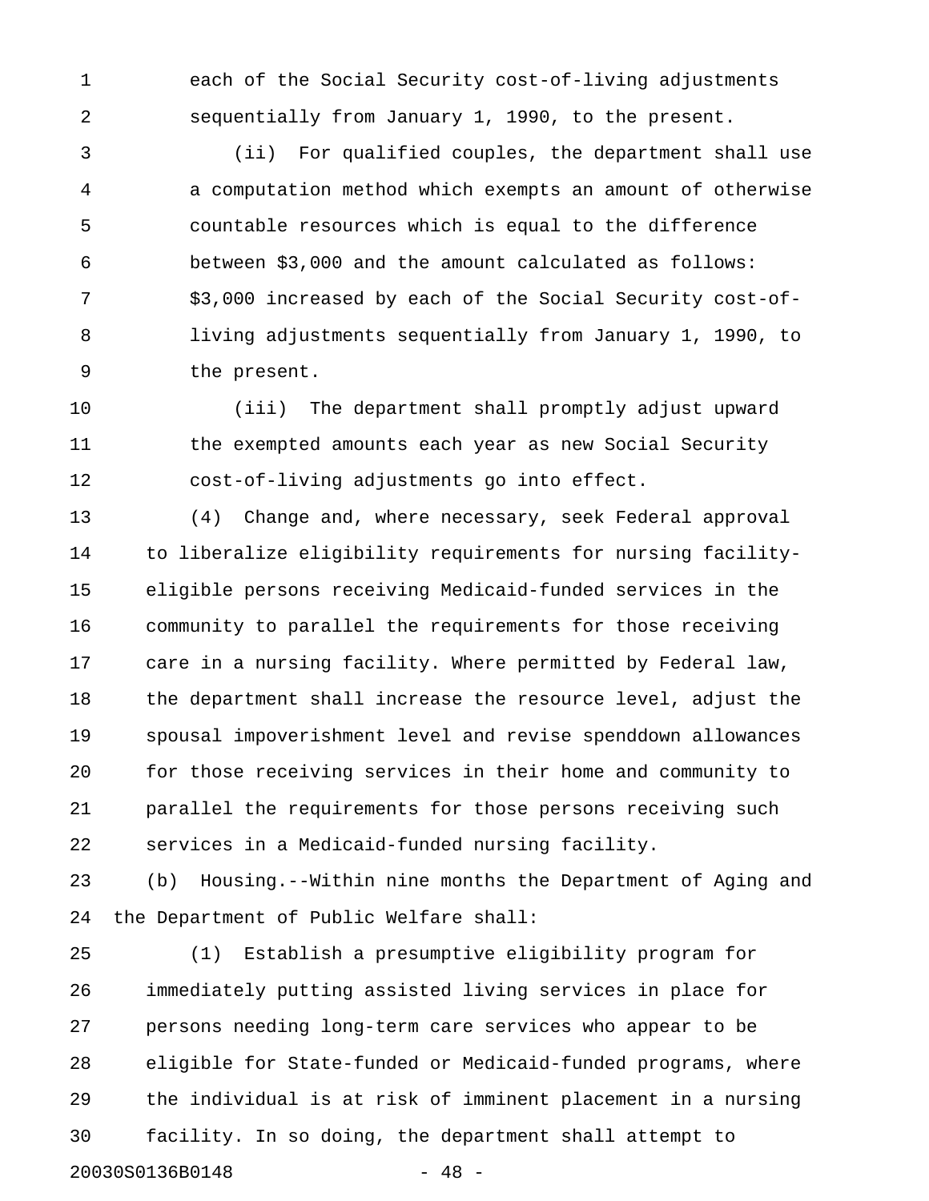each of the Social Security cost-of-living adjustments sequentially from January 1, 1990, to the present.

(ii) For qualified couples, the department shall use a computation method which exempts an amount of otherwise countable resources which is equal to the difference between $3,000 and the amount calculated as follows: $3,000 increased by each of the Social Security cost-of-living adjustments sequentially from January 1, 1990, to the present.

(iii) The department shall promptly adjust upward the exempted amounts each year as new Social Security cost-of-living adjustments go into effect.

(4) Change and, where necessary, seek Federal approval to liberalize eligibility requirements for nursing facility-eligible persons receiving Medicaid-funded services in the community to parallel the requirements for those receiving care in a nursing facility. Where permitted by Federal law, the department shall increase the resource level, adjust the spousal impoverishment level and revise spenddown allowances for those receiving services in their home and community to parallel the requirements for those persons receiving such services in a Medicaid-funded nursing facility.

(b) Housing.--Within nine months the Department of Aging and the Department of Public Welfare shall:

(1) Establish a presumptive eligibility program for immediately putting assisted living services in place for persons needing long-term care services who appear to be eligible for State-funded or Medicaid-funded programs, where the individual is at risk of imminent placement in a nursing facility. In so doing, the department shall attempt to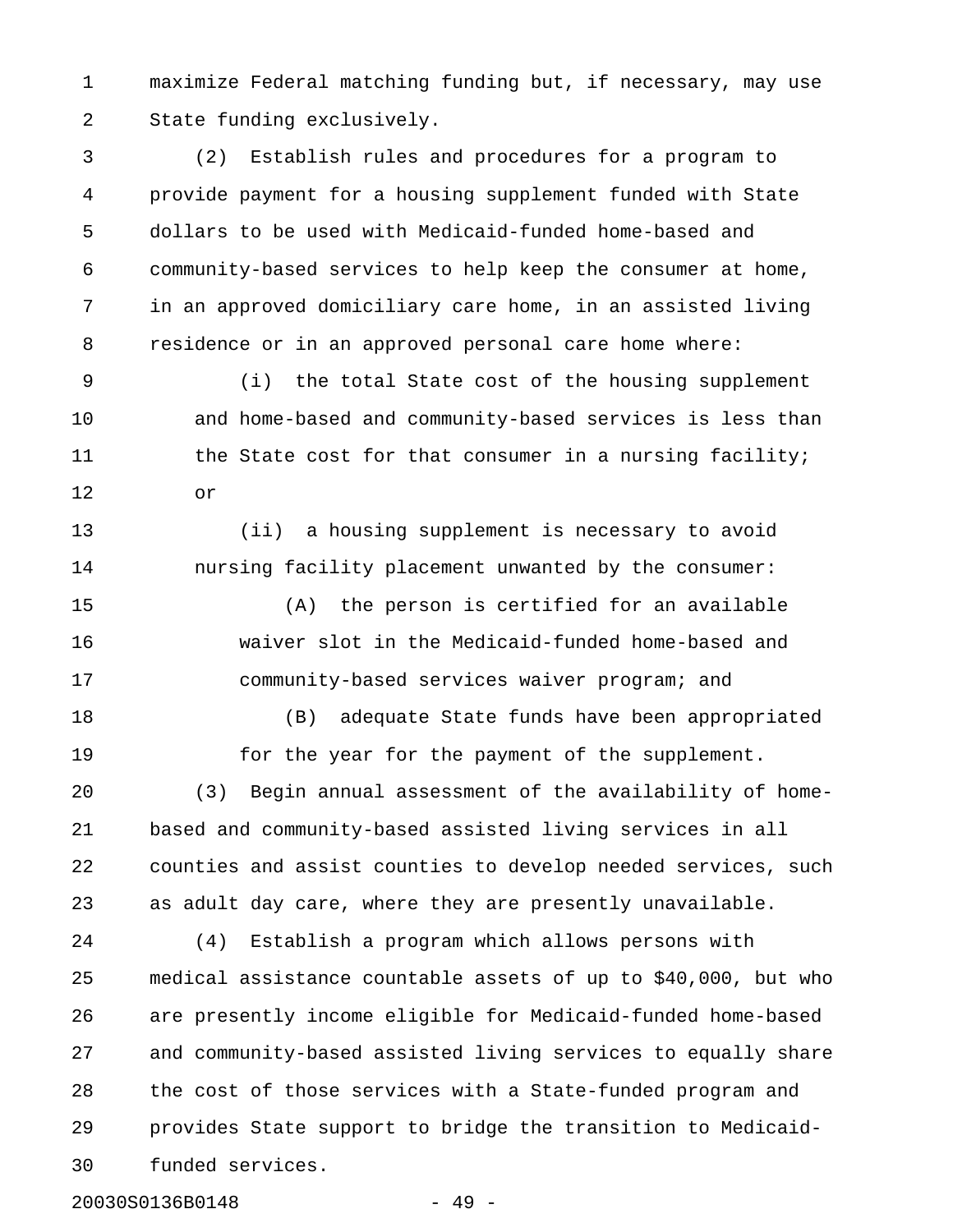maximize Federal matching funding but, if necessary, may use State funding exclusively.

(2) Establish rules and procedures for a program to provide payment for a housing supplement funded with State dollars to be used with Medicaid-funded home-based and community-based services to help keep the consumer at home, in an approved domiciliary care home, in an assisted living residence or in an approved personal care home where:

(i) the total State cost of the housing supplement and home-based and community-based services is less than the State cost for that consumer in a nursing facility; or

(ii) a housing supplement is necessary to avoid nursing facility placement unwanted by the consumer:

(A) the person is certified for an available waiver slot in the Medicaid-funded home-based and community-based services waiver program; and

(B) adequate State funds have been appropriated for the year for the payment of the supplement.

(3) Begin annual assessment of the availability of home-based and community-based assisted living services in all counties and assist counties to develop needed services, such as adult day care, where they are presently unavailable.

(4) Establish a program which allows persons with medical assistance countable assets of up to $40,000, but who are presently income eligible for Medicaid-funded home-based and community-based assisted living services to equally share the cost of those services with a State-funded program and provides State support to bridge the transition to Medicaid-funded services.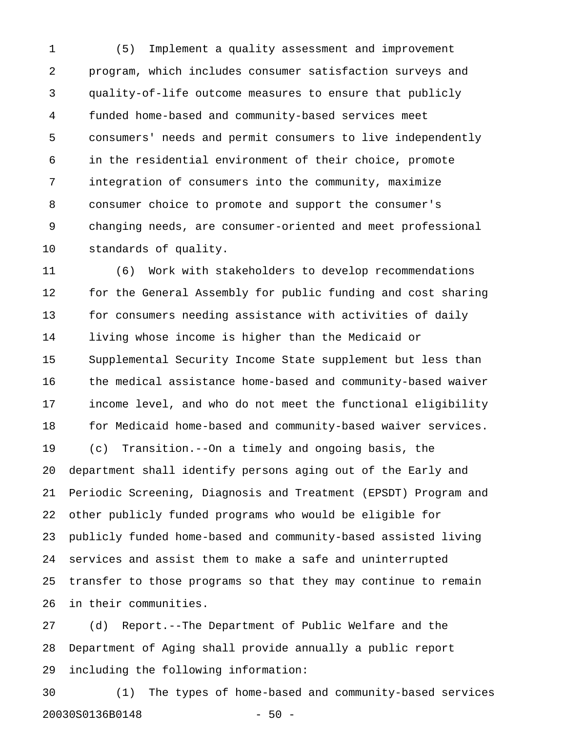(5) Implement a quality assessment and improvement program, which includes consumer satisfaction surveys and quality-of-life outcome measures to ensure that publicly funded home-based and community-based services meet consumers' needs and permit consumers to live independently in the residential environment of their choice, promote integration of consumers into the community, maximize consumer choice to promote and support the consumer's changing needs, are consumer-oriented and meet professional standards of quality.

(6) Work with stakeholders to develop recommendations for the General Assembly for public funding and cost sharing for consumers needing assistance with activities of daily living whose income is higher than the Medicaid or Supplemental Security Income State supplement but less than the medical assistance home-based and community-based waiver income level, and who do not meet the functional eligibility for Medicaid home-based and community-based waiver services.

(c) Transition.--On a timely and ongoing basis, the department shall identify persons aging out of the Early and Periodic Screening, Diagnosis and Treatment (EPSDT) Program and other publicly funded programs who would be eligible for publicly funded home-based and community-based assisted living services and assist them to make a safe and uninterrupted transfer to those programs so that they may continue to remain in their communities.

(d) Report.--The Department of Public Welfare and the Department of Aging shall provide annually a public report including the following information:

(1) The types of home-based and community-based services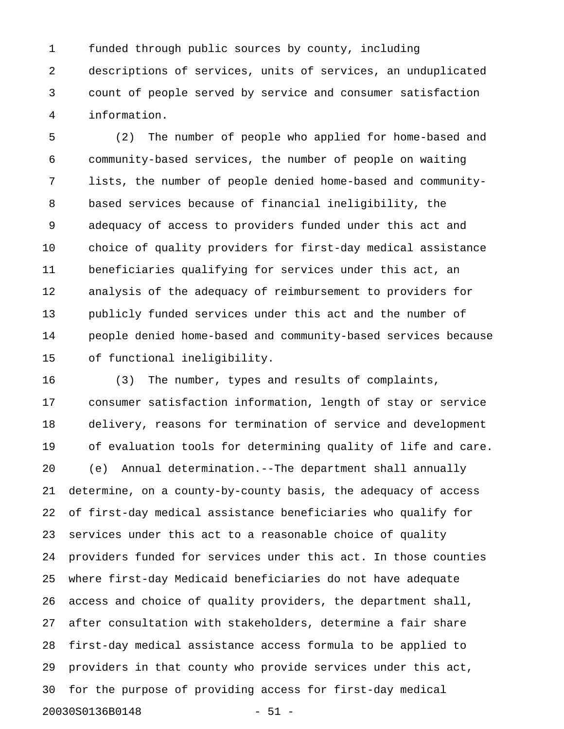funded through public sources by county, including descriptions of services, units of services, an unduplicated count of people served by service and consumer satisfaction information.

(2) The number of people who applied for home-based and community-based services, the number of people on waiting lists, the number of people denied home-based and community-based services because of financial ineligibility, the adequacy of access to providers funded under this act and choice of quality providers for first-day medical assistance beneficiaries qualifying for services under this act, an analysis of the adequacy of reimbursement to providers for publicly funded services under this act and the number of people denied home-based and community-based services because of functional ineligibility.

(3) The number, types and results of complaints, consumer satisfaction information, length of stay or service delivery, reasons for termination of service and development of evaluation tools for determining quality of life and care.

(e) Annual determination.--The department shall annually determine, on a county-by-county basis, the adequacy of access of first-day medical assistance beneficiaries who qualify for services under this act to a reasonable choice of quality providers funded for services under this act. In those counties where first-day Medicaid beneficiaries do not have adequate access and choice of quality providers, the department shall, after consultation with stakeholders, determine a fair share first-day medical assistance access formula to be applied to providers in that county who provide services under this act, for the purpose of providing access for first-day medical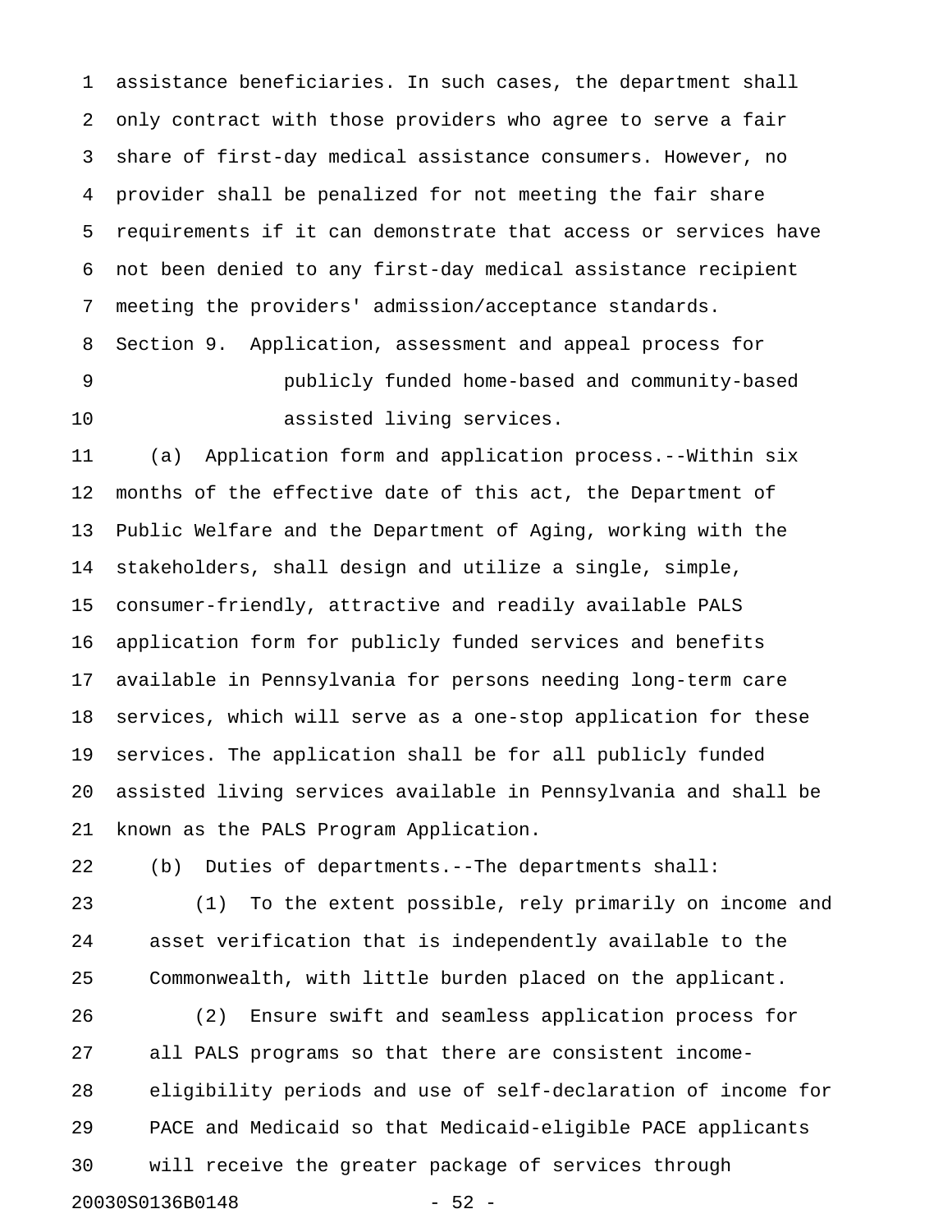assistance beneficiaries. In such cases, the department shall only contract with those providers who agree to serve a fair share of first-day medical assistance consumers. However, no provider shall be penalized for not meeting the fair share requirements if it can demonstrate that access or services have not been denied to any first-day medical assistance recipient meeting the providers' admission/acceptance standards.

Section 9. Application, assessment and appeal process for publicly funded home-based and community-based assisted living services.

(a) Application form and application process.--Within six months of the effective date of this act, the Department of Public Welfare and the Department of Aging, working with the stakeholders, shall design and utilize a single, simple, consumer-friendly, attractive and readily available PALS application form for publicly funded services and benefits available in Pennsylvania for persons needing long-term care services, which will serve as a one-stop application for these services. The application shall be for all publicly funded assisted living services available in Pennsylvania and shall be known as the PALS Program Application.

(b) Duties of departments.--The departments shall:

(1) To the extent possible, rely primarily on income and asset verification that is independently available to the Commonwealth, with little burden placed on the applicant.

(2) Ensure swift and seamless application process for all PALS programs so that there are consistent income-eligibility periods and use of self-declaration of income for PACE and Medicaid so that Medicaid-eligible PACE applicants will receive the greater package of services through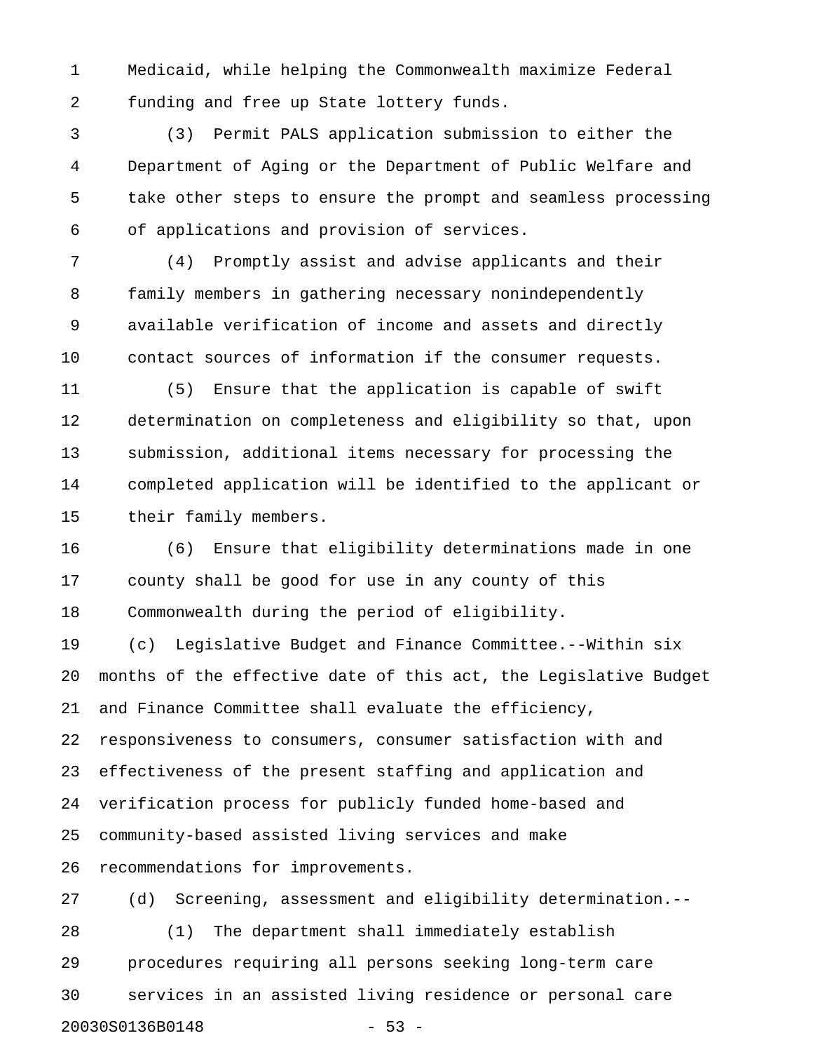Medicaid, while helping the Commonwealth maximize Federal funding and free up State lottery funds.

(3) Permit PALS application submission to either the Department of Aging or the Department of Public Welfare and take other steps to ensure the prompt and seamless processing of applications and provision of services.

(4) Promptly assist and advise applicants and their family members in gathering necessary nonindependently available verification of income and assets and directly contact sources of information if the consumer requests.

(5) Ensure that the application is capable of swift determination on completeness and eligibility so that, upon submission, additional items necessary for processing the completed application will be identified to the applicant or their family members.

(6) Ensure that eligibility determinations made in one county shall be good for use in any county of this Commonwealth during the period of eligibility.

(c) Legislative Budget and Finance Committee.--Within six months of the effective date of this act, the Legislative Budget and Finance Committee shall evaluate the efficiency, responsiveness to consumers, consumer satisfaction with and effectiveness of the present staffing and application and verification process for publicly funded home-based and community-based assisted living services and make recommendations for improvements.

(d) Screening, assessment and eligibility determination.--

(1) The department shall immediately establish procedures requiring all persons seeking long-term care services in an assisted living residence or personal care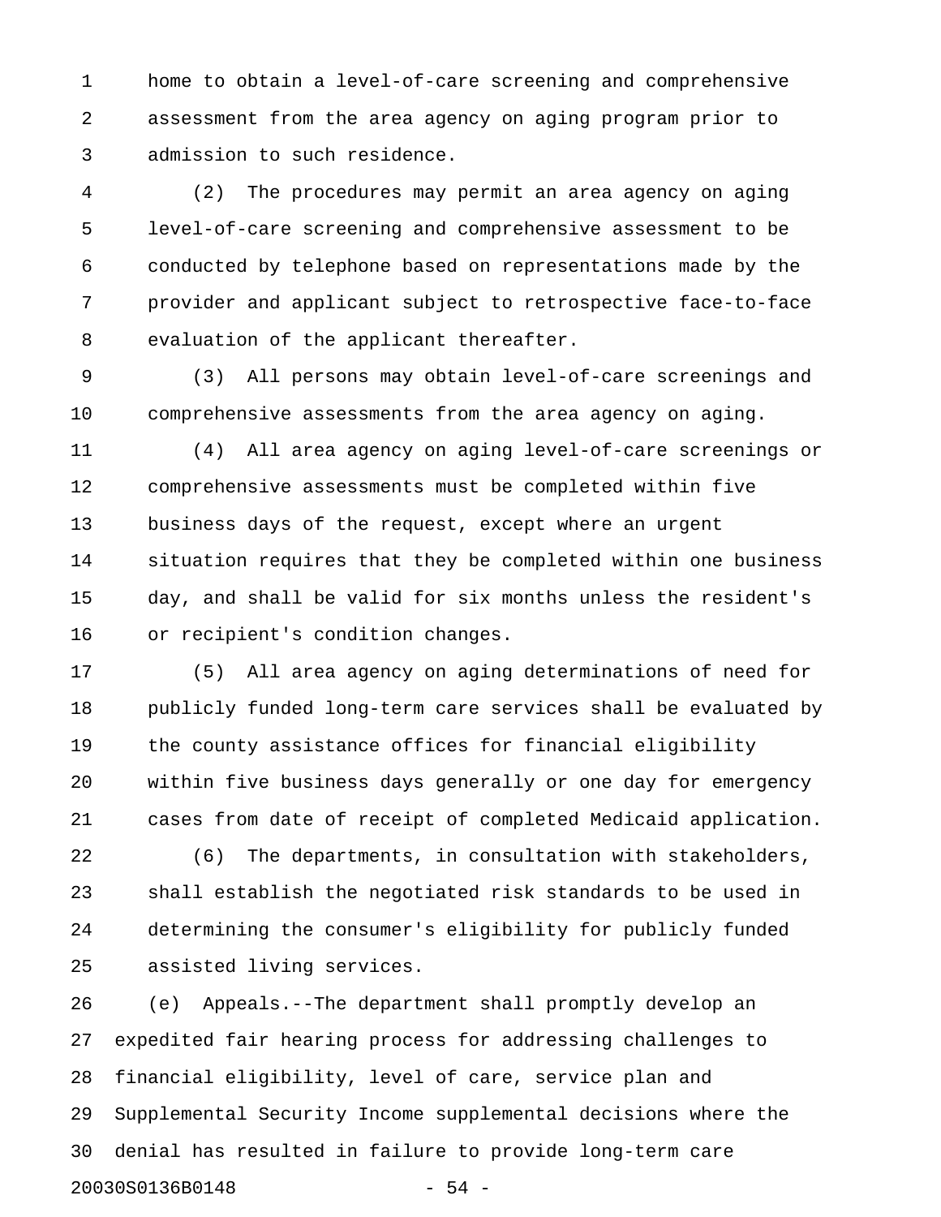home to obtain a level-of-care screening and comprehensive assessment from the area agency on aging program prior to admission to such residence.

(2) The procedures may permit an area agency on aging level-of-care screening and comprehensive assessment to be conducted by telephone based on representations made by the provider and applicant subject to retrospective face-to-face evaluation of the applicant thereafter.

(3) All persons may obtain level-of-care screenings and comprehensive assessments from the area agency on aging.

(4) All area agency on aging level-of-care screenings or comprehensive assessments must be completed within five business days of the request, except where an urgent situation requires that they be completed within one business day, and shall be valid for six months unless the resident's or recipient's condition changes.

(5) All area agency on aging determinations of need for publicly funded long-term care services shall be evaluated by the county assistance offices for financial eligibility within five business days generally or one day for emergency cases from date of receipt of completed Medicaid application.

(6) The departments, in consultation with stakeholders, shall establish the negotiated risk standards to be used in determining the consumer's eligibility for publicly funded assisted living services.

(e) Appeals.--The department shall promptly develop an expedited fair hearing process for addressing challenges to financial eligibility, level of care, service plan and Supplemental Security Income supplemental decisions where the denial has resulted in failure to provide long-term care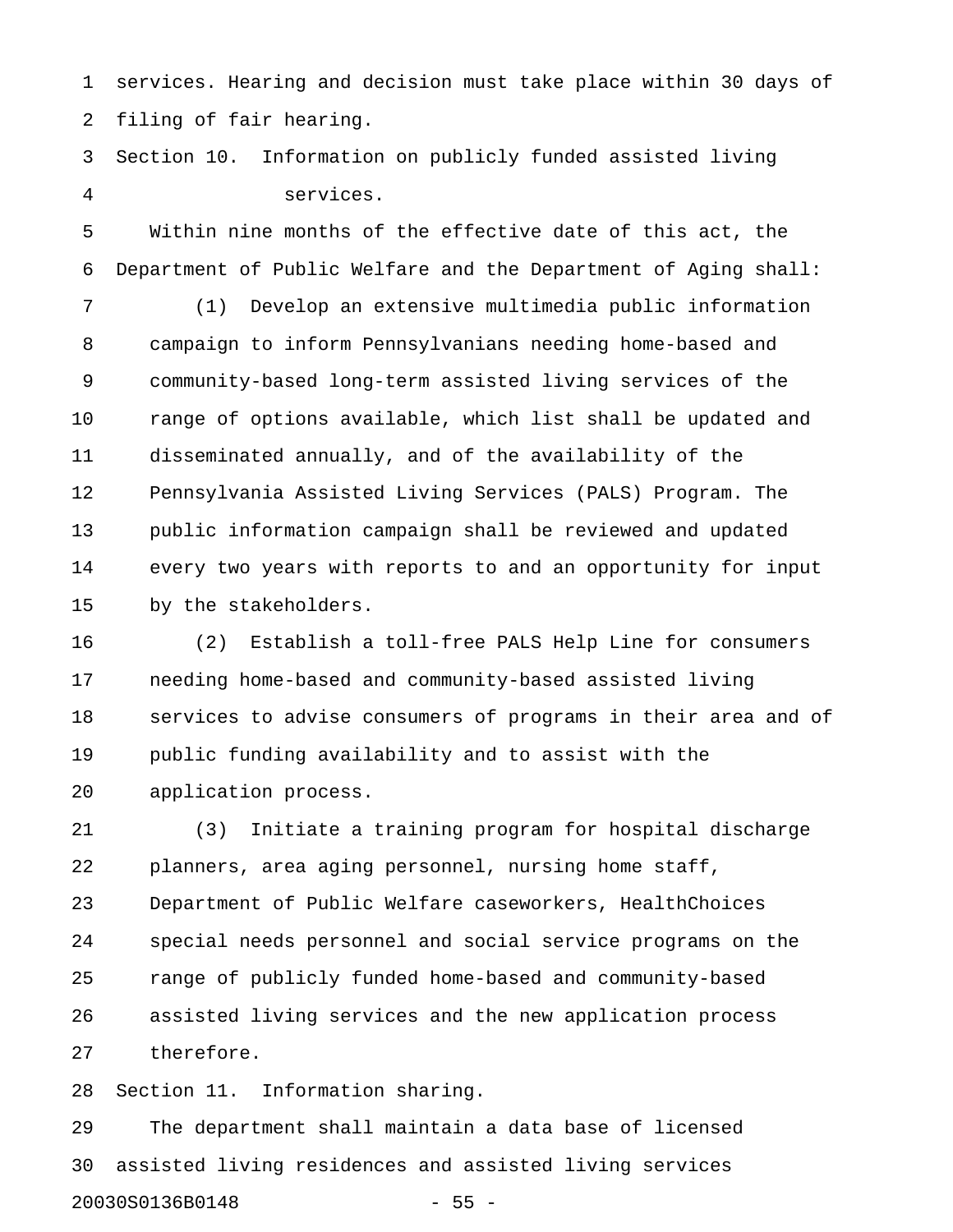services. Hearing and decision must take place within 30 days of filing of fair hearing.

Section 10. Information on publicly funded assisted living services.

Within nine months of the effective date of this act, the Department of Public Welfare and the Department of Aging shall:

(1) Develop an extensive multimedia public information campaign to inform Pennsylvanians needing home-based and community-based long-term assisted living services of the range of options available, which list shall be updated and disseminated annually, and of the availability of the Pennsylvania Assisted Living Services (PALS) Program. The public information campaign shall be reviewed and updated every two years with reports to and an opportunity for input by the stakeholders.

(2) Establish a toll-free PALS Help Line for consumers needing home-based and community-based assisted living services to advise consumers of programs in their area and of public funding availability and to assist with the application process.

(3) Initiate a training program for hospital discharge planners, area aging personnel, nursing home staff, Department of Public Welfare caseworkers, HealthChoices special needs personnel and social service programs on the range of publicly funded home-based and community-based assisted living services and the new application process therefore.

Section 11. Information sharing.

The department shall maintain a data base of licensed assisted living residences and assisted living services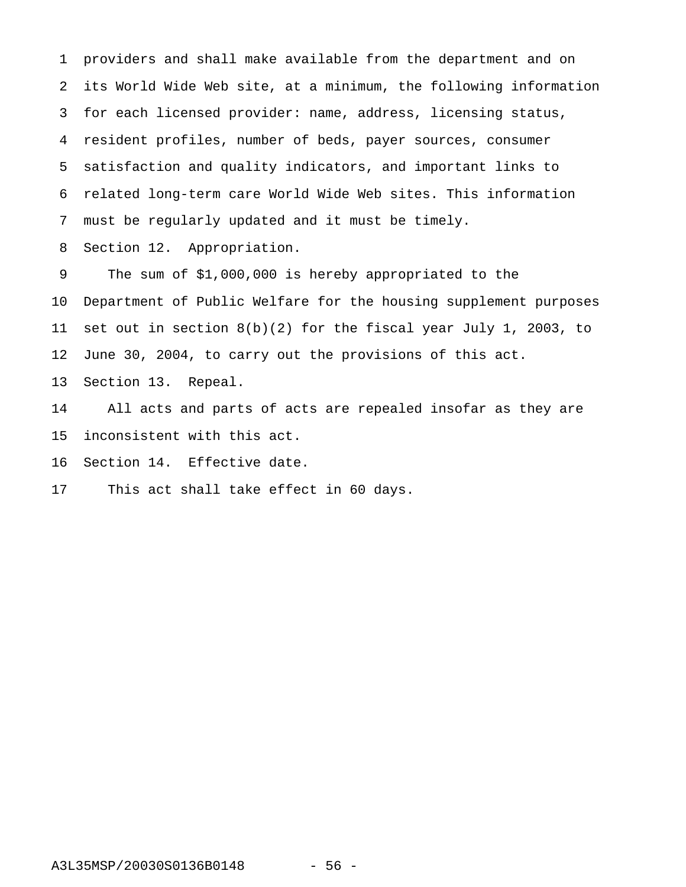providers and shall make available from the department and on its World Wide Web site, at a minimum, the following information for each licensed provider: name, address, licensing status, resident profiles, number of beds, payer sources, consumer satisfaction and quality indicators, and important links to related long-term care World Wide Web sites. This information must be regularly updated and it must be timely.

Section 12. Appropriation.

The sum of $1,000,000 is hereby appropriated to the Department of Public Welfare for the housing supplement purposes set out in section 8(b)(2) for the fiscal year July 1, 2003, to June 30, 2004, to carry out the provisions of this act.

Section 13. Repeal.

All acts and parts of acts are repealed insofar as they are inconsistent with this act.

Section 14. Effective date.

This act shall take effect in 60 days.